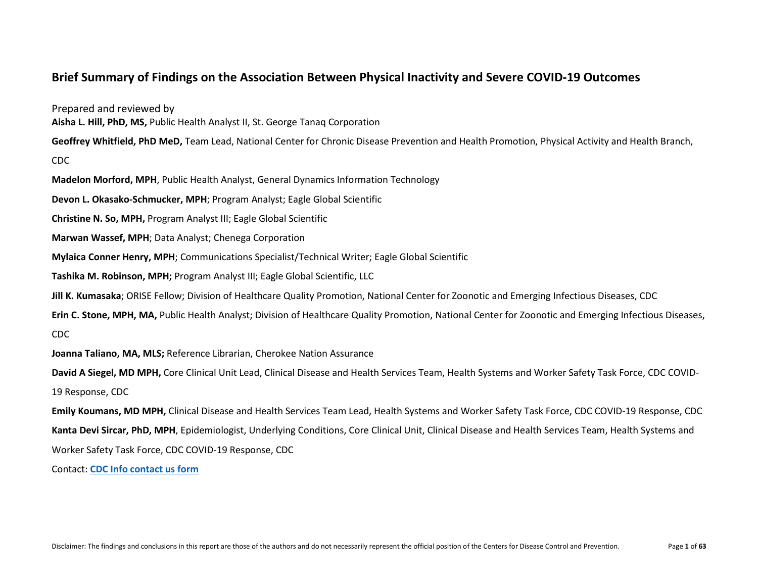# Brief Summary of Findings on the Association Between Physical Inactivity and Severe COVID-19 Outcomes

Prepared and reviewed by

**Aisha L. Hill, PhD, MS,** Public Health Analyst II, St. George Tanaq Corporation

**Geoffrey Whitfield, PhD MeD,** Team Lead, National Center for Chronic Disease Prevention and Health Promotion, Physical Activity and Health Branch, CDC

**Madelon Morford, MPH**, Public Health Analyst, General Dynamics Information Technology

**Devon L. Okasako-Schmucker, MPH**; Program Analyst; Eagle Global Scientific

**Christine N. So, MPH,** Program Analyst III; Eagle Global Scientific

**Marwan Wassef, MPH**; Data Analyst; Chenega Corporation

**Mylaica Conner Henry, MPH**; Communications Specialist/Technical Writer; Eagle Global Scientific

**Tashika M. Robinson, MPH;** Program Analyst III; Eagle Global Scientific, LLC

**Jill K. Kumasaka**; ORISE Fellow; Division of Healthcare Quality Promotion, National Center for Zoonotic and Emerging Infectious Diseases, CDC

**Erin C. Stone, MPH, MA,** Public Health Analyst; Division of Healthcare Quality Promotion, National Center for Zoonotic and Emerging Infectious Diseases, CDC

**Joanna Taliano, MA, MLS;** Reference Librarian, Cherokee Nation Assurance

**David A Siegel, MD MPH,** Core Clinical Unit Lead, Clinical Disease and Health Services Team, Health Systems and Worker Safety Task Force, CDC COVID-19 Response, CDC

**Emily Koumans, MD MPH,** Clinical Disease and Health Services Team Lead, Health Systems and Worker Safety Task Force, CDC COVID-19 Response, CDC

**Kanta Devi Sircar, PhD, MPH**, Epidemiologist, Underlying Conditions, Core Clinical Unit, Clinical Disease and Health Services Team, Health Systems and Worker Safety Task Force, CDC COVID-19 Response, CDC

Contact: **CDC Info contact us form**

Disclaimer: The findings and conclusions in this report are those of the authors and do not necessarily represent the official position of the Centers for Disease Control and Prevention.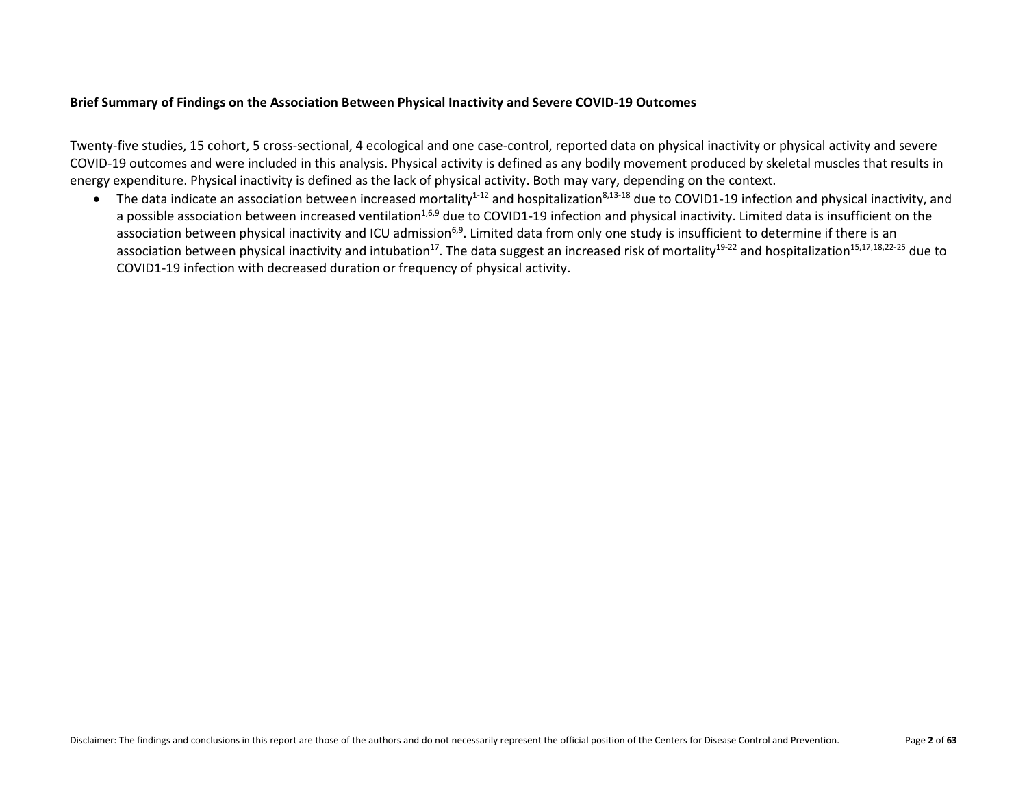**Brief Summary of Findings on the Association Between Physical Inactivity and Severe COVID-19 Outcomes**

Twenty-five studies, 15 cohort, 5 cross-sectional, 4 ecological and one case-control, reported data on physical inactivity or physical activity and severe COVID-19 outcomes and were included in this analysis. Physical activity is defined as any bodily movement produced by skeletal muscles that results in energy expenditure. Physical inactivity is defined as the lack of physical activity. Both may vary, depending on the context.

- The data indicate an association between increased mortality[1-12] and hospitalization[8,13-18] due to COVID1-19 infection and physical inactivity, and a possible association between increased ventilation[1,6,9] due to COVID1-19 infection and physical inactivity. Limited data is insufficient on the association between physical inactivity and ICU admission[6,9]. Limited data from only one study is insufficient to determine if there is an association between physical inactivity and intubation[17]. The data suggest an increased risk of mortality[19-22] and hospitalization[15,17,18,22-25] due to COVID1-19 infection with decreased duration or frequency of physical activity.

Disclaimer: The findings and conclusions in this report are those of the authors and do not necessarily represent the official position of the Centers for Disease Control and Prevention.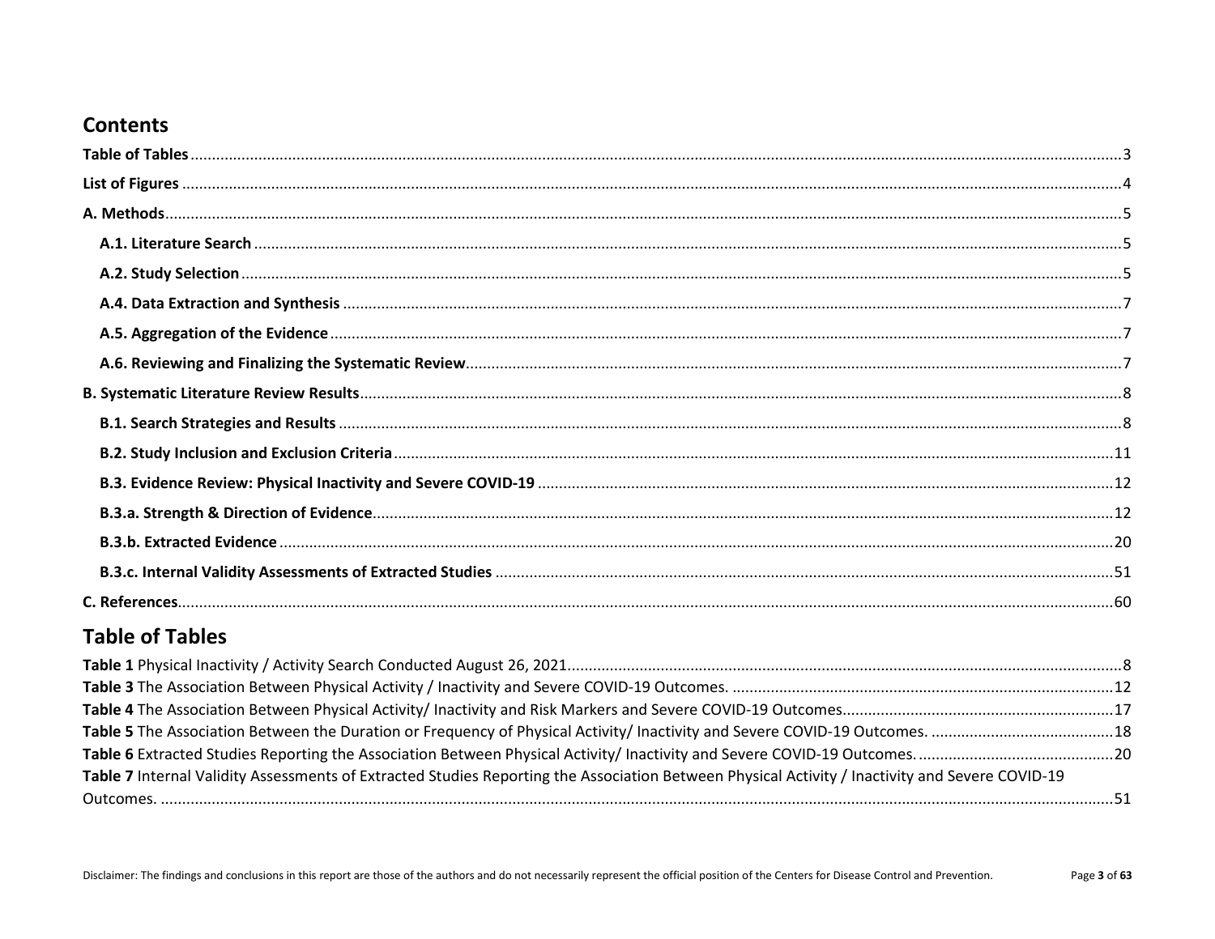## Contents

**Table of Tables** ......3

**List of Figures** ......4

**A. Methods** ......5

- **A.1. Literature Search** ......5
- **A.2. Study Selection** ......5
- **A.4. Data Extraction and Synthesis** ......7
- **A.5. Aggregation of the Evidence** ......7
- **A.6. Reviewing and Finalizing the Systematic Review** ......7

**B. Systematic Literature Review Results** ......8

- **B.1. Search Strategies and Results** ......8
- **B.2. Study Inclusion and Exclusion Criteria** ......11
- **B.3. Evidence Review: Physical Inactivity and Severe COVID-19** ......12
- **B.3.a. Strength & Direction of Evidence** ......12
- **B.3.b. Extracted Evidence** ......20
- **B.3.c. Internal Validity Assessments of Extracted Studies** ......51

**C. References** ......60

## Table of Tables

**Table 1** Physical Inactivity / Activity Search Conducted August 26, 2021 ......8

**Table 3** The Association Between Physical Activity / Inactivity and Severe COVID-19 Outcomes. ......12

**Table 4** The Association Between Physical Activity/ Inactivity and Risk Markers and Severe COVID-19 Outcomes ......17

**Table 5** The Association Between the Duration or Frequency of Physical Activity/ Inactivity and Severe COVID-19 Outcomes. ......18

**Table 6** Extracted Studies Reporting the Association Between Physical Activity/ Inactivity and Severe COVID-19 Outcomes. ......20

**Table 7** Internal Validity Assessments of Extracted Studies Reporting the Association Between Physical Activity / Inactivity and Severe COVID-19 Outcomes. ......51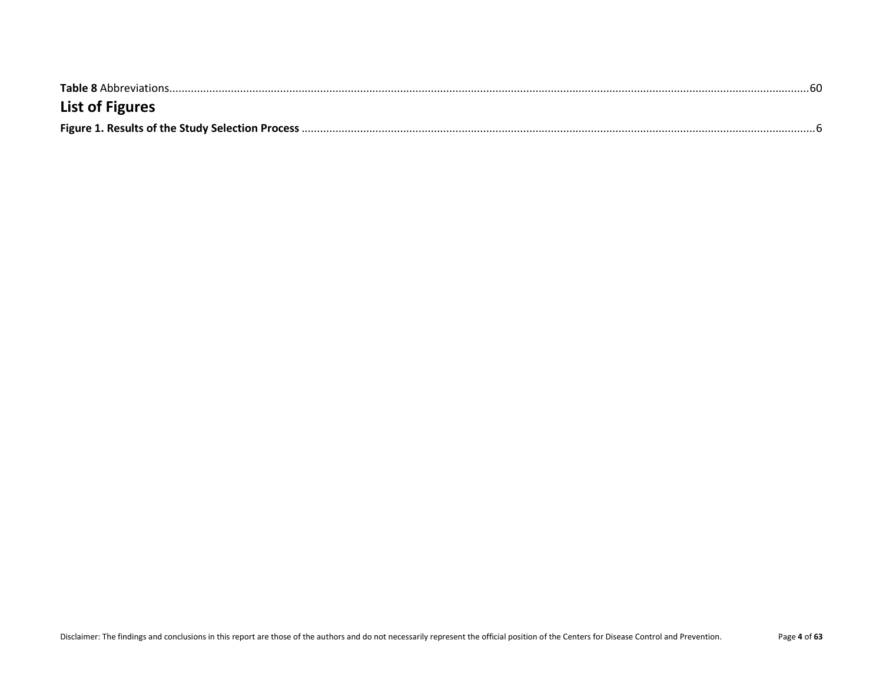**Table 8** Abbreviations....................................................................................................................60

## List of Figures

**Figure 1. Results of the Study Selection Process** .....................................................................6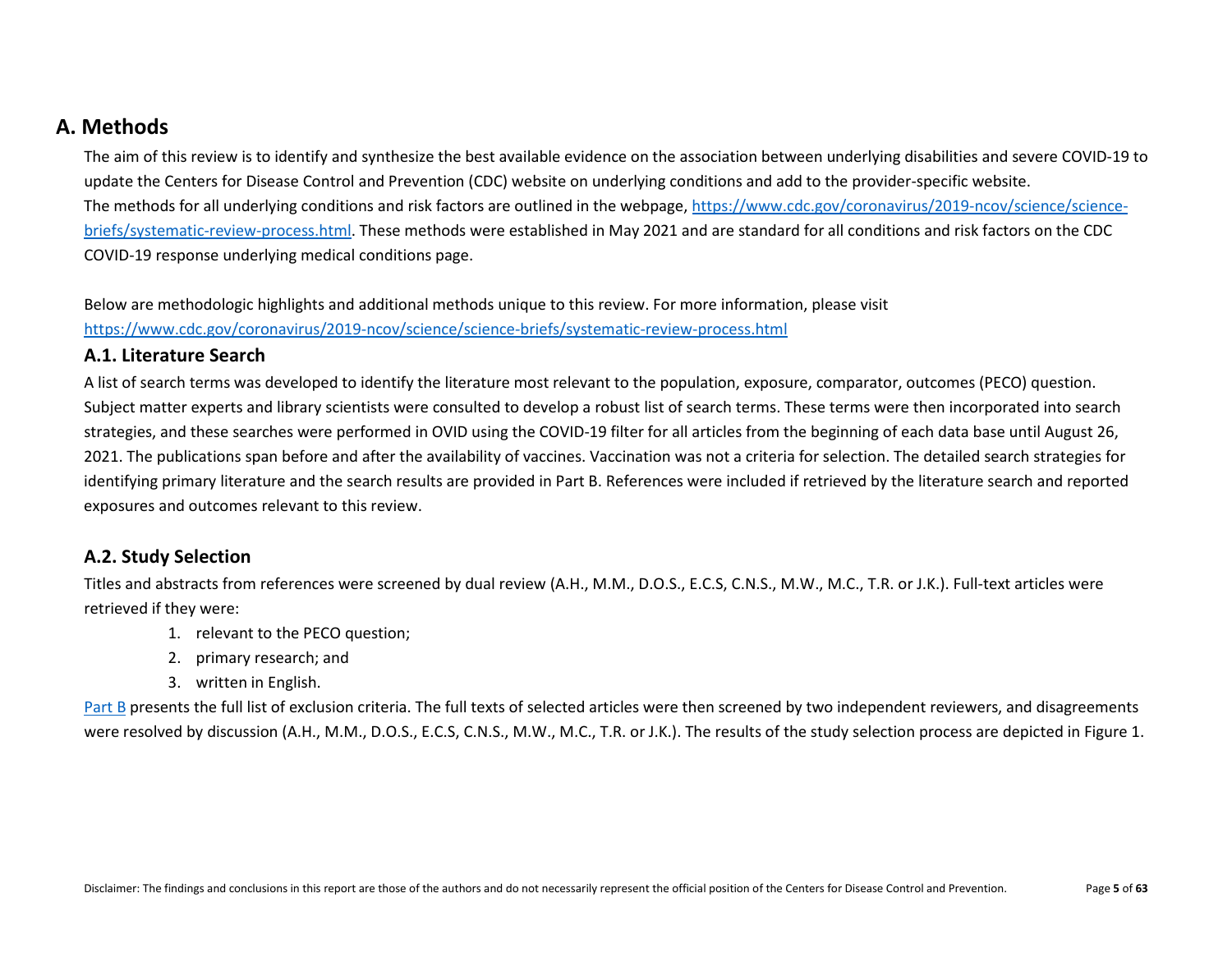## A. Methods

The aim of this review is to identify and synthesize the best available evidence on the association between underlying disabilities and severe COVID-19 to update the Centers for Disease Control and Prevention (CDC) website on underlying conditions and add to the provider-specific website.
The methods for all underlying conditions and risk factors are outlined in the webpage, [https://www.cdc.gov/coronavirus/2019-ncov/science/science-briefs/systematic-review-process.html](https://www.cdc.gov/coronavirus/2019-ncov/science/science-briefs/systematic-review-process.html). These methods were established in May 2021 and are standard for all conditions and risk factors on the CDC COVID-19 response underlying medical conditions page.

Below are methodologic highlights and additional methods unique to this review. For more information, please visit [https://www.cdc.gov/coronavirus/2019-ncov/science/science-briefs/systematic-review-process.html](https://www.cdc.gov/coronavirus/2019-ncov/science/science-briefs/systematic-review-process.html)

### A.1. Literature Search

A list of search terms was developed to identify the literature most relevant to the population, exposure, comparator, outcomes (PECO) question. Subject matter experts and library scientists were consulted to develop a robust list of search terms. These terms were then incorporated into search strategies, and these searches were performed in OVID using the COVID-19 filter for all articles from the beginning of each data base until August 26, 2021. The publications span before and after the availability of vaccines. Vaccination was not a criteria for selection. The detailed search strategies for identifying primary literature and the search results are provided in Part B. References were included if retrieved by the literature search and reported exposures and outcomes relevant to this review.

### A.2. Study Selection

Titles and abstracts from references were screened by dual review (A.H., M.M., D.O.S., E.C.S, C.N.S., M.W., M.C., T.R. or J.K.). Full-text articles were retrieved if they were:

1. relevant to the PECO question;
2. primary research; and
3. written in English.

Part B presents the full list of exclusion criteria. The full texts of selected articles were then screened by two independent reviewers, and disagreements were resolved by discussion (A.H., M.M., D.O.S., E.C.S, C.N.S., M.W., M.C., T.R. or J.K.). The results of the study selection process are depicted in Figure 1.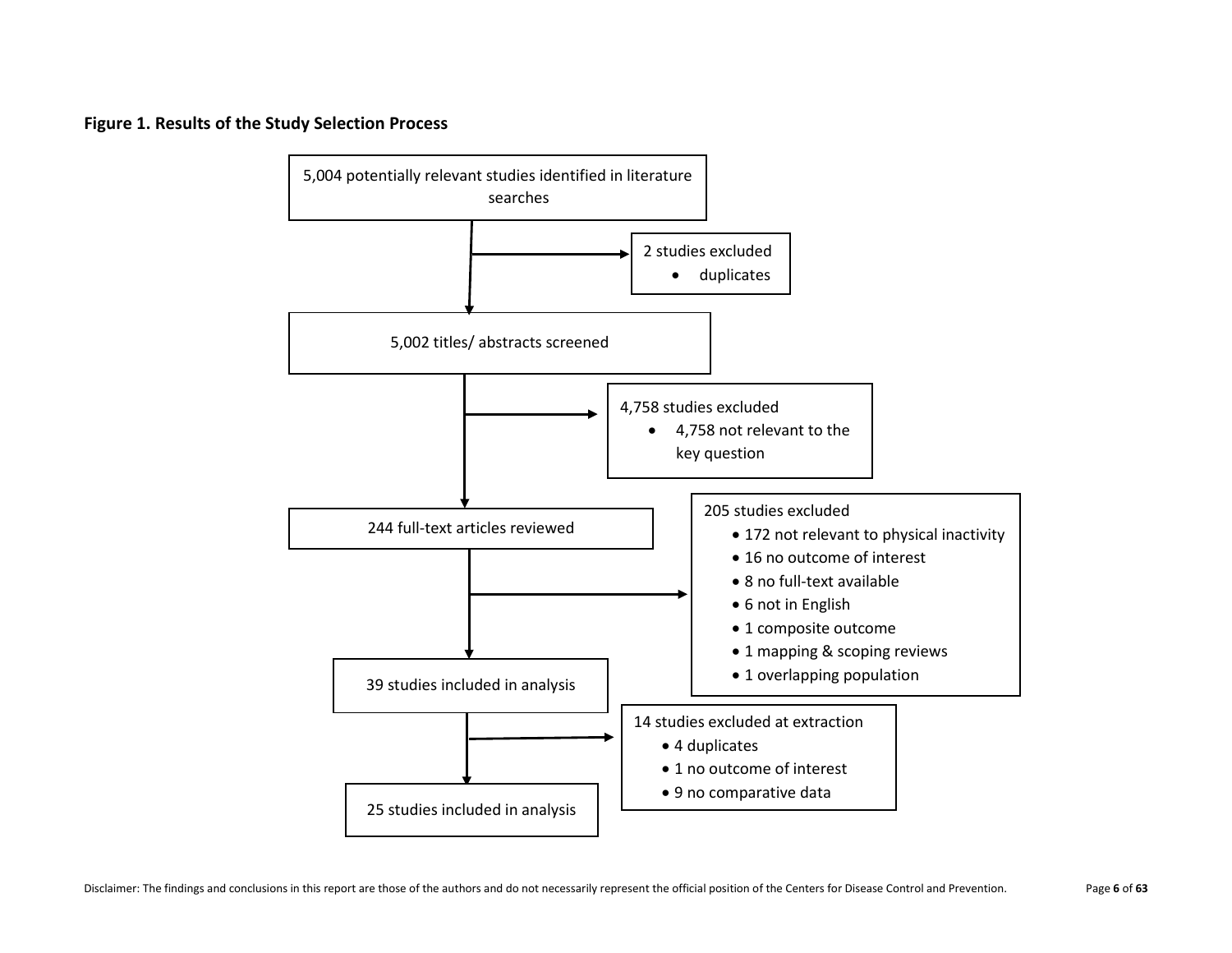**Figure 1. Results of the Study Selection Process**

5,004 potentially relevant studies identified in literature searches

2 studies excluded
- duplicates

5,002 titles/ abstracts screened

4,758 studies excluded
- 4,758 not relevant to the key question

244 full-text articles reviewed

205 studies excluded
- 172 not relevant to physical inactivity
- 16 no outcome of interest
- 8 no full-text available
- 6 not in English
- 1 composite outcome
- 1 mapping & scoping reviews
- 1 overlapping population

39 studies included in analysis

14 studies excluded at extraction
- 4 duplicates
- 1 no outcome of interest
- 9 no comparative data

25 studies included in analysis

Disclaimer: The findings and conclusions in this report are those of the authors and do not necessarily represent the official position of the Centers for Disease Control and Prevention.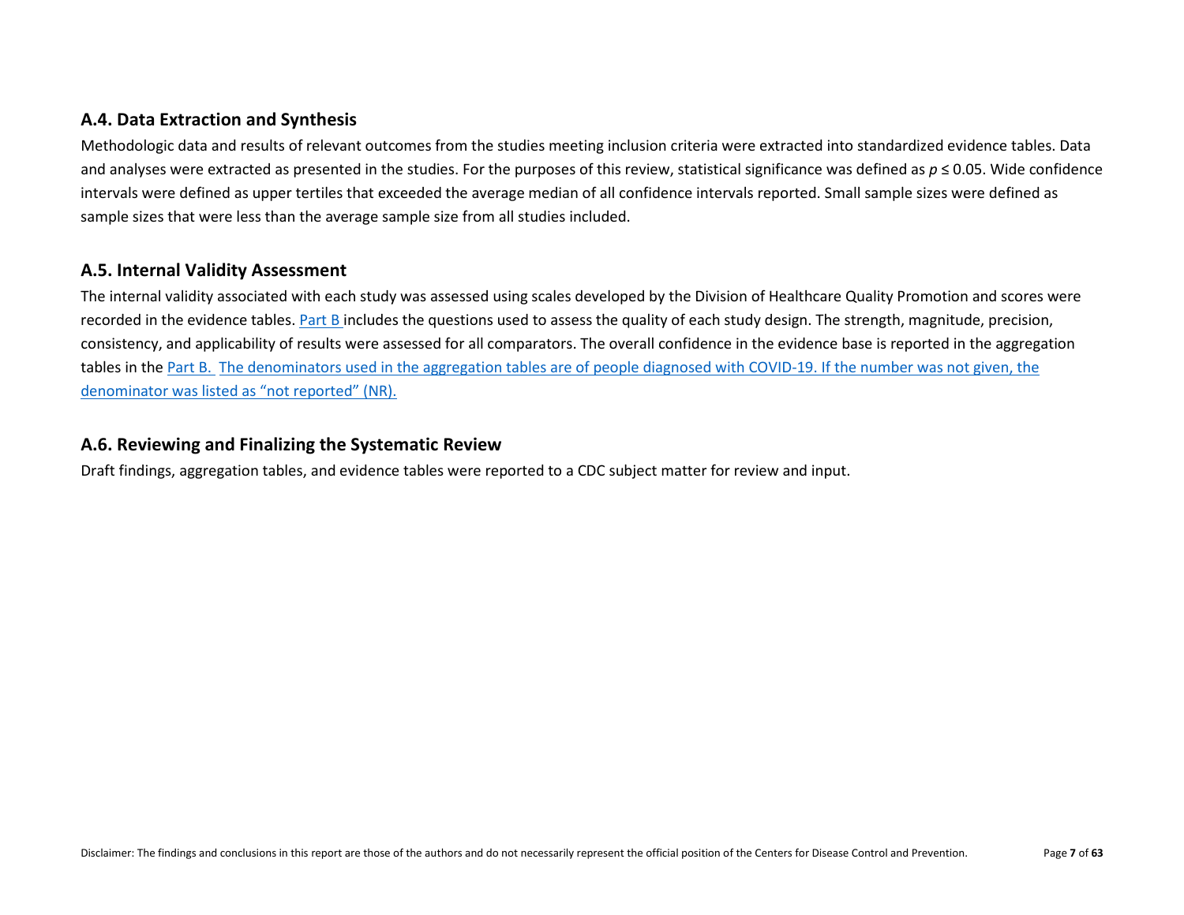## A.4. Data Extraction and Synthesis

Methodologic data and results of relevant outcomes from the studies meeting inclusion criteria were extracted into standardized evidence tables. Data and analyses were extracted as presented in the studies. For the purposes of this review, statistical significance was defined as $p \leq 0.05$. Wide confidence intervals were defined as upper tertiles that exceeded the average median of all confidence intervals reported. Small sample sizes were defined as sample sizes that were less than the average sample size from all studies included.

## A.5. Internal Validity Assessment

The internal validity associated with each study was assessed using scales developed by the Division of Healthcare Quality Promotion and scores were recorded in the evidence tables. Part B includes the questions used to assess the quality of each study design. The strength, magnitude, precision, consistency, and applicability of results were assessed for all comparators. The overall confidence in the evidence base is reported in the aggregation tables in the Part B. The denominators used in the aggregation tables are of people diagnosed with COVID-19. If the number was not given, the denominator was listed as "not reported" (NR).

## A.6. Reviewing and Finalizing the Systematic Review

Draft findings, aggregation tables, and evidence tables were reported to a CDC subject matter for review and input.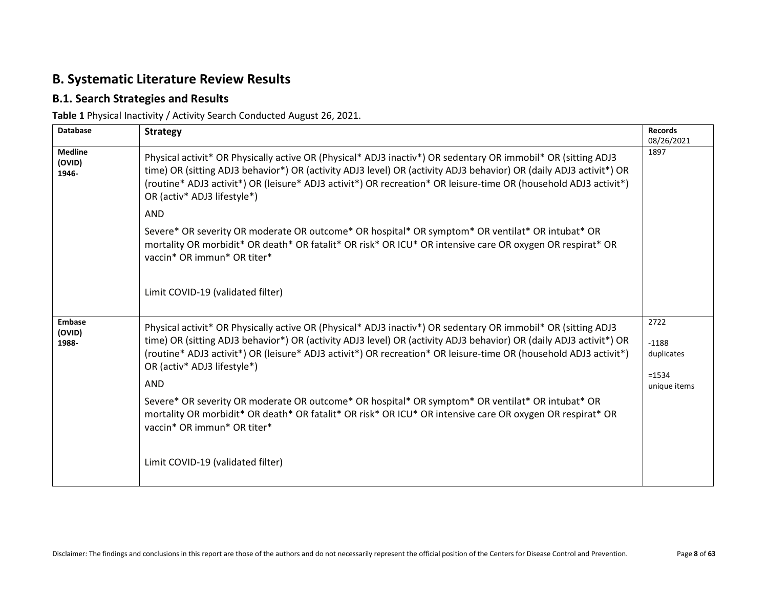# B. Systematic Literature Review Results

## B.1. Search Strategies and Results

**Table 1** Physical Inactivity / Activity Search Conducted August 26, 2021.

| Database | Strategy | Records 08/26/2021 |
|---|---|---|
| **Medline (OVID) 1946-** | Physical activit* OR Physically active OR (Physical* ADJ3 inactiv*) OR sedentary OR immobil* OR (sitting ADJ3 time) OR (sitting ADJ3 behavior*) OR (activity ADJ3 level) OR (activity ADJ3 behavior) OR (daily ADJ3 activit*) OR (routine* ADJ3 activit*) OR (leisure* ADJ3 activit*) OR recreation* OR leisure-time OR (household ADJ3 activit*) OR (activ* ADJ3 lifestyle*)<br><br>AND<br><br>Severe* OR severity OR moderate OR outcome* OR hospital* OR symptom* OR ventilat* OR intubat* OR mortality OR morbidit* OR death* OR fatalit* OR risk* OR ICU* OR intensive care OR oxygen OR respirat* OR vaccin* OR immun* OR titer*<br><br>Limit COVID-19 (validated filter) | 1897 |
| **Embase (OVID) 1988-** | Physical activit* OR Physically active OR (Physical* ADJ3 inactiv*) OR sedentary OR immobil* OR (sitting ADJ3 time) OR (sitting ADJ3 behavior*) OR (activity ADJ3 level) OR (activity ADJ3 behavior) OR (daily ADJ3 activit*) OR (routine* ADJ3 activit*) OR (leisure* ADJ3 activit*) OR recreation* OR leisure-time OR (household ADJ3 activit*) OR (activ* ADJ3 lifestyle*)<br><br>AND<br><br>Severe* OR severity OR moderate OR outcome* OR hospital* OR symptom* OR ventilat* OR intubat* OR mortality OR morbidit* OR death* OR fatalit* OR risk* OR ICU* OR intensive care OR oxygen OR respirat* OR vaccin* OR immun* OR titer*<br><br>Limit COVID-19 (validated filter) | 2722<br><br>-1188 duplicates<br><br>=1534 unique items |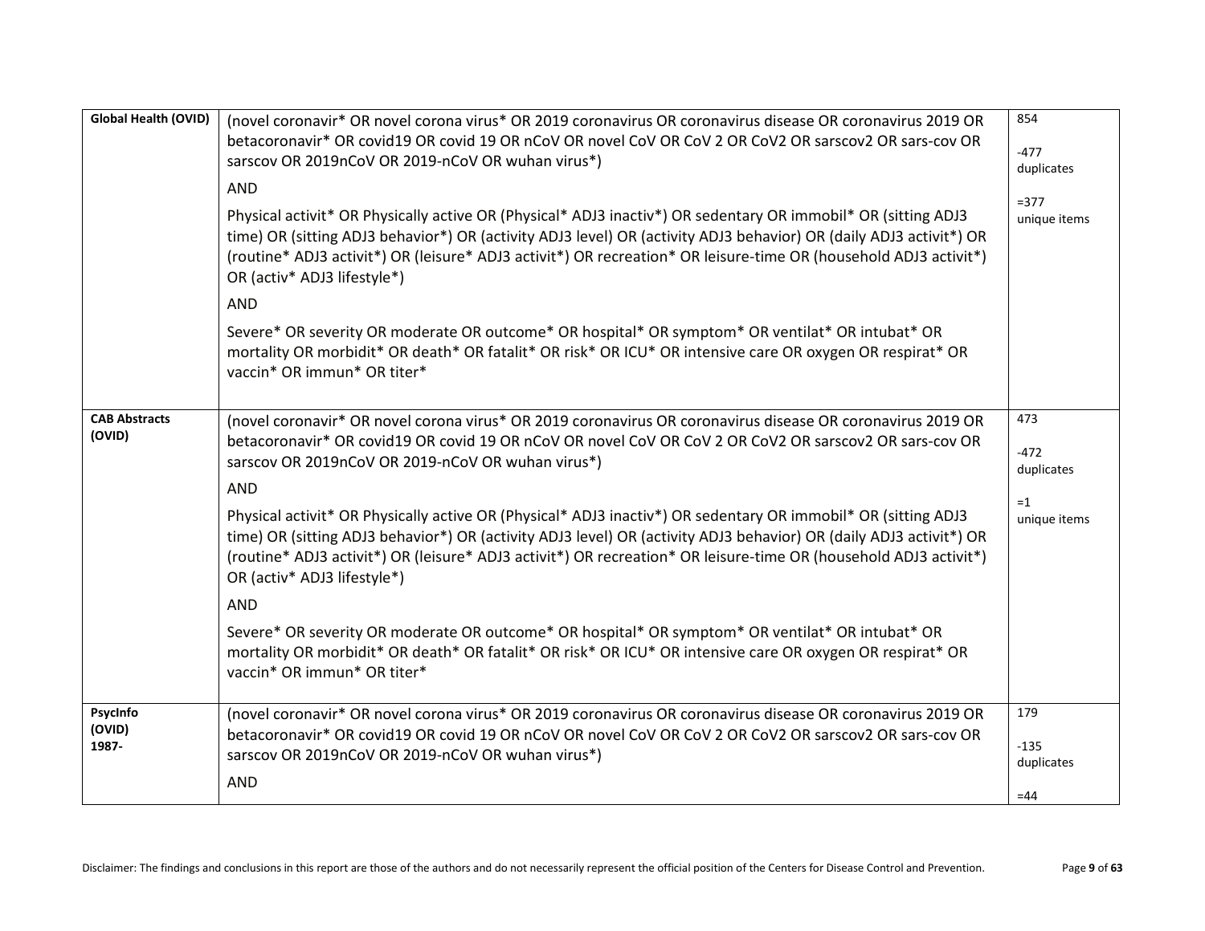| | | |
|---|---|---|
| **Global Health (OVID)** | (novel coronavir* OR novel corona virus* OR 2019 coronavirus OR coronavirus disease OR coronavirus 2019 OR betacoronavir* OR covid19 OR covid 19 OR nCoV OR novel CoV OR CoV 2 OR CoV2 OR sarscov2 OR sars-cov OR sarscov OR 2019nCoV OR 2019-nCoV OR wuhan virus*)<br><br>AND<br><br>Physical activit* OR Physically active OR (Physical* ADJ3 inactiv*) OR sedentary OR immobil* OR (sitting ADJ3 time) OR (sitting ADJ3 behavior*) OR (activity ADJ3 level) OR (activity ADJ3 behavior) OR (daily ADJ3 activit*) OR (routine* ADJ3 activit*) OR (leisure* ADJ3 activit*) OR recreation* OR leisure-time OR (household ADJ3 activit*) OR (activ* ADJ3 lifestyle*)<br><br>AND<br><br>Severe* OR severity OR moderate OR outcome* OR hospital* OR symptom* OR ventilat* OR intubat* OR mortality OR morbidit* OR death* OR fatalit* OR risk* OR ICU* OR intensive care OR oxygen OR respirat* OR vaccin* OR immun* OR titer* | 854<br><br>-477 duplicates<br><br>=377 unique items |
| **CAB Abstracts (OVID)** | (novel coronavir* OR novel corona virus* OR 2019 coronavirus OR coronavirus disease OR coronavirus 2019 OR betacoronavir* OR covid19 OR covid 19 OR nCoV OR novel CoV OR CoV 2 OR CoV2 OR sarscov2 OR sars-cov OR sarscov OR 2019nCoV OR 2019-nCoV OR wuhan virus*)<br><br>AND<br><br>Physical activit* OR Physically active OR (Physical* ADJ3 inactiv*) OR sedentary OR immobil* OR (sitting ADJ3 time) OR (sitting ADJ3 behavior*) OR (activity ADJ3 level) OR (activity ADJ3 behavior) OR (daily ADJ3 activit*) OR (routine* ADJ3 activit*) OR (leisure* ADJ3 activit*) OR recreation* OR leisure-time OR (household ADJ3 activit*) OR (activ* ADJ3 lifestyle*)<br><br>AND<br><br>Severe* OR severity OR moderate OR outcome* OR hospital* OR symptom* OR ventilat* OR intubat* OR mortality OR morbidit* OR death* OR fatalit* OR risk* OR ICU* OR intensive care OR oxygen OR respirat* OR vaccin* OR immun* OR titer* | 473<br><br>-472 duplicates<br><br>=1 unique items |
| **PsycInfo (OVID) 1987-** | (novel coronavir* OR novel corona virus* OR 2019 coronavirus OR coronavirus disease OR coronavirus 2019 OR betacoronavir* OR covid19 OR covid 19 OR nCoV OR novel CoV OR CoV 2 OR CoV2 OR sarscov2 OR sars-cov OR sarscov OR 2019nCoV OR 2019-nCoV OR wuhan virus*)<br><br>AND | 179<br><br>-135 duplicates<br><br>=44 |

Disclaimer: The findings and conclusions in this report are those of the authors and do not necessarily represent the official position of the Centers for Disease Control and Prevention.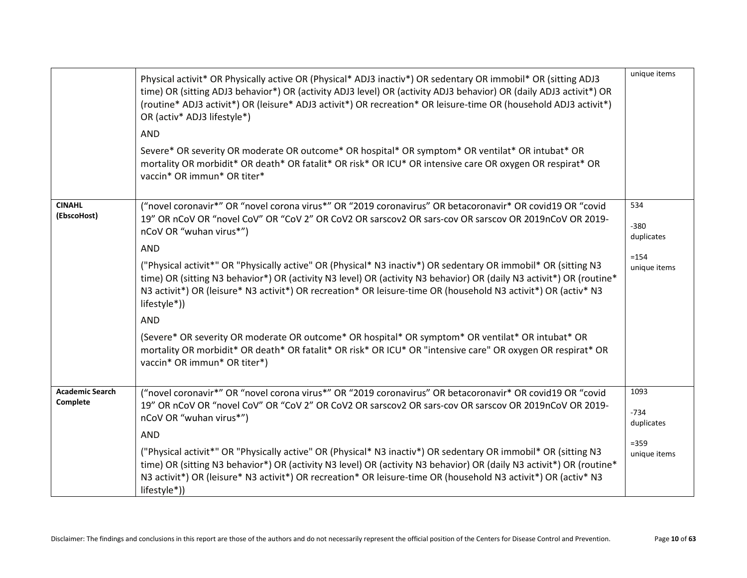| | | |
|---|---|---|
| | Physical activit* OR Physically active OR (Physical* ADJ3 inactiv*) OR sedentary OR immobil* OR (sitting ADJ3 time) OR (sitting ADJ3 behavior*) OR (activity ADJ3 level) OR (activity ADJ3 behavior) OR (daily ADJ3 activit*) OR (routine* ADJ3 activit*) OR (leisure* ADJ3 activit*) OR recreation* OR leisure-time OR (household ADJ3 activit*) OR (activ* ADJ3 lifestyle*)<br><br>AND<br><br>Severe* OR severity OR moderate OR outcome* OR hospital* OR symptom* OR ventilat* OR intubat* OR mortality OR morbidit* OR death* OR fatalit* OR risk* OR ICU* OR intensive care OR oxygen OR respirat* OR vaccin* OR immun* OR titer* | unique items |
| **CINAHL (EbscoHost)** | ("novel coronavir*" OR "novel corona virus*" OR "2019 coronavirus" OR betacoronavir* OR covid19 OR "covid 19" OR nCoV OR "novel CoV" OR "CoV 2" OR CoV2 OR sarscov2 OR sars-cov OR sarscov OR 2019nCoV OR 2019-nCoV OR "wuhan virus*")<br><br>AND<br><br>("Physical activit*" OR "Physically active" OR (Physical* N3 inactiv*) OR sedentary OR immobil* OR (sitting N3 time) OR (sitting N3 behavior*) OR (activity N3 level) OR (activity N3 behavior) OR (daily N3 activit*) OR (routine* N3 activit*) OR (leisure* N3 activit*) OR recreation* OR leisure-time OR (household N3 activit*) OR (activ* N3 lifestyle*))<br><br>AND<br><br>(Severe* OR severity OR moderate OR outcome* OR hospital* OR symptom* OR ventilat* OR intubat* OR mortality OR morbidit* OR death* OR fatalit* OR risk* OR ICU* OR "intensive care" OR oxygen OR respirat* OR vaccin* OR immun* OR titer*) | 534<br><br>-380 duplicates<br><br>=154 unique items |
| **Academic Search Complete** | ("novel coronavir*" OR "novel corona virus*" OR "2019 coronavirus" OR betacoronavir* OR covid19 OR "covid 19" OR nCoV OR "novel CoV" OR "CoV 2" OR CoV2 OR sarscov2 OR sars-cov OR sarscov OR 2019nCoV OR 2019-nCoV OR "wuhan virus*")<br><br>AND<br><br>("Physical activit*" OR "Physically active" OR (Physical* N3 inactiv*) OR sedentary OR immobil* OR (sitting N3 time) OR (sitting N3 behavior*) OR (activity N3 level) OR (activity N3 behavior) OR (daily N3 activit*) OR (routine* N3 activit*) OR (leisure* N3 activit*) OR recreation* OR leisure-time OR (household N3 activit*) OR (activ* N3 lifestyle*)) | 1093<br><br>-734 duplicates<br><br>=359 unique items |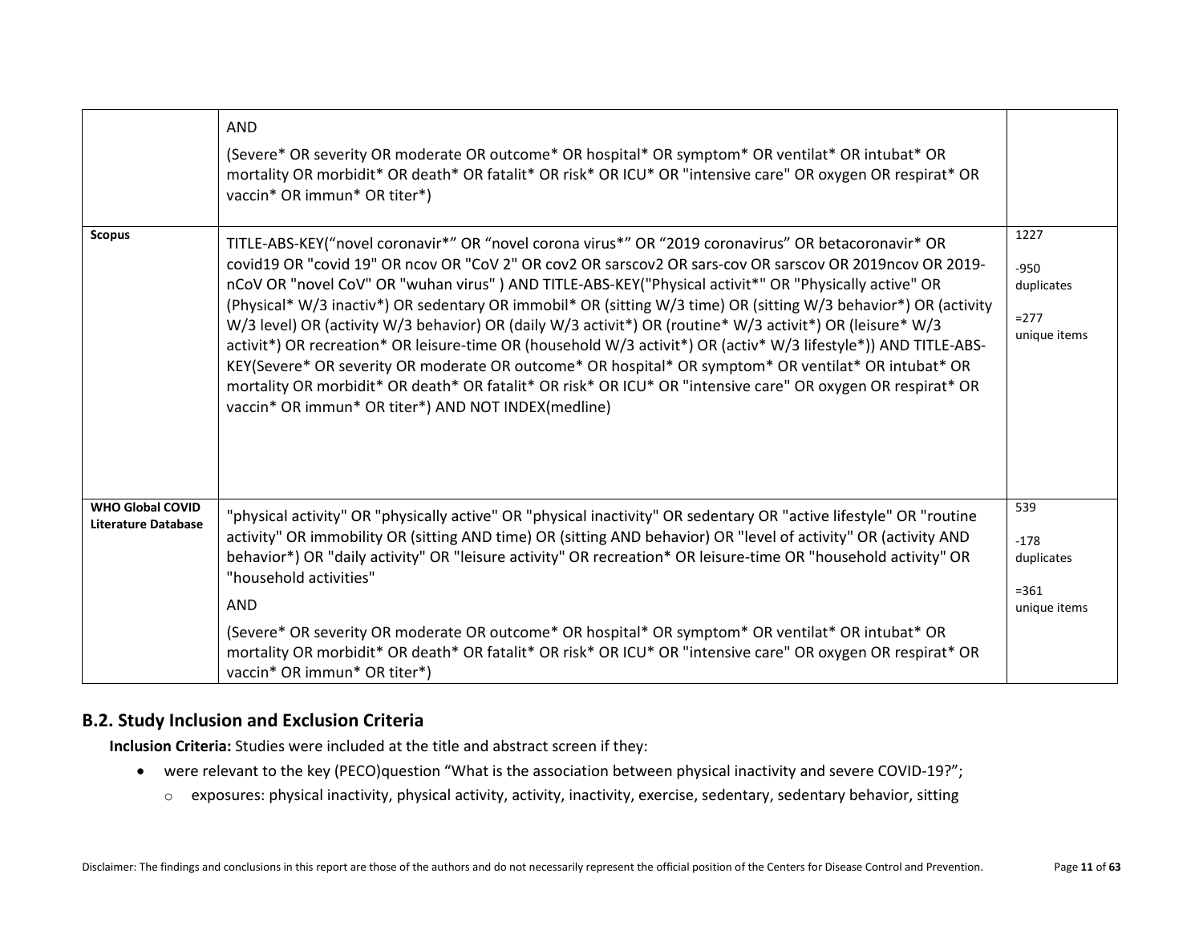| | | |
|---|---|---|
| | AND<br><br>(Severe* OR severity OR moderate OR outcome* OR hospital* OR symptom* OR ventilat* OR intubat* OR mortality OR morbidit* OR death* OR fatalit* OR risk* OR ICU* OR "intensive care" OR oxygen OR respirat* OR vaccin* OR immun* OR titer*) | |
| **Scopus** | TITLE-ABS-KEY("novel coronavir*" OR "novel corona virus*" OR "2019 coronavirus" OR betacoronavir* OR covid19 OR "covid 19" OR ncov OR "CoV 2" OR cov2 OR sarscov2 OR sars-cov OR sarscov OR 2019ncov OR 2019-nCoV OR "novel CoV" OR "wuhan virus" ) AND TITLE-ABS-KEY("Physical activit*" OR "Physically active" OR (Physical* W/3 inactiv*) OR sedentary OR immobil* OR (sitting W/3 time) OR (sitting W/3 behavior*) OR (activity W/3 level) OR (activity W/3 behavior) OR (daily W/3 activit*) OR (routine* W/3 activit*) OR (leisure* W/3 activit*) OR recreation* OR leisure-time OR (household W/3 activit*) OR (activ* W/3 lifestyle*)) AND TITLE-ABS-KEY(Severe* OR severity OR moderate OR outcome* OR hospital* OR symptom* OR ventilat* OR intubat* OR mortality OR morbidit* OR death* OR fatalit* OR risk* OR ICU* OR "intensive care" OR oxygen OR respirat* OR vaccin* OR immun* OR titer*) AND NOT INDEX(medline) | 1227<br><br>-950 duplicates<br><br>=277 unique items |
| **WHO Global COVID Literature Database** | "physical activity" OR "physically active" OR "physical inactivity" OR sedentary OR "active lifestyle" OR "routine activity" OR immobility OR (sitting AND time) OR (sitting AND behavior) OR "level of activity" OR (activity AND behavior*) OR "daily activity" OR "leisure activity" OR recreation* OR leisure-time OR "household activity" OR "household activities"<br><br>AND<br><br>(Severe* OR severity OR moderate OR outcome* OR hospital* OR symptom* OR ventilat* OR intubat* OR mortality OR morbidit* OR death* OR fatalit* OR risk* OR ICU* OR "intensive care" OR oxygen OR respirat* OR vaccin* OR immun* OR titer*) | 539<br><br>-178 duplicates<br><br>=361 unique items |

## B.2. Study Inclusion and Exclusion Criteria

**Inclusion Criteria:** Studies were included at the title and abstract screen if they:

- were relevant to the key (PECO)question "What is the association between physical inactivity and severe COVID-19?";
  - exposures: physical inactivity, physical activity, activity, inactivity, exercise, sedentary, sedentary behavior, sitting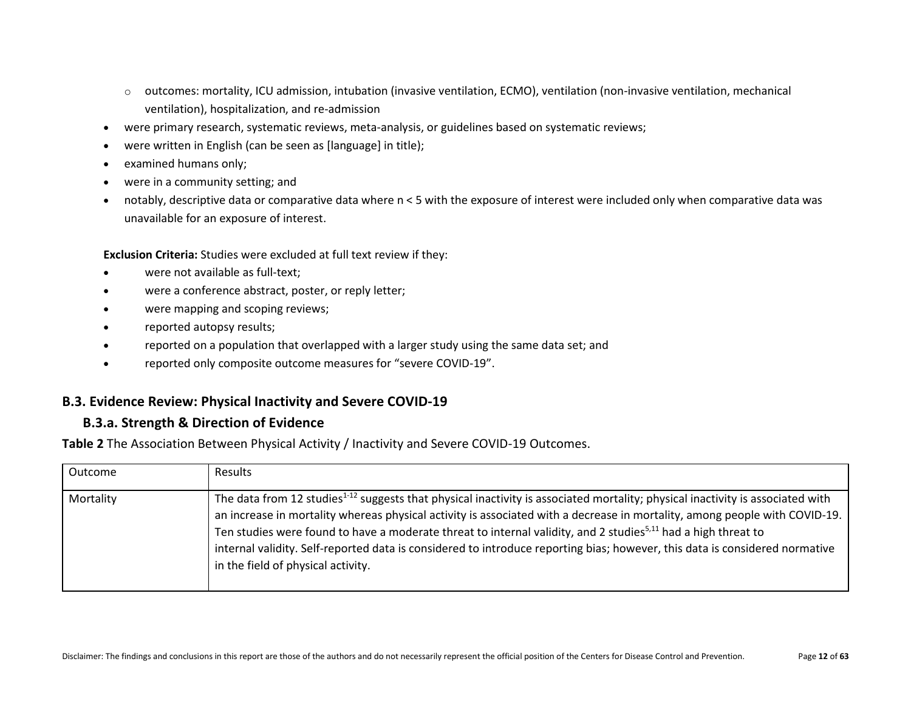- outcomes: mortality, ICU admission, intubation (invasive ventilation, ECMO), ventilation (non-invasive ventilation, mechanical ventilation), hospitalization, and re-admission
- were primary research, systematic reviews, meta-analysis, or guidelines based on systematic reviews;
- were written in English (can be seen as [language] in title);
- examined humans only;
- were in a community setting; and
- notably, descriptive data or comparative data where n < 5 with the exposure of interest were included only when comparative data was unavailable for an exposure of interest.

**Exclusion Criteria:** Studies were excluded at full text review if they:

- were not available as full-text;
- were a conference abstract, poster, or reply letter;
- were mapping and scoping reviews;
- reported autopsy results;
- reported on a population that overlapped with a larger study using the same data set; and
- reported only composite outcome measures for "severe COVID-19".

## B.3. Evidence Review: Physical Inactivity and Severe COVID-19

### B.3.a. Strength & Direction of Evidence

**Table 2** The Association Between Physical Activity / Inactivity and Severe COVID-19 Outcomes.

| Outcome | Results |
| --- | --- |
| Mortality | The data from 12 studies[1-12] suggests that physical inactivity is associated mortality; physical inactivity is associated with an increase in mortality whereas physical activity is associated with a decrease in mortality, among people with COVID-19. Ten studies were found to have a moderate threat to internal validity, and 2 studies[5,11] had a high threat to internal validity. Self-reported data is considered to introduce reporting bias; however, this data is considered normative in the field of physical activity. |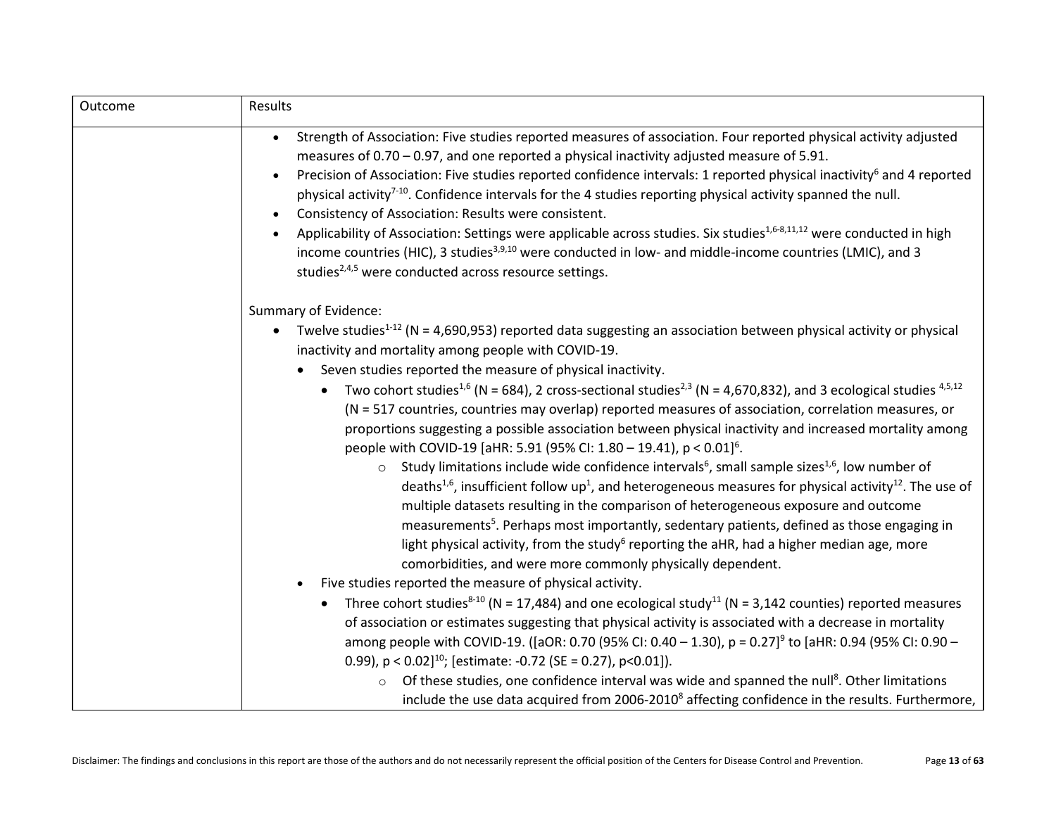| Outcome | Results |
|---|---|
| | • Strength of Association: Five studies reported measures of association. Four reported physical activity adjusted measures of 0.70 – 0.97, and one reported a physical inactivity adjusted measure of 5.91.<br>• Precision of Association: Five studies reported confidence intervals: 1 reported physical inactivity[6] and 4 reported physical activity[7-10]. Confidence intervals for the 4 studies reporting physical activity spanned the null.<br>• Consistency of Association: Results were consistent.<br>• Applicability of Association: Settings were applicable across studies. Six studies[1,6-8,11,12] were conducted in high income countries (HIC), 3 studies[3,9,10] were conducted in low- and middle-income countries (LMIC), and 3 studies[2,4,5] were conducted across resource settings.<br><br>Summary of Evidence:<br>• Twelve studies[1-12] (N = 4,690,953) reported data suggesting an association between physical activity or physical inactivity and mortality among people with COVID-19.<br>  • Seven studies reported the measure of physical inactivity.<br>    • Two cohort studies[1,6] (N = 684), 2 cross-sectional studies[2,3] (N = 4,670,832), and 3 ecological studies [4,5,12] (N = 517 countries, countries may overlap) reported measures of association, correlation measures, or proportions suggesting a possible association between physical inactivity and increased mortality among people with COVID-19 [aHR: 5.91 (95% CI: 1.80 – 19.41), $p < 0.01$][6].<br>      ○ Study limitations include wide confidence intervals[6], small sample sizes[1,6], low number of deaths[1,6], insufficient follow up[1], and heterogeneous measures for physical activity[12]. The use of multiple datasets resulting in the comparison of heterogeneous exposure and outcome measurements[5]. Perhaps most importantly, sedentary patients, defined as those engaging in light physical activity, from the study[6] reporting the aHR, had a higher median age, more comorbidities, and were more commonly physically dependent.<br>  • Five studies reported the measure of physical activity.<br>    • Three cohort studies[8-10] (N = 17,484) and one ecological study[11] (N = 3,142 counties) reported measures of association or estimates suggesting that physical activity is associated with a decrease in mortality among people with COVID-19. ([aOR: 0.70 (95% CI: 0.40 – 1.30), $p = 0.27$][9] to [aHR: 0.94 (95% CI: 0.90 – 0.99), $p < 0.02$][10]; [estimate: -0.72 (SE = 0.27), $p<0.01$]).<br>      ○ Of these studies, one confidence interval was wide and spanned the null[8]. Other limitations include the use data acquired from 2006-2010[8] affecting confidence in the results. Furthermore, |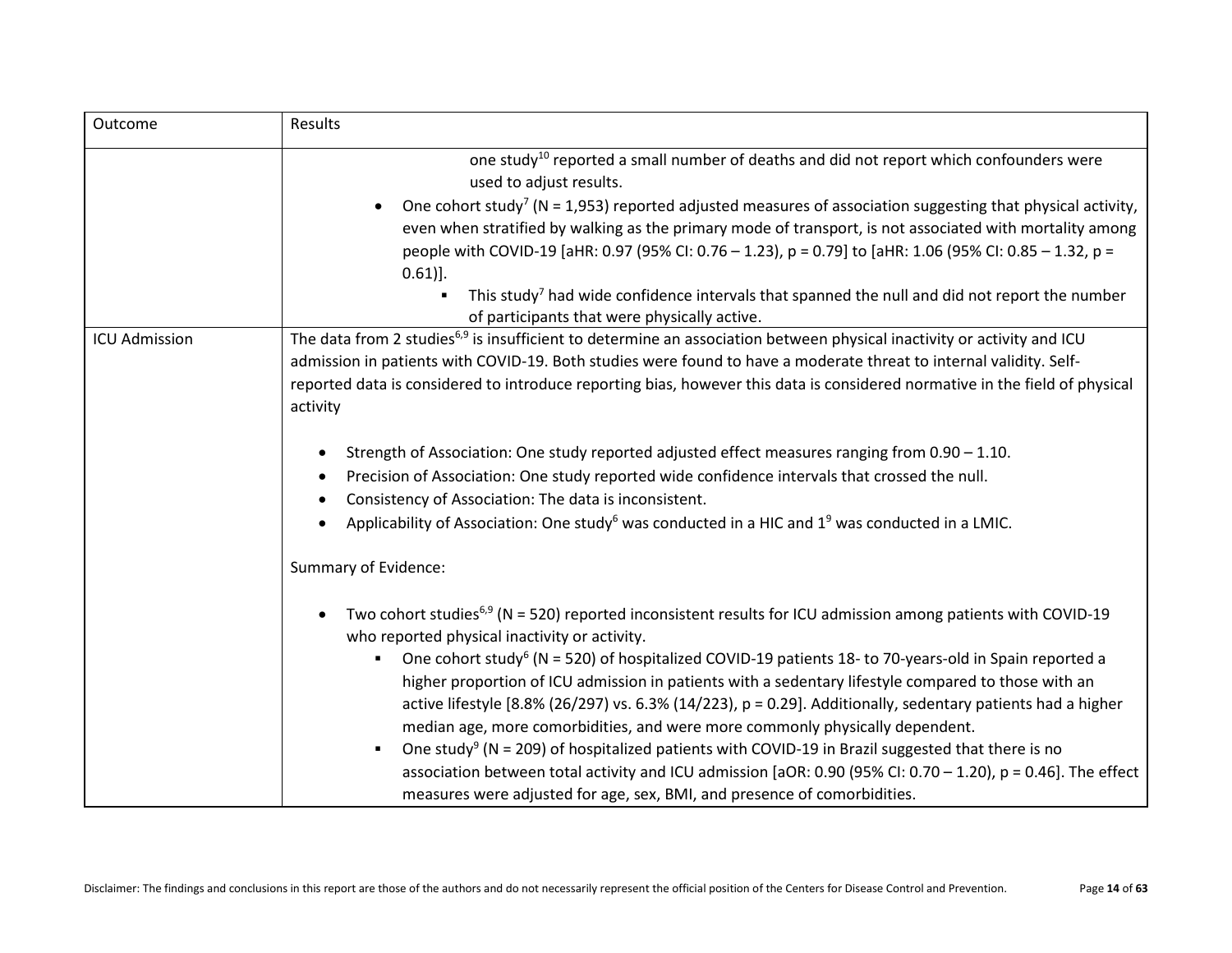| Outcome | Results |
|---|---|
| | one study[10] reported a small number of deaths and did not report which confounders were used to adjust results.<br>• One cohort study[7] (N = 1,953) reported adjusted measures of association suggesting that physical activity, even when stratified by walking as the primary mode of transport, is not associated with mortality among people with COVID-19 [aHR: 0.97 (95% CI: 0.76 – 1.23), p = 0.79] to [aHR: 1.06 (95% CI: 0.85 – 1.32, p = 0.61)].<br>  ▪ This study[7] had wide confidence intervals that spanned the null and did not report the number of participants that were physically active. |
| ICU Admission | The data from 2 studies[6,9] is insufficient to determine an association between physical inactivity or activity and ICU admission in patients with COVID-19. Both studies were found to have a moderate threat to internal validity. Self-reported data is considered to introduce reporting bias, however this data is considered normative in the field of physical activity<br><br>• Strength of Association: One study reported adjusted effect measures ranging from 0.90 – 1.10.<br>• Precision of Association: One study reported wide confidence intervals that crossed the null.<br>• Consistency of Association: The data is inconsistent.<br>• Applicability of Association: One study[6] was conducted in a HIC and 1[9] was conducted in a LMIC.<br><br>Summary of Evidence:<br><br>• Two cohort studies[6,9] (N = 520) reported inconsistent results for ICU admission among patients with COVID-19 who reported physical inactivity or activity.<br>  ▪ One cohort study[6] (N = 520) of hospitalized COVID-19 patients 18- to 70-years-old in Spain reported a higher proportion of ICU admission in patients with a sedentary lifestyle compared to those with an active lifestyle [8.8% (26/297) vs. 6.3% (14/223), p = 0.29]. Additionally, sedentary patients had a higher median age, more comorbidities, and were more commonly physically dependent.<br>  ▪ One study[9] (N = 209) of hospitalized patients with COVID-19 in Brazil suggested that there is no association between total activity and ICU admission [aOR: 0.90 (95% CI: 0.70 – 1.20), p = 0.46]. The effect measures were adjusted for age, sex, BMI, and presence of comorbidities. |

Disclaimer: The findings and conclusions in this report are those of the authors and do not necessarily represent the official position of the Centers for Disease Control and Prevention.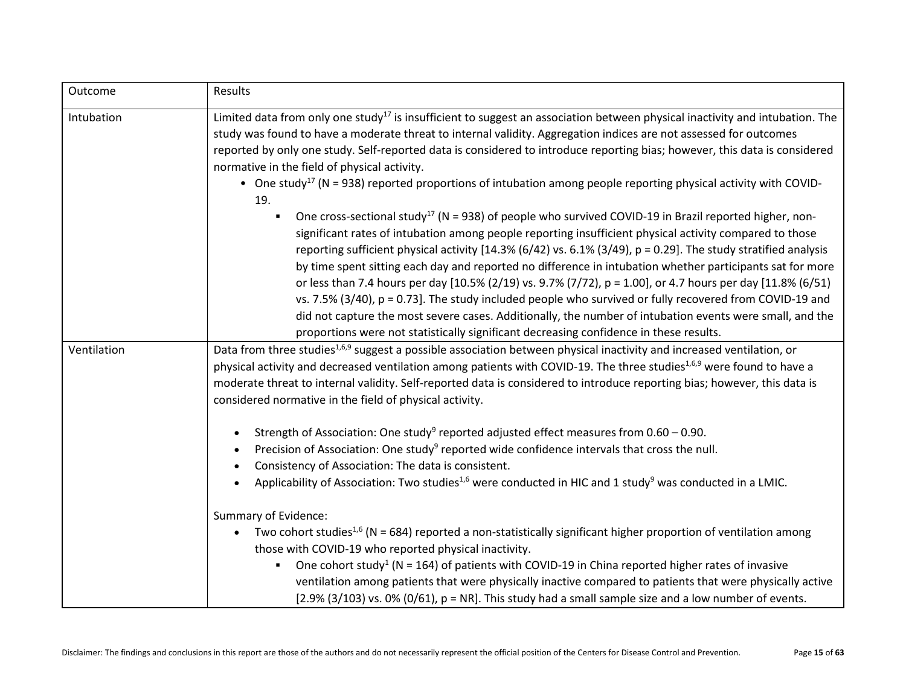| Outcome | Results |
|---|---|
| Intubation | Limited data from only one study[17] is insufficient to suggest an association between physical inactivity and intubation. The study was found to have a moderate threat to internal validity. Aggregation indices are not assessed for outcomes reported by only one study. Self-reported data is considered to introduce reporting bias; however, this data is considered normative in the field of physical activity.<br>• One study[17] (N = 938) reported proportions of intubation among people reporting physical activity with COVID-19.<br>    ▪ One cross-sectional study[17] (N = 938) of people who survived COVID-19 in Brazil reported higher, non-significant rates of intubation among people reporting insufficient physical activity compared to those reporting sufficient physical activity [14.3% (6/42) vs. 6.1% (3/49), p = 0.29]. The study stratified analysis by time spent sitting each day and reported no difference in intubation whether participants sat for more or less than 7.4 hours per day [10.5% (2/19) vs. 9.7% (7/72), p = 1.00], or 4.7 hours per day [11.8% (6/51) vs. 7.5% (3/40), p = 0.73]. The study included people who survived or fully recovered from COVID-19 and did not capture the most severe cases. Additionally, the number of intubation events were small, and the proportions were not statistically significant decreasing confidence in these results. |
| Ventilation | Data from three studies[1,6,9] suggest a possible association between physical inactivity and increased ventilation, or physical activity and decreased ventilation among patients with COVID-19. The three studies[1,6,9] were found to have a moderate threat to internal validity. Self-reported data is considered to introduce reporting bias; however, this data is considered normative in the field of physical activity.<br><br>• Strength of Association: One study[9] reported adjusted effect measures from 0.60 – 0.90.<br>• Precision of Association: One study[9] reported wide confidence intervals that cross the null.<br>• Consistency of Association: The data is consistent.<br>• Applicability of Association: Two studies[1,6] were conducted in HIC and 1 study[9] was conducted in a LMIC.<br><br>Summary of Evidence:<br>• Two cohort studies[1,6] (N = 684) reported a non-statistically significant higher proportion of ventilation among those with COVID-19 who reported physical inactivity.<br>    ▪ One cohort study[1] (N = 164) of patients with COVID-19 in China reported higher rates of invasive ventilation among patients that were physically inactive compared to patients that were physically active [2.9% (3/103) vs. 0% (0/61), p = NR]. This study had a small sample size and a low number of events. |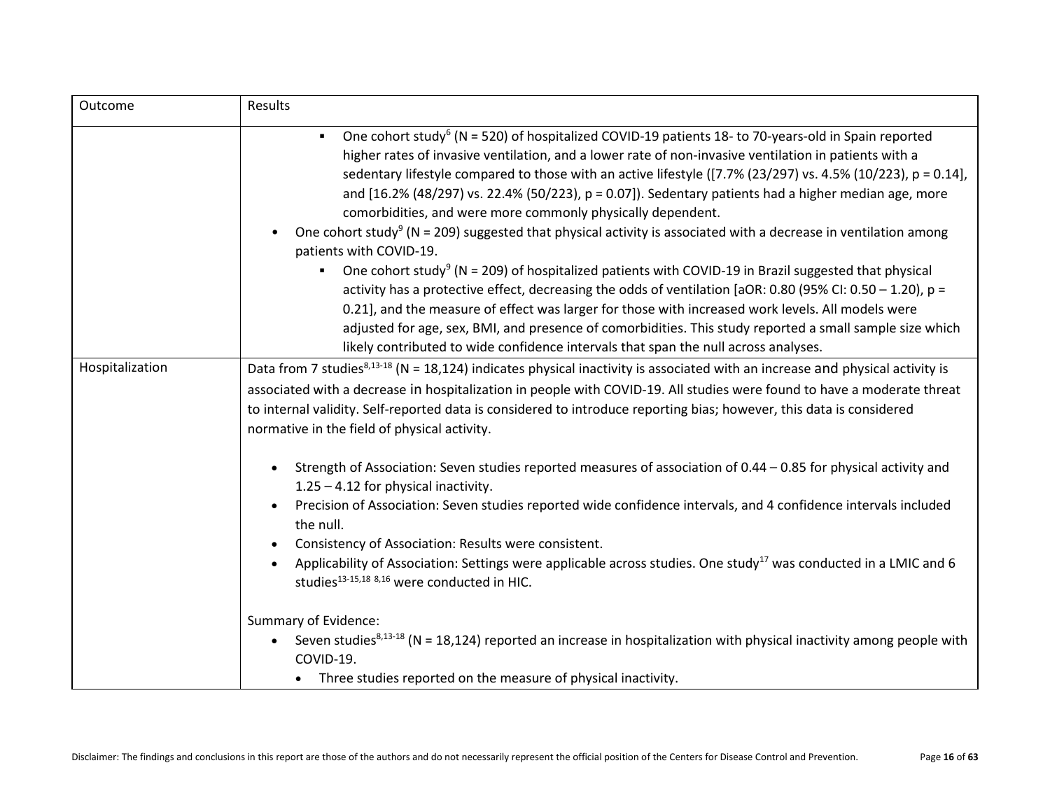| Outcome | Results |
|---|---|
| | ▪ One cohort study[6] (N = 520) of hospitalized COVID-19 patients 18- to 70-years-old in Spain reported higher rates of invasive ventilation, and a lower rate of non-invasive ventilation in patients with a sedentary lifestyle compared to those with an active lifestyle ([7.7% (23/297) vs. 4.5% (10/223), p = 0.14], and [16.2% (48/297) vs. 22.4% (50/223), p = 0.07]). Sedentary patients had a higher median age, more comorbidities, and were more commonly physically dependent.<br>• One cohort study[9] (N = 209) suggested that physical activity is associated with a decrease in ventilation among patients with COVID-19.<br>▪ One cohort study[9] (N = 209) of hospitalized patients with COVID-19 in Brazil suggested that physical activity has a protective effect, decreasing the odds of ventilation [aOR: 0.80 (95% CI: 0.50 – 1.20), p = 0.21], and the measure of effect was larger for those with increased work levels. All models were adjusted for age, sex, BMI, and presence of comorbidities. This study reported a small sample size which likely contributed to wide confidence intervals that span the null across analyses. |
| Hospitalization | Data from 7 studies[8,13-18] (N = 18,124) indicates physical inactivity is associated with an increase and physical activity is associated with a decrease in hospitalization in people with COVID-19. All studies were found to have a moderate threat to internal validity. Self-reported data is considered to introduce reporting bias; however, this data is considered normative in the field of physical activity.<br><br>• Strength of Association: Seven studies reported measures of association of 0.44 – 0.85 for physical activity and 1.25 – 4.12 for physical inactivity.<br>• Precision of Association: Seven studies reported wide confidence intervals, and 4 confidence intervals included the null.<br>• Consistency of Association: Results were consistent.<br>• Applicability of Association: Settings were applicable across studies. One study[17] was conducted in a LMIC and 6 studies[13-15,18 8,16] were conducted in HIC.<br><br>Summary of Evidence:<br>• Seven studies[8,13-18] (N = 18,124) reported an increase in hospitalization with physical inactivity among people with COVID-19.<br>• Three studies reported on the measure of physical inactivity. |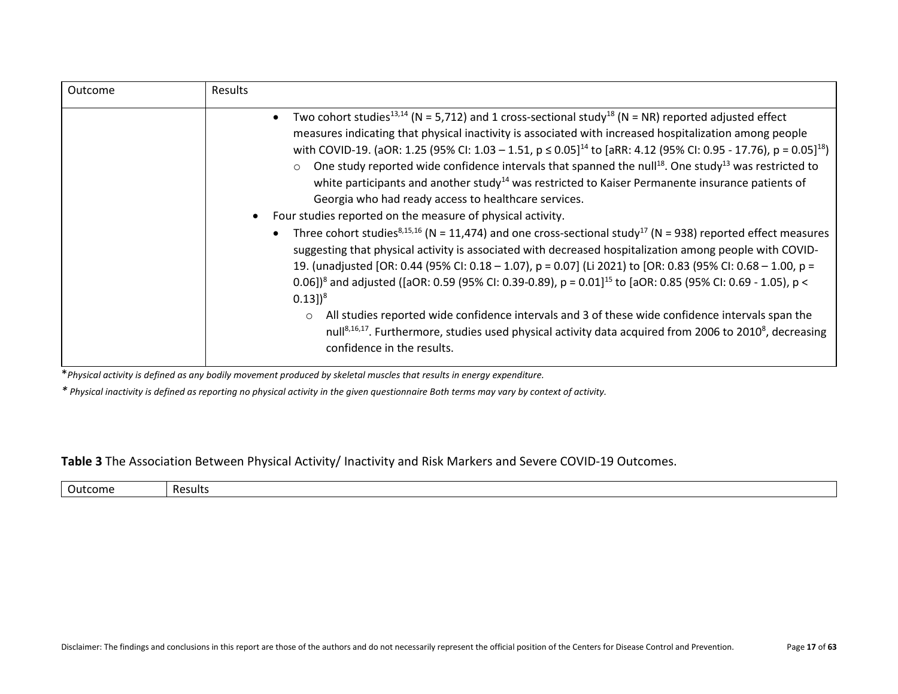| Outcome | Results |
|---|---|
| | • Two cohort studies[13,14] (N = 5,712) and 1 cross-sectional study[18] (N = NR) reported adjusted effect measures indicating that physical inactivity is associated with increased hospitalization among people with COVID-19. (aOR: 1.25 (95% CI: 1.03 – 1.51, $p \leq 0.05$][14] to [aRR: 4.12 (95% CI: 0.95 - 17.76), $p = 0.05$][18])<br>  ○ One study reported wide confidence intervals that spanned the null[18]. One study[13] was restricted to white participants and another study[14] was restricted to Kaiser Permanente insurance patients of Georgia who had ready access to healthcare services.<br>• Four studies reported on the measure of physical activity.<br>  • Three cohort studies[8,15,16] (N = 11,474) and one cross-sectional study[17] (N = 938) reported effect measures suggesting that physical activity is associated with decreased hospitalization among people with COVID-19. (unadjusted [OR: 0.44 (95% CI: 0.18 – 1.07), $p = 0.07$] (Li 2021) to [OR: 0.83 (95% CI: 0.68 – 1.00, $p = 0.06$])[8] and adjusted ([aOR: 0.59 (95% CI: 0.39-0.89), $p = 0.01$][15] to [aOR: 0.85 (95% CI: 0.69 - 1.05), $p < 0.13$])[8]<br>    ○ All studies reported wide confidence intervals and 3 of these wide confidence intervals span the null[8,16,17]. Furthermore, studies used physical activity data acquired from 2006 to 2010[8], decreasing confidence in the results. |

*\*Physical activity is defined as any bodily movement produced by skeletal muscles that results in energy expenditure.*

*\* Physical inactivity is defined as reporting no physical activity in the given questionnaire Both terms may vary by context of activity.*

**Table 3** The Association Between Physical Activity/ Inactivity and Risk Markers and Severe COVID-19 Outcomes.

| Outcome | Results |
|---|---|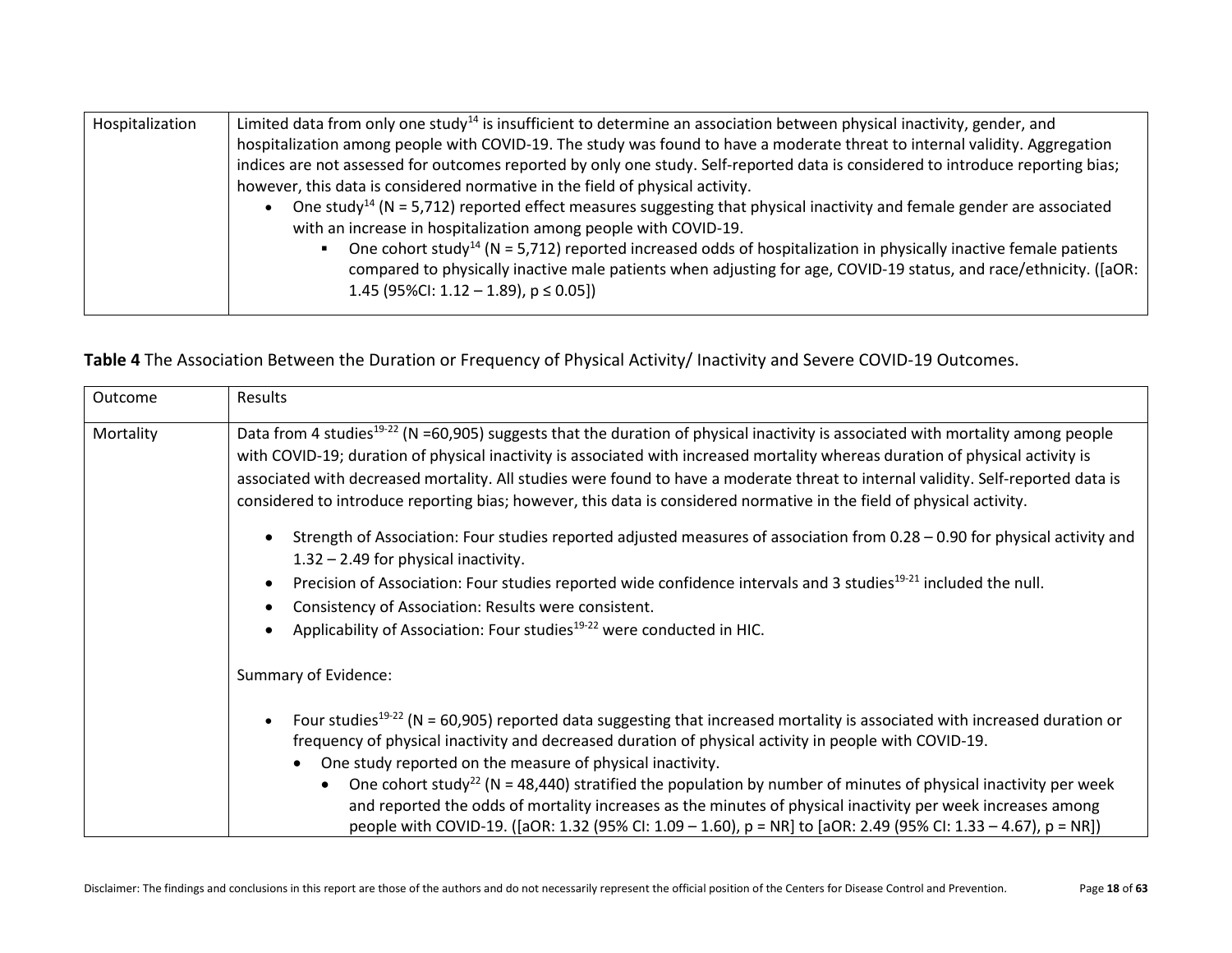| Hospitalization | Limited data from only one study[14] is insufficient to determine an association between physical inactivity, gender, and hospitalization among people with COVID-19. The study was found to have a moderate threat to internal validity. Aggregation indices are not assessed for outcomes reported by only one study. Self-reported data is considered to introduce reporting bias; however, this data is considered normative in the field of physical activity.<br>• One study[14] (N = 5,712) reported effect measures suggesting that physical inactivity and female gender are associated with an increase in hospitalization among people with COVID-19.<br>  ▪ One cohort study[14] (N = 5,712) reported increased odds of hospitalization in physically inactive female patients compared to physically inactive male patients when adjusting for age, COVID-19 status, and race/ethnicity. ([aOR: 1.45 (95%CI: 1.12 – 1.89), p ≤ 0.05]) |
|---|---|

**Table 4** The Association Between the Duration or Frequency of Physical Activity/ Inactivity and Severe COVID-19 Outcomes.

| Outcome | Results |
|---|---|
| Mortality | Data from 4 studies[19-22] (N =60,905) suggests that the duration of physical inactivity is associated with mortality among people with COVID-19; duration of physical inactivity is associated with increased mortality whereas duration of physical activity is associated with decreased mortality. All studies were found to have a moderate threat to internal validity. Self-reported data is considered to introduce reporting bias; however, this data is considered normative in the field of physical activity.<br>• Strength of Association: Four studies reported adjusted measures of association from 0.28 – 0.90 for physical activity and 1.32 – 2.49 for physical inactivity.<br>• Precision of Association: Four studies reported wide confidence intervals and 3 studies[19-21] included the null.<br>• Consistency of Association: Results were consistent.<br>• Applicability of Association: Four studies[19-22] were conducted in HIC.<br><br>Summary of Evidence:<br><br>• Four studies[19-22] (N = 60,905) reported data suggesting that increased mortality is associated with increased duration or frequency of physical inactivity and decreased duration of physical activity in people with COVID-19.<br>  • One study reported on the measure of physical inactivity.<br>    • One cohort study[22] (N = 48,440) stratified the population by number of minutes of physical inactivity per week and reported the odds of mortality increases as the minutes of physical inactivity per week increases among people with COVID-19. ([aOR: 1.32 (95% CI: 1.09 – 1.60), p = NR] to [aOR: 2.49 (95% CI: 1.33 – 4.67), p = NR]) |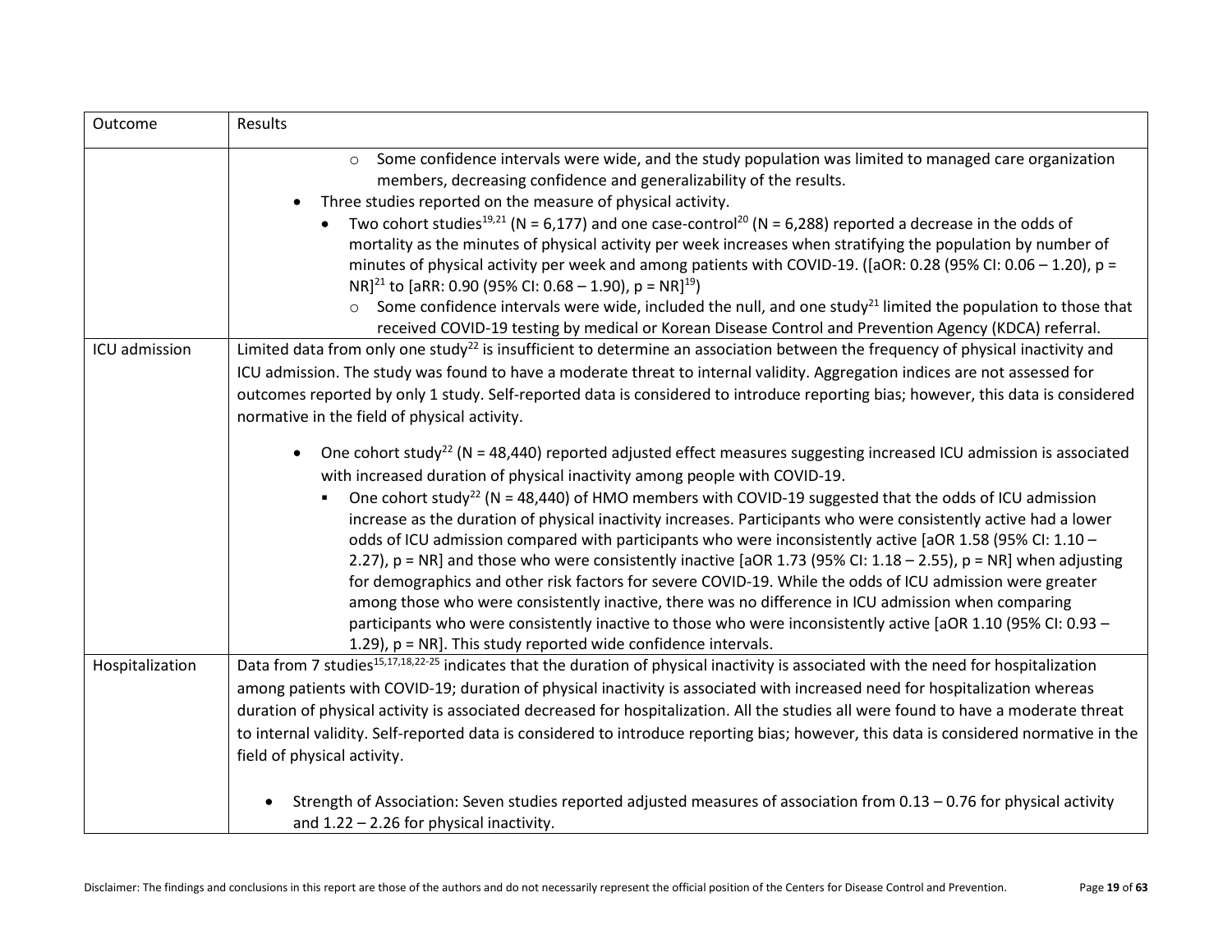| Outcome | Results |
|---|---|
| | ○ Some confidence intervals were wide, and the study population was limited to managed care organization members, decreasing confidence and generalizability of the results.<br>• Three studies reported on the measure of physical activity.<br>  • Two cohort studies[19,21] (N = 6,177) and one case-control[20] (N = 6,288) reported a decrease in the odds of mortality as the minutes of physical activity per week increases when stratifying the population by number of minutes of physical activity per week and among patients with COVID-19. ([aOR: 0.28 (95% CI: 0.06 – 1.20), p = NR][21] to [aRR: 0.90 (95% CI: 0.68 – 1.90), p = NR][19])<br>    ○ Some confidence intervals were wide, included the null, and one study[21] limited the population to those that received COVID-19 testing by medical or Korean Disease Control and Prevention Agency (KDCA) referral. |
| ICU admission | Limited data from only one study[22] is insufficient to determine an association between the frequency of physical inactivity and ICU admission. The study was found to have a moderate threat to internal validity. Aggregation indices are not assessed for outcomes reported by only 1 study. Self-reported data is considered to introduce reporting bias; however, this data is considered normative in the field of physical activity.<br><br>• One cohort study[22] (N = 48,440) reported adjusted effect measures suggesting increased ICU admission is associated with increased duration of physical inactivity among people with COVID-19.<br>  ▪ One cohort study[22] (N = 48,440) of HMO members with COVID-19 suggested that the odds of ICU admission increase as the duration of physical inactivity increases. Participants who were consistently active had a lower odds of ICU admission compared with participants who were inconsistently active [aOR 1.58 (95% CI: 1.10 – 2.27), p = NR] and those who were consistently inactive [aOR 1.73 (95% CI: 1.18 – 2.55), p = NR] when adjusting for demographics and other risk factors for severe COVID-19. While the odds of ICU admission were greater among those who were consistently inactive, there was no difference in ICU admission when comparing participants who were consistently inactive to those who were inconsistently active [aOR 1.10 (95% CI: 0.93 – 1.29), p = NR]. This study reported wide confidence intervals. |
| Hospitalization | Data from 7 studies[15,17,18,22-25] indicates that the duration of physical inactivity is associated with the need for hospitalization among patients with COVID-19; duration of physical inactivity is associated with increased need for hospitalization whereas duration of physical activity is associated decreased for hospitalization. All the studies all were found to have a moderate threat to internal validity. Self-reported data is considered to introduce reporting bias; however, this data is considered normative in the field of physical activity.<br><br>• Strength of Association: Seven studies reported adjusted measures of association from 0.13 – 0.76 for physical activity and 1.22 – 2.26 for physical inactivity. |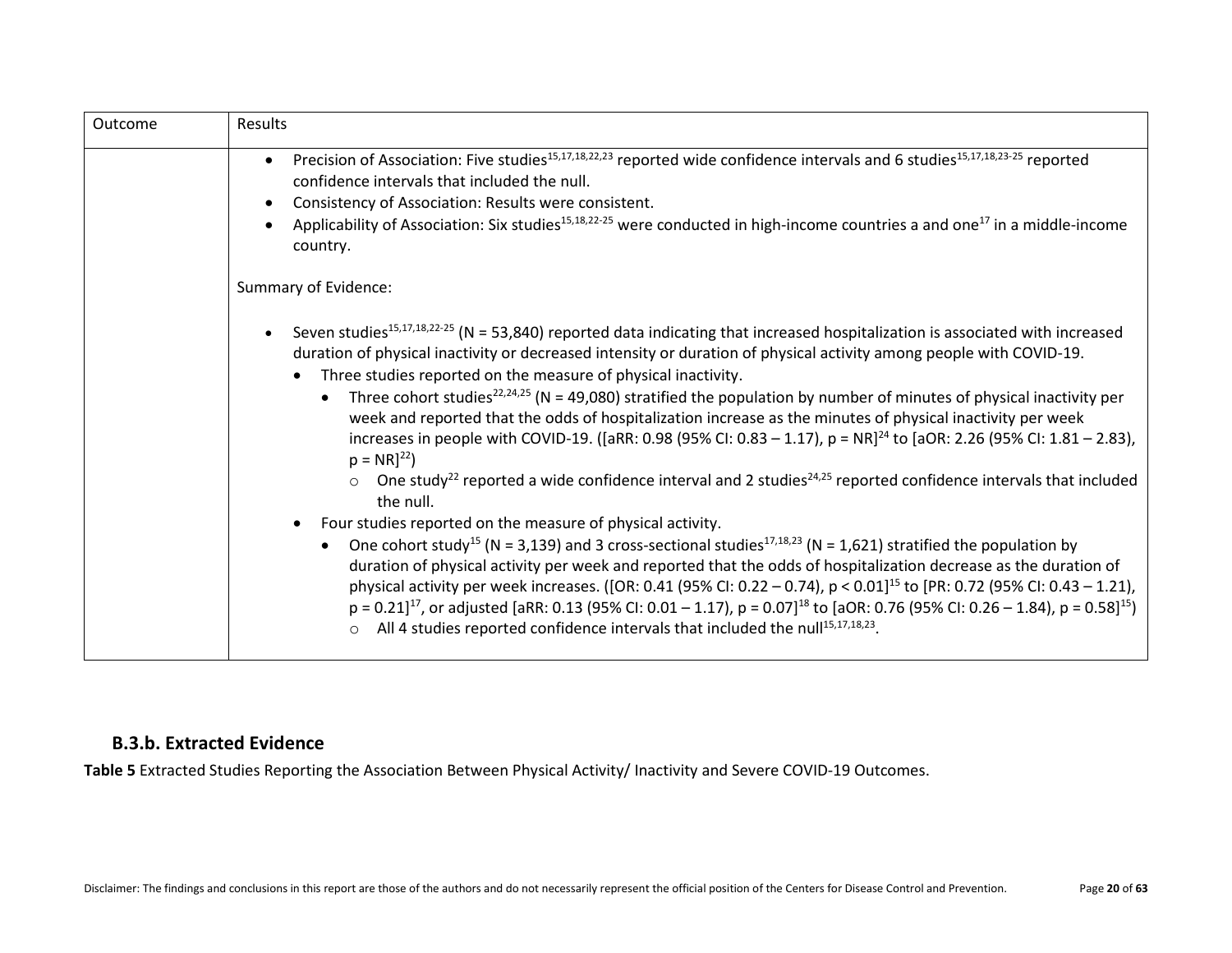| Outcome | Results |
| --- | --- |
| | • Precision of Association: Five studies[15,17,18,22,23] reported wide confidence intervals and 6 studies[15,17,18,23-25] reported confidence intervals that included the null.<br>• Consistency of Association: Results were consistent.<br>• Applicability of Association: Six studies[15,18,22-25] were conducted in high-income countries a and one[17] in a middle-income country.<br><br>Summary of Evidence:<br><br>• Seven studies[15,17,18,22-25] (N = 53,840) reported data indicating that increased hospitalization is associated with increased duration of physical inactivity or decreased intensity or duration of physical activity among people with COVID-19.<br>&nbsp;&nbsp;• Three studies reported on the measure of physical inactivity.<br>&nbsp;&nbsp;&nbsp;&nbsp;• Three cohort studies[22,24,25] (N = 49,080) stratified the population by number of minutes of physical inactivity per week and reported that the odds of hospitalization increase as the minutes of physical inactivity per week increases in people with COVID-19. ([aRR: 0.98 (95% CI: 0.83 – 1.17), p = NR][24] to [aOR: 2.26 (95% CI: 1.81 – 2.83), p = NR][22])<br>&nbsp;&nbsp;&nbsp;&nbsp;&nbsp;&nbsp;o One study[22] reported a wide confidence interval and 2 studies[24,25] reported confidence intervals that included the null.<br>&nbsp;&nbsp;• Four studies reported on the measure of physical activity.<br>&nbsp;&nbsp;&nbsp;&nbsp;• One cohort study[15] (N = 3,139) and 3 cross-sectional studies[17,18,23] (N = 1,621) stratified the population by duration of physical activity per week and reported that the odds of hospitalization decrease as the duration of physical activity per week increases. ([OR: 0.41 (95% CI: 0.22 – 0.74), p < 0.01][15] to [PR: 0.72 (95% CI: 0.43 – 1.21), p = 0.21][17], or adjusted [aRR: 0.13 (95% CI: 0.01 – 1.17), p = 0.07][18] to [aOR: 0.76 (95% CI: 0.26 – 1.84), p = 0.58][15])<br>&nbsp;&nbsp;&nbsp;&nbsp;&nbsp;&nbsp;o All 4 studies reported confidence intervals that included the null[15,17,18,23]. |

### B.3.b. Extracted Evidence

**Table 5** Extracted Studies Reporting the Association Between Physical Activity/ Inactivity and Severe COVID-19 Outcomes.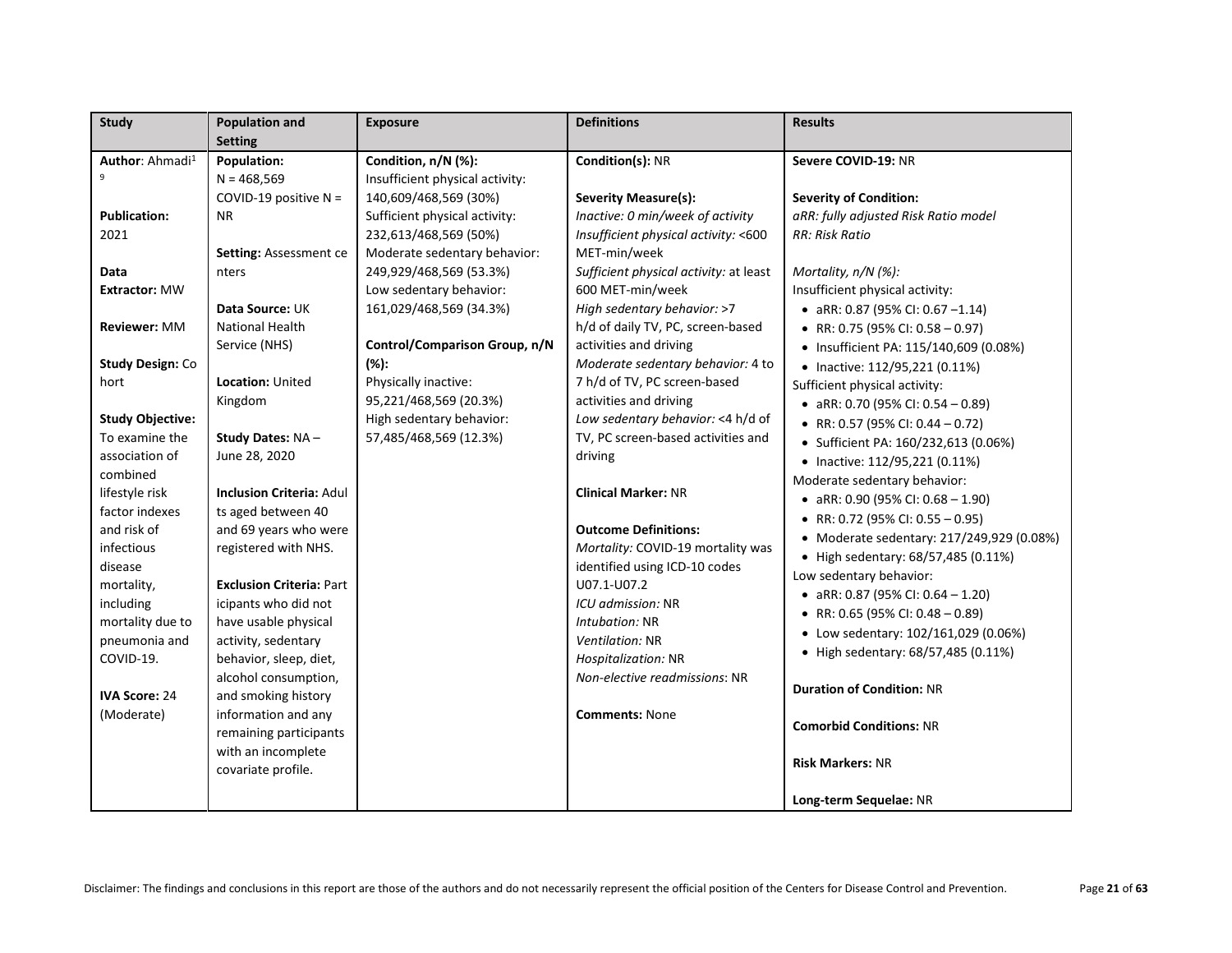| Study | Population and Setting | Exposure | Definitions | Results |
| --- | --- | --- | --- | --- |
| **Author**: Ahmadi[19]<br><br>**Publication:** 2021<br><br>**Data Extractor:** MW<br><br>**Reviewer:** MM<br><br>**Study Design:** Cohort<br><br>**Study Objective:** To examine the association of combined lifestyle risk factor indexes and risk of infectious disease mortality, including mortality due to pneumonia and COVID-19.<br><br>**IVA Score:** 24 (Moderate) | **Population:**<br>N = 468,569<br>COVID-19 positive N = NR<br><br>**Setting:** Assessment centers<br><br>**Data Source:** UK National Health Service (NHS)<br><br>**Location:** United Kingdom<br><br>**Study Dates:** NA – June 28, 2020<br><br>**Inclusion Criteria:** Adults aged between 40 and 69 years who were registered with NHS.<br><br>**Exclusion Criteria:** Participants who did not have usable physical activity, sedentary behavior, sleep, diet, alcohol consumption, and smoking history information and any remaining participants with an incomplete covariate profile. | **Condition, n/N (%):**<br>Insufficient physical activity: 140,609/468,569 (30%)<br>Sufficient physical activity: 232,613/468,569 (50%)<br>Moderate sedentary behavior: 249,929/468,569 (53.3%)<br>Low sedentary behavior: 161,029/468,569 (34.3%)<br><br>**Control/Comparison Group, n/N (%):**<br>Physically inactive: 95,221/468,569 (20.3%)<br>High sedentary behavior: 57,485/468,569 (12.3%) | **Condition(s):** NR<br><br>**Severity Measure(s):**<br>*Inactive: 0 min/week of activity*<br>*Insufficient physical activity:* <600 MET-min/week<br>*Sufficient physical activity:* at least 600 MET-min/week<br>*High sedentary behavior:* >7 h/d of daily TV, PC, screen-based activities and driving<br>*Moderate sedentary behavior:* 4 to 7 h/d of TV, PC screen-based activities and driving<br>*Low sedentary behavior:* <4 h/d of TV, PC screen-based activities and driving<br><br>**Clinical Marker:** NR<br><br>**Outcome Definitions:**<br>*Mortality:* COVID-19 mortality was identified using ICD-10 codes U07.1-U07.2<br>*ICU admission:* NR<br>*Intubation:* NR<br>*Ventilation:* NR<br>*Hospitalization:* NR<br>*Non-elective readmissions*: NR<br><br>**Comments:** None | **Severe COVID-19:** NR<br><br>**Severity of Condition:**<br>*aRR: fully adjusted Risk Ratio model*<br>*RR: Risk Ratio*<br><br>*Mortality, n/N (%):*<br>Insufficient physical activity:<br>• aRR: 0.87 (95% CI: 0.67 –1.14)<br>• RR: 0.75 (95% CI: 0.58 – 0.97)<br>• Insufficient PA: 115/140,609 (0.08%)<br>• Inactive: 112/95,221 (0.11%)<br>Sufficient physical activity:<br>• aRR: 0.70 (95% CI: 0.54 – 0.89)<br>• RR: 0.57 (95% CI: 0.44 – 0.72)<br>• Sufficient PA: 160/232,613 (0.06%)<br>• Inactive: 112/95,221 (0.11%)<br>Moderate sedentary behavior:<br>• aRR: 0.90 (95% CI: 0.68 – 1.90)<br>• RR: 0.72 (95% CI: 0.55 – 0.95)<br>• Moderate sedentary: 217/249,929 (0.08%)<br>• High sedentary: 68/57,485 (0.11%)<br>Low sedentary behavior:<br>• aRR: 0.87 (95% CI: 0.64 – 1.20)<br>• RR: 0.65 (95% CI: 0.48 – 0.89)<br>• Low sedentary: 102/161,029 (0.06%)<br>• High sedentary: 68/57,485 (0.11%)<br><br>**Duration of Condition:** NR<br><br>**Comorbid Conditions:** NR<br><br>**Risk Markers:** NR<br><br>**Long-term Sequelae:** NR |

Disclaimer: The findings and conclusions in this report are those of the authors and do not necessarily represent the official position of the Centers for Disease Control and Prevention.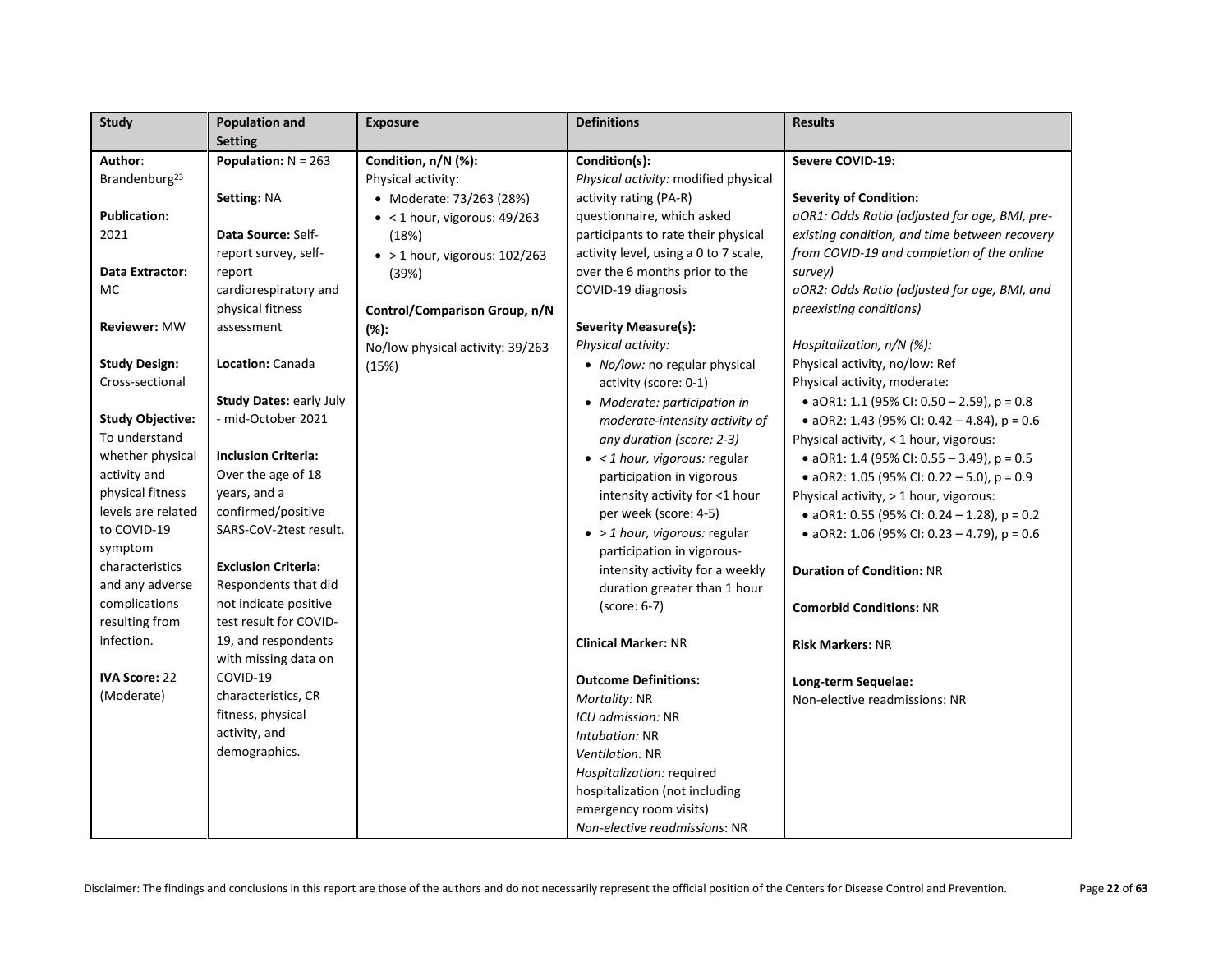| Study | Population and Setting | Exposure | Definitions | Results |
|---|---|---|---|---|
| **Author**: Brandenburg[23]<br><br>**Publication:** 2021<br><br>**Data Extractor:** MC<br><br>**Reviewer:** MW<br><br>**Study Design:** Cross-sectional<br><br>**Study Objective:** To understand whether physical activity and physical fitness levels are related to COVID-19 symptom characteristics and any adverse complications resulting from infection.<br><br>**IVA Score:** 22 (Moderate) | **Population:** N = 263<br><br>**Setting:** NA<br><br>**Data Source:** Self-report survey, self-report cardiorespiratory and physical fitness assessment<br><br>**Location:** Canada<br><br>**Study Dates:** early July - mid-October 2021<br><br>**Inclusion Criteria:** Over the age of 18 years, and a confirmed/positive SARS-CoV-2test result.<br><br>**Exclusion Criteria:** Respondents that did not indicate positive test result for COVID-19, and respondents with missing data on COVID-19 characteristics, CR fitness, physical activity, and demographics. | **Condition, n/N (%):**<br>Physical activity:<br>• Moderate: 73/263 (28%)<br>• < 1 hour, vigorous: 49/263 (18%)<br>• > 1 hour, vigorous: 102/263 (39%)<br><br>**Control/Comparison Group, n/N (%):**<br>No/low physical activity: 39/263 (15%) | **Condition(s):**<br>*Physical activity:* modified physical activity rating (PA-R) questionnaire, which asked participants to rate their physical activity level, using a 0 to 7 scale, over the 6 months prior to the COVID-19 diagnosis<br><br>**Severity Measure(s):**<br>*Physical activity:*<br>• *No/low:* no regular physical activity (score: 0-1)<br>• *Moderate: participation in moderate-intensity activity of any duration (score: 2-3)*<br>• *< 1 hour, vigorous:* regular participation in vigorous intensity activity for <1 hour per week (score: 4-5)<br>• *> 1 hour, vigorous:* regular participation in vigorous-intensity activity for a weekly duration greater than 1 hour (score: 6-7)<br><br>**Clinical Marker:** NR<br><br>**Outcome Definitions:**<br>*Mortality:* NR<br>*ICU admission:* NR<br>*Intubation:* NR<br>*Ventilation:* NR<br>*Hospitalization:* required hospitalization (not including emergency room visits)<br>*Non-elective readmissions*: NR | **Severe COVID-19:**<br><br>**Severity of Condition:**<br>*aOR1: Odds Ratio (adjusted for age, BMI, pre-existing condition, and time between recovery from COVID-19 and completion of the online survey)*<br>*aOR2: Odds Ratio (adjusted for age, BMI, and preexisting conditions)*<br><br>*Hospitalization, n/N (%):*<br>Physical activity, no/low: Ref<br>Physical activity, moderate:<br>• aOR1: 1.1 (95% CI: 0.50 – 2.59), p = 0.8<br>• aOR2: 1.43 (95% CI: 0.42 – 4.84), p = 0.6<br>Physical activity, < 1 hour, vigorous:<br>• aOR1: 1.4 (95% CI: 0.55 – 3.49), p = 0.5<br>• aOR2: 1.05 (95% CI: 0.22 – 5.0), p = 0.9<br>Physical activity, > 1 hour, vigorous:<br>• aOR1: 0.55 (95% CI: 0.24 – 1.28), p = 0.2<br>• aOR2: 1.06 (95% CI: 0.23 – 4.79), p = 0.6<br><br>**Duration of Condition:** NR<br><br>**Comorbid Conditions:** NR<br><br>**Risk Markers:** NR<br><br>**Long-term Sequelae:**<br>Non-elective readmissions: NR |

Disclaimer: The findings and conclusions in this report are those of the authors and do not necessarily represent the official position of the Centers for Disease Control and Prevention.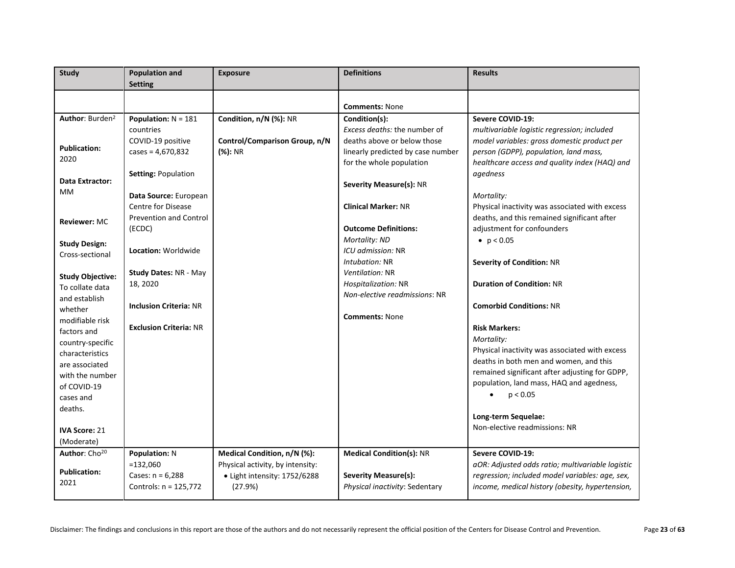| Study | Population and Setting | Exposure | Definitions | Results |
|---|---|---|---|---|
| | | | **Comments:** None | |
| **Author**: Burden[2]<br><br>**Publication:** 2020<br><br>**Data Extractor:** MM<br><br>**Reviewer:** MC<br><br>**Study Design:** Cross-sectional<br><br>**Study Objective:** To collate data and establish whether modifiable risk factors and country-specific characteristics are associated with the number of COVID-19 cases and deaths.<br><br>**IVA Score:** 21 (Moderate) | **Population:** N = 181 countries<br>COVID-19 positive cases = 4,670,832<br><br>**Setting:** Population<br><br>**Data Source:** European Centre for Disease Prevention and Control (ECDC)<br><br>**Location:** Worldwide<br><br>**Study Dates:** NR - May 18, 2020<br><br>**Inclusion Criteria:** NR<br><br>**Exclusion Criteria:** NR | **Condition, n/N (%):** NR<br><br>**Control/Comparison Group, n/N (%):** NR | **Condition(s):**<br>*Excess deaths:* the number of deaths above or below those linearly predicted by case number for the whole population<br><br>**Severity Measure(s):** NR<br><br>**Clinical Marker:** NR<br><br>**Outcome Definitions:**<br>*Mortality: ND*<br>*ICU admission:* NR<br>*Intubation:* NR<br>*Ventilation:* NR<br>*Hospitalization:* NR<br>*Non-elective readmissions*: NR<br><br>**Comments:** None | **Severe COVID-19:**<br>*multivariable logistic regression; included model variables: gross domestic product per person (GDPP), population, land mass, healthcare access and quality index (HAQ) and agedness*<br><br>*Mortality:*<br>Physical inactivity was associated with excess deaths, and this remained significant after adjustment for confounders<br>• $p < 0.05$<br><br>**Severity of Condition:** NR<br><br>**Duration of Condition:** NR<br><br>**Comorbid Conditions:** NR<br><br>**Risk Markers:**<br>*Mortality:*<br>Physical inactivity was associated with excess deaths in both men and women, and this remained significant after adjusting for GDPP, population, land mass, HAQ and agedness,<br>• $p < 0.05$<br><br>**Long-term Sequelae:**<br>Non-elective readmissions: NR |
| **Author**: Cho[20]<br><br>**Publication:** 2021 | **Population:** N =132,060<br>Cases: n = 6,288<br>Controls: n = 125,772 | **Medical Condition, n/N (%):**<br>Physical activity, by intensity:<br>• Light intensity: 1752/6288 (27.9%) | **Medical Condition(s):** NR<br><br>**Severity Measure(s):**<br>*Physical inactivity*: Sedentary | **Severe COVID-19:**<br>*aOR: Adjusted odds ratio; multivariable logistic regression; included model variables: age, sex, income, medical history (obesity, hypertension,* |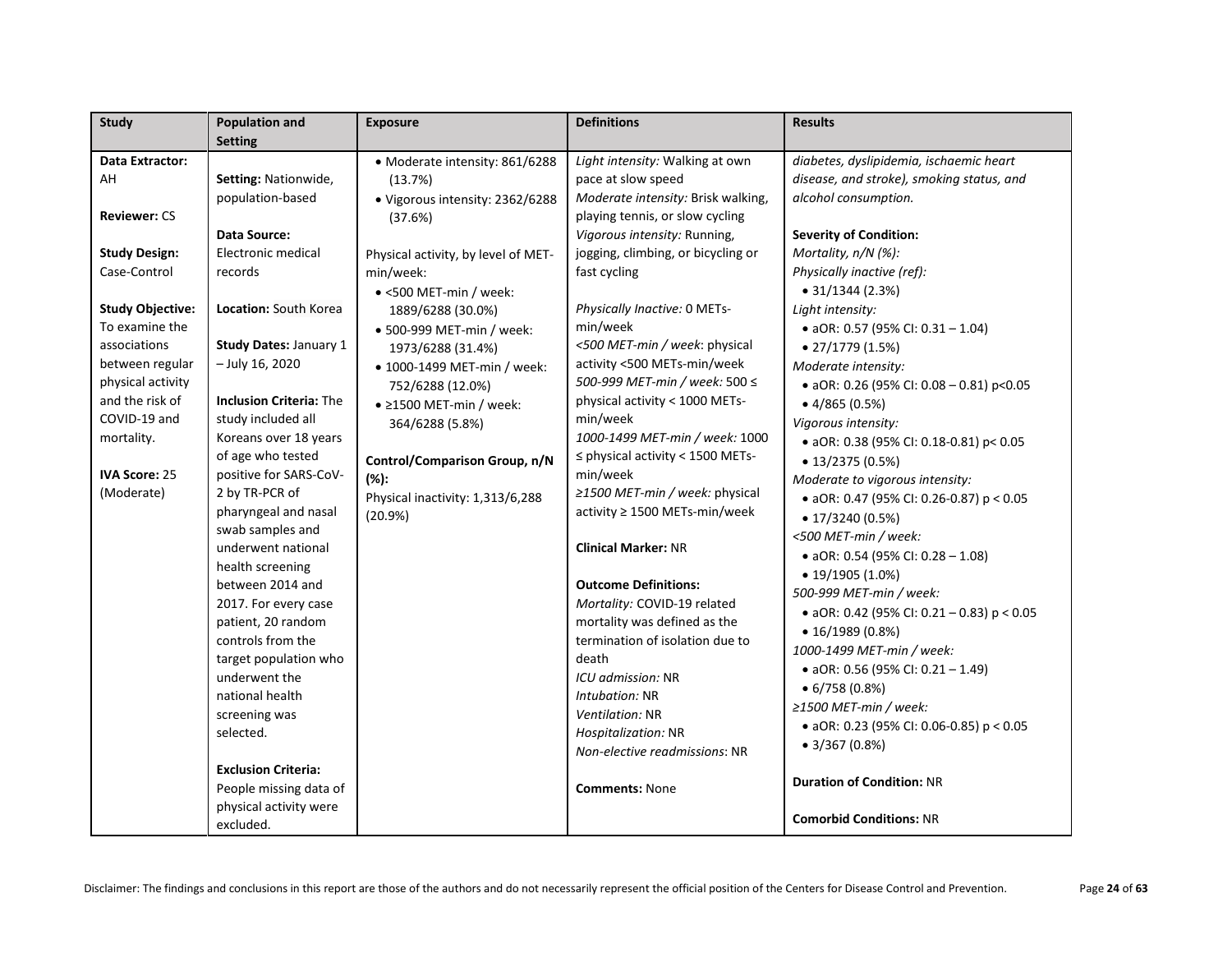| Study | Population and Setting | Exposure | Definitions | Results |
|---|---|---|---|---|
| **Data Extractor:** AH<br><br>**Reviewer:** CS<br><br>**Study Design:** Case-Control<br><br>**Study Objective:** To examine the associations between regular physical activity and the risk of COVID-19 and mortality.<br><br>**IVA Score:** 25 (Moderate) | **Setting:** Nationwide, population-based<br><br>**Data Source:** Electronic medical records<br><br>**Location:** South Korea<br><br>**Study Dates:** January 1 – July 16, 2020<br><br>**Inclusion Criteria:** The study included all Koreans over 18 years of age who tested positive for SARS-CoV-2 by TR-PCR of pharyngeal and nasal swab samples and underwent national health screening between 2014 and 2017. For every case patient, 20 random controls from the target population who underwent the national health screening was selected.<br><br>**Exclusion Criteria:** People missing data of physical activity were excluded. | • Moderate intensity: 861/6288 (13.7%)<br>• Vigorous intensity: 2362/6288 (37.6%)<br><br>Physical activity, by level of MET-min/week:<br>• <500 MET-min / week: 1889/6288 (30.0%)<br>• 500-999 MET-min / week: 1973/6288 (31.4%)<br>• 1000-1499 MET-min / week: 752/6288 (12.0%)<br>• ≥1500 MET-min / week: 364/6288 (5.8%)<br><br>**Control/Comparison Group, n/N (%):**<br>Physical inactivity: 1,313/6,288 (20.9%) | *Light intensity:* Walking at own pace at slow speed<br>*Moderate intensity:* Brisk walking, playing tennis, or slow cycling<br>*Vigorous intensity:* Running, jogging, climbing, or bicycling or fast cycling<br><br>*Physically Inactive:* 0 METs-min/week<br>*<500 MET-min / week*: physical activity <500 METs-min/week<br>*500-999 MET-min / week:* 500 ≤ physical activity < 1000 METs-min/week<br>*1000-1499 MET-min / week:* 1000 ≤ physical activity < 1500 METs-min/week<br>*≥1500 MET-min / week:* physical activity ≥ 1500 METs-min/week<br><br>**Clinical Marker:** NR<br><br>**Outcome Definitions:**<br>*Mortality:* COVID-19 related mortality was defined as the termination of isolation due to death<br>*ICU admission:* NR<br>*Intubation:* NR<br>*Ventilation:* NR<br>*Hospitalization:* NR<br>*Non-elective readmissions*: NR<br><br>**Comments:** None | *diabetes, dyslipidemia, ischaemic heart disease, and stroke), smoking status, and alcohol consumption.*<br><br>**Severity of Condition:**<br>*Mortality, n/N (%):*<br>*Physically inactive (ref):*<br>• 31/1344 (2.3%)<br>*Light intensity:*<br>• aOR: 0.57 (95% CI: 0.31 – 1.04)<br>• 27/1779 (1.5%)<br>*Moderate intensity:*<br>• aOR: 0.26 (95% CI: 0.08 – 0.81) p<0.05<br>• 4/865 (0.5%)<br>*Vigorous intensity:*<br>• aOR: 0.38 (95% CI: 0.18-0.81) p< 0.05<br>• 13/2375 (0.5%)<br>*Moderate to vigorous intensity:*<br>• aOR: 0.47 (95% CI: 0.26-0.87) p < 0.05<br>• 17/3240 (0.5%)<br>*<500 MET-min / week:*<br>• aOR: 0.54 (95% CI: 0.28 – 1.08)<br>• 19/1905 (1.0%)<br>*500-999 MET-min / week:*<br>• aOR: 0.42 (95% CI: 0.21 – 0.83) p < 0.05<br>• 16/1989 (0.8%)<br>*1000-1499 MET-min / week:*<br>• aOR: 0.56 (95% CI: 0.21 – 1.49)<br>• 6/758 (0.8%)<br>*≥1500 MET-min / week:*<br>• aOR: 0.23 (95% CI: 0.06-0.85) p < 0.05<br>• 3/367 (0.8%)<br><br>**Duration of Condition:** NR<br><br>**Comorbid Conditions:** NR |

Disclaimer: The findings and conclusions in this report are those of the authors and do not necessarily represent the official position of the Centers for Disease Control and Prevention.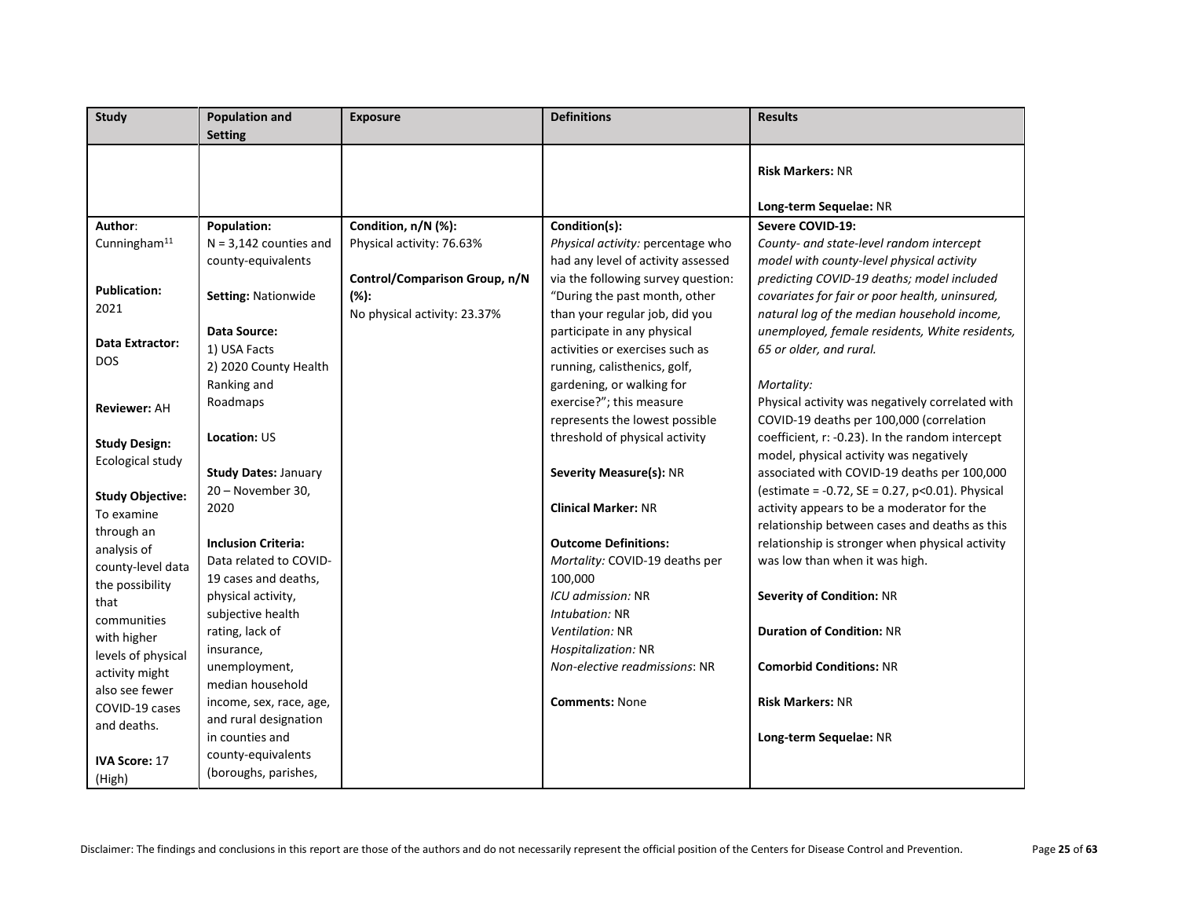| Study | Population and Setting | Exposure | Definitions | Results |
| --- | --- | --- | --- | --- |
| | | | | **Risk Markers:** NR<br><br>**Long-term Sequelae:** NR |
| **Author**: Cunningham[11]<br><br>**Publication:** 2021<br><br>**Data Extractor:** DOS<br><br>**Reviewer:** AH<br><br>**Study Design:** Ecological study<br><br>**Study Objective:** To examine through an analysis of county-level data the possibility that communities with higher levels of physical activity might also see fewer COVID-19 cases and deaths.<br><br>**IVA Score:** 17 (High) | **Population:** N = 3,142 counties and county-equivalents<br><br>**Setting:** Nationwide<br><br>**Data Source:**<br>1) USA Facts<br>2) 2020 County Health Ranking and Roadmaps<br><br>**Location:** US<br><br>**Study Dates:** January 20 – November 30, 2020<br><br>**Inclusion Criteria:** Data related to COVID-19 cases and deaths, physical activity, subjective health rating, lack of insurance, unemployment, median household income, sex, race, age, and rural designation in counties and county-equivalents (boroughs, parishes, | **Condition, n/N (%):**<br>Physical activity: 76.63%<br><br>**Control/Comparison Group, n/N (%):**<br>No physical activity: 23.37% | **Condition(s):**<br>*Physical activity:* percentage who had any level of activity assessed via the following survey question: "During the past month, other than your regular job, did you participate in any physical activities or exercises such as running, calisthenics, golf, gardening, or walking for exercise?"; this measure represents the lowest possible threshold of physical activity<br><br>**Severity Measure(s):** NR<br><br>**Clinical Marker:** NR<br><br>**Outcome Definitions:**<br>*Mortality:* COVID-19 deaths per 100,000<br>*ICU admission:* NR<br>*Intubation:* NR<br>*Ventilation:* NR<br>*Hospitalization:* NR<br>*Non-elective readmissions*: NR<br><br>**Comments:** None | **Severe COVID-19:**<br>*County- and state-level random intercept model with county-level physical activity predicting COVID-19 deaths; model included covariates for fair or poor health, uninsured, natural log of the median household income, unemployed, female residents, White residents, 65 or older, and rural.*<br><br>*Mortality:*<br>Physical activity was negatively correlated with COVID-19 deaths per 100,000 (correlation coefficient, r: -0.23). In the random intercept model, physical activity was negatively associated with COVID-19 deaths per 100,000 (estimate = -0.72, SE = 0.27, $p<0.01$). Physical activity appears to be a moderator for the relationship between cases and deaths as this relationship is stronger when physical activity was low than when it was high.<br><br>**Severity of Condition:** NR<br><br>**Duration of Condition:** NR<br><br>**Comorbid Conditions:** NR<br><br>**Risk Markers:** NR<br><br>**Long-term Sequelae:** NR |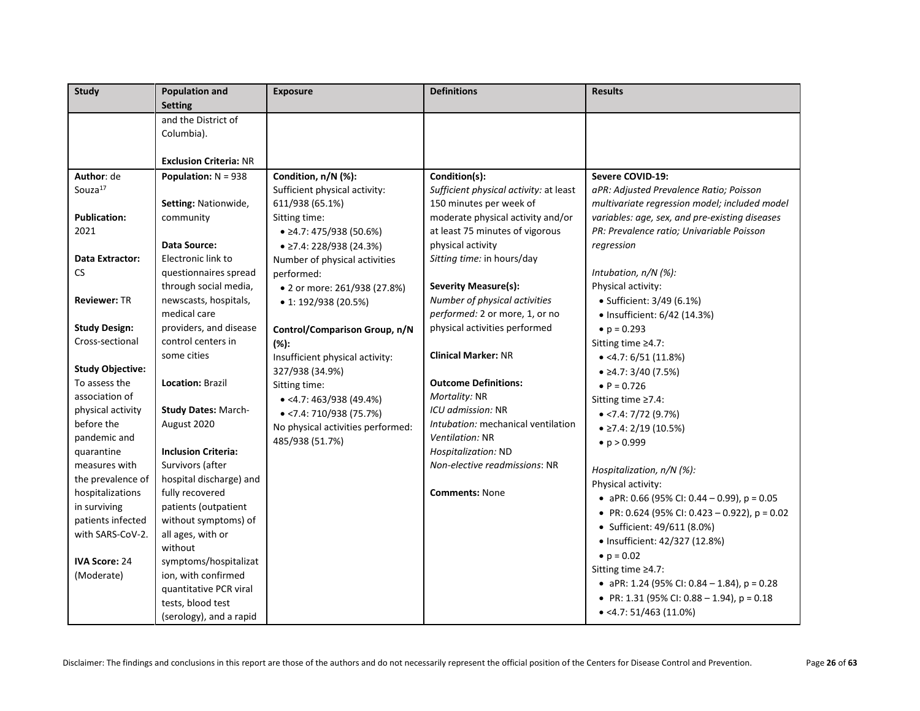| Study | Population and Setting | Exposure | Definitions | Results |
|---|---|---|---|---|
| | and the District of Columbia).<br><br>**Exclusion Criteria:** NR | | | |
| **Author**: de Souza[17]<br><br>**Publication:** 2021<br><br>**Data Extractor:** CS<br><br>**Reviewer:** TR<br><br>**Study Design:** Cross-sectional<br><br>**Study Objective:** To assess the association of physical activity before the pandemic and quarantine measures with the prevalence of hospitalizations in surviving patients infected with SARS-CoV-2.<br><br>**IVA Score:** 24 (Moderate) | **Population:** N = 938<br><br>**Setting:** Nationwide, community<br><br>**Data Source:** Electronic link to questionnaires spread through social media, newscasts, hospitals, medical care providers, and disease control centers in some cities<br><br>**Location:** Brazil<br><br>**Study Dates:** March-August 2020<br><br>**Inclusion Criteria:** Survivors (after hospital discharge) and fully recovered patients (outpatient without symptoms) of all ages, with or without symptoms/hospitalization, with confirmed quantitative PCR viral tests, blood test (serology), and a rapid | **Condition, n/N (%):**<br>Sufficient physical activity: 611/938 (65.1%)<br>Sitting time:<br>• ≥4.7: 475/938 (50.6%)<br>• ≥7.4: 228/938 (24.3%)<br>Number of physical activities performed:<br>• 2 or more: 261/938 (27.8%)<br>• 1: 192/938 (20.5%)<br><br>**Control/Comparison Group, n/N (%):**<br>Insufficient physical activity: 327/938 (34.9%)<br>Sitting time:<br>• <4.7: 463/938 (49.4%)<br>• <7.4: 710/938 (75.7%)<br>No physical activities performed: 485/938 (51.7%) | **Condition(s):**<br>*Sufficient physical activity:* at least 150 minutes per week of moderate physical activity and/or at least 75 minutes of vigorous physical activity<br>*Sitting time:* in hours/day<br><br>**Severity Measure(s):**<br>*Number of physical activities performed:* 2 or more, 1, or no physical activities performed<br><br>**Clinical Marker:** NR<br><br>**Outcome Definitions:**<br>*Mortality:* NR<br>*ICU admission:* NR<br>*Intubation:* mechanical ventilation<br>*Ventilation:* NR<br>*Hospitalization:* ND<br>*Non-elective readmissions*: NR<br><br>**Comments:** None | **Severe COVID-19:**<br>*aPR: Adjusted Prevalence Ratio; Poisson multivariate regression model; included model variables: age, sex, and pre-existing diseases*<br>*PR: Prevalence ratio; Univariable Poisson regression*<br><br>*Intubation, n/N (%):*<br>Physical activity:<br>• Sufficient: 3/49 (6.1%)<br>• Insufficient: 6/42 (14.3%)<br>• p = 0.293<br>Sitting time ≥4.7:<br>• <4.7: 6/51 (11.8%)<br>• ≥4.7: 3/40 (7.5%)<br>• P = 0.726<br>Sitting time ≥7.4:<br>• <7.4: 7/72 (9.7%)<br>• ≥7.4: 2/19 (10.5%)<br>• p > 0.999<br><br>*Hospitalization, n/N (%):*<br>Physical activity:<br>• aPR: 0.66 (95% CI: 0.44 – 0.99), p = 0.05<br>• PR: 0.624 (95% CI: 0.423 – 0.922), p = 0.02<br>• Sufficient: 49/611 (8.0%)<br>• Insufficient: 42/327 (12.8%)<br>• p = 0.02<br>Sitting time ≥4.7:<br>• aPR: 1.24 (95% CI: 0.84 – 1.84), p = 0.28<br>• PR: 1.31 (95% CI: 0.88 – 1.94), p = 0.18<br>• <4.7: 51/463 (11.0%) |

Disclaimer: The findings and conclusions in this report are those of the authors and do not necessarily represent the official position of the Centers for Disease Control and Prevention.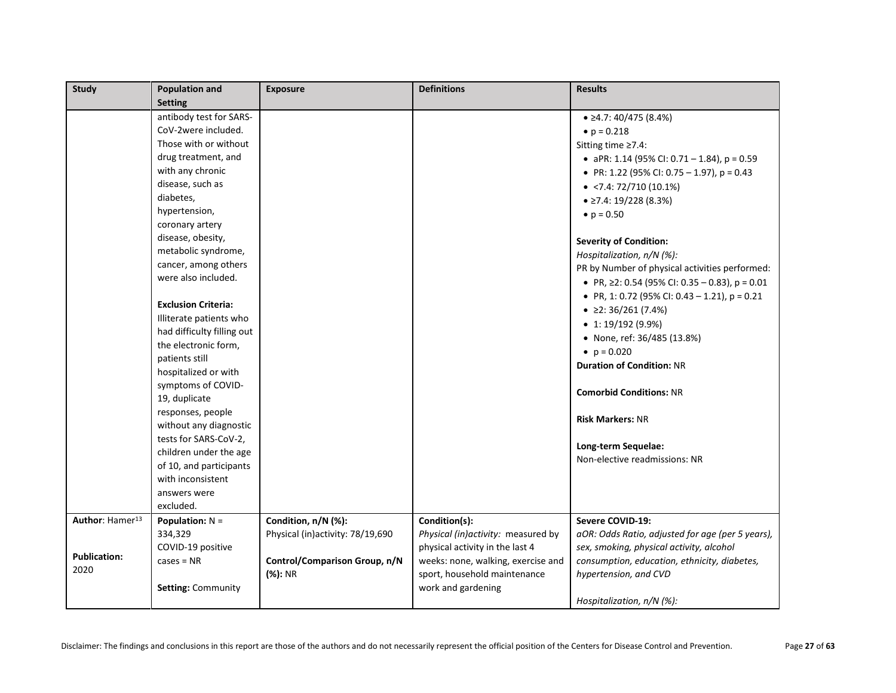| Study | Population and Setting | Exposure | Definitions | Results |
|---|---|---|---|---|
| | antibody test for SARS-CoV-2were included. Those with or without drug treatment, and with any chronic disease, such as diabetes, hypertension, coronary artery disease, obesity, metabolic syndrome, cancer, among others were also included.<br><br>**Exclusion Criteria:**<br>Illiterate patients who had difficulty filling out the electronic form, patients still hospitalized or with symptoms of COVID-19, duplicate responses, people without any diagnostic tests for SARS-CoV-2, children under the age of 10, and participants with inconsistent answers were excluded. | | | • ≥4.7: 40/475 (8.4%)<br>• p = 0.218<br>Sitting time ≥7.4:<br>• aPR: 1.14 (95% CI: 0.71 – 1.84), p = 0.59<br>• PR: 1.22 (95% CI: 0.75 – 1.97), p = 0.43<br>• <7.4: 72/710 (10.1%)<br>• ≥7.4: 19/228 (8.3%)<br>• p = 0.50<br><br>**Severity of Condition:**<br>*Hospitalization, n/N (%):*<br>PR by Number of physical activities performed:<br>• PR, ≥2: 0.54 (95% CI: 0.35 – 0.83), p = 0.01<br>• PR, 1: 0.72 (95% CI: 0.43 – 1.21), p = 0.21<br>• ≥2: 36/261 (7.4%)<br>• 1: 19/192 (9.9%)<br>• None, ref: 36/485 (13.8%)<br>• p = 0.020<br>**Duration of Condition:** NR<br><br>**Comorbid Conditions:** NR<br><br>**Risk Markers:** NR<br><br>**Long-term Sequelae:**<br>Non-elective readmissions: NR |
| **Author**: Hamer[13]<br><br>**Publication:** 2020 | **Population:** N = 334,329<br>COVID-19 positive cases = NR<br><br>**Setting:** Community | **Condition, n/N (%):**<br>Physical (in)activity: 78/19,690<br><br>**Control/Comparison Group, n/N (%):** NR | **Condition(s):**<br>*Physical (in)activity:* measured by physical activity in the last 4 weeks: none, walking, exercise and sport, household maintenance work and gardening | **Severe COVID-19:**<br>*aOR: Odds Ratio, adjusted for age (per 5 years), sex, smoking, physical activity, alcohol consumption, education, ethnicity, diabetes, hypertension, and CVD*<br><br>*Hospitalization, n/N (%):* |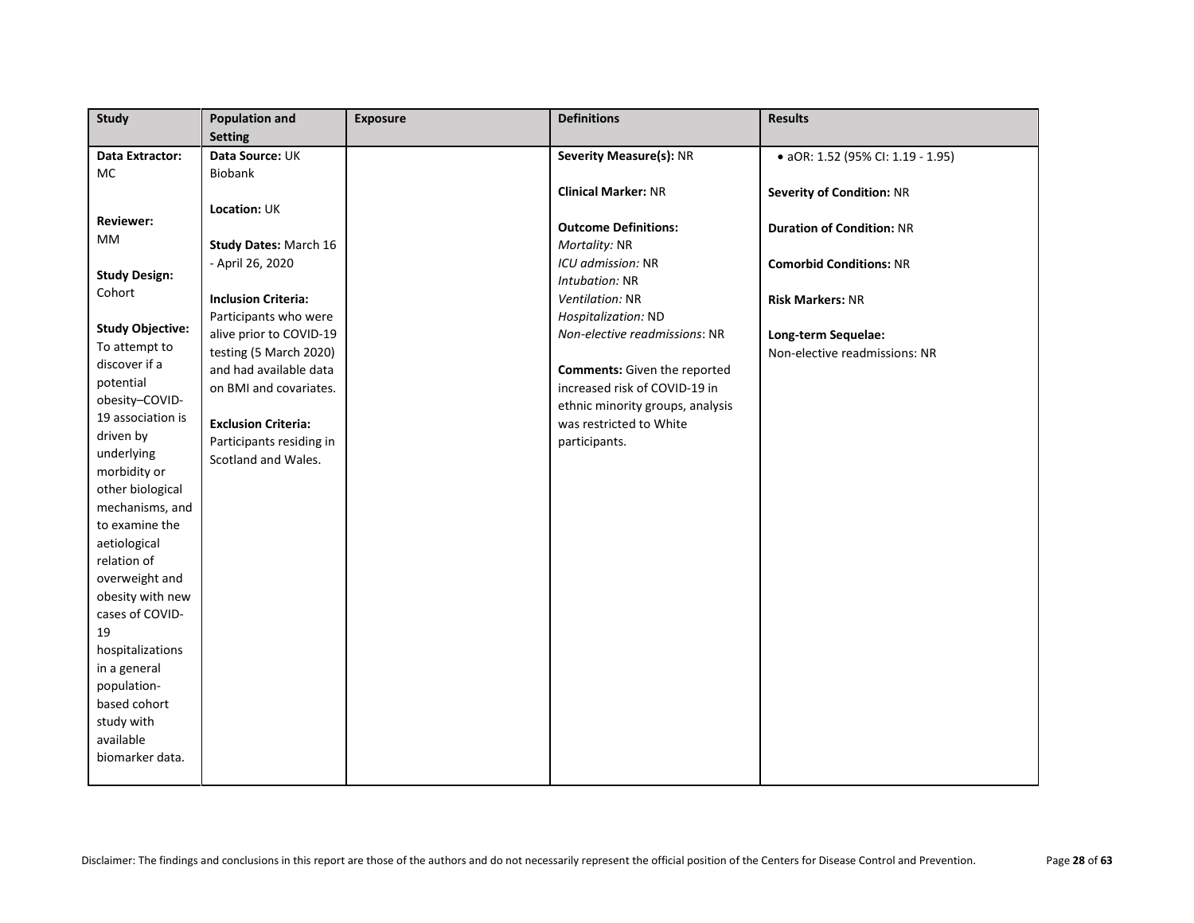| Study | Population and Setting | Exposure | Definitions | Results |
|---|---|---|---|---|
| **Data Extractor:** MC<br><br>**Reviewer:** MM<br><br>**Study Design:** Cohort<br><br>**Study Objective:** To attempt to discover if a potential obesity–COVID-19 association is driven by underlying morbidity or other biological mechanisms, and to examine the aetiological relation of overweight and obesity with new cases of COVID-19 hospitalizations in a general population-based cohort study with available biomarker data. | **Data Source:** UK Biobank<br><br>**Location:** UK<br><br>**Study Dates:** March 16 - April 26, 2020<br><br>**Inclusion Criteria:** Participants who were alive prior to COVID-19 testing (5 March 2020) and had available data on BMI and covariates.<br><br>**Exclusion Criteria:** Participants residing in Scotland and Wales. | | **Severity Measure(s):** NR<br><br>**Clinical Marker:** NR<br><br>**Outcome Definitions:**<br>*Mortality:* NR<br>*ICU admission:* NR<br>*Intubation:* NR<br>*Ventilation:* NR<br>*Hospitalization:* ND<br>*Non-elective readmissions*: NR<br><br>**Comments:** Given the reported increased risk of COVID-19 in ethnic minority groups, analysis was restricted to White participants. | • aOR: 1.52 (95% CI: 1.19 - 1.95)<br><br>**Severity of Condition:** NR<br><br>**Duration of Condition:** NR<br><br>**Comorbid Conditions:** NR<br><br>**Risk Markers:** NR<br><br>**Long-term Sequelae:**<br>Non-elective readmissions: NR |

Disclaimer: The findings and conclusions in this report are those of the authors and do not necessarily represent the official position of the Centers for Disease Control and Prevention.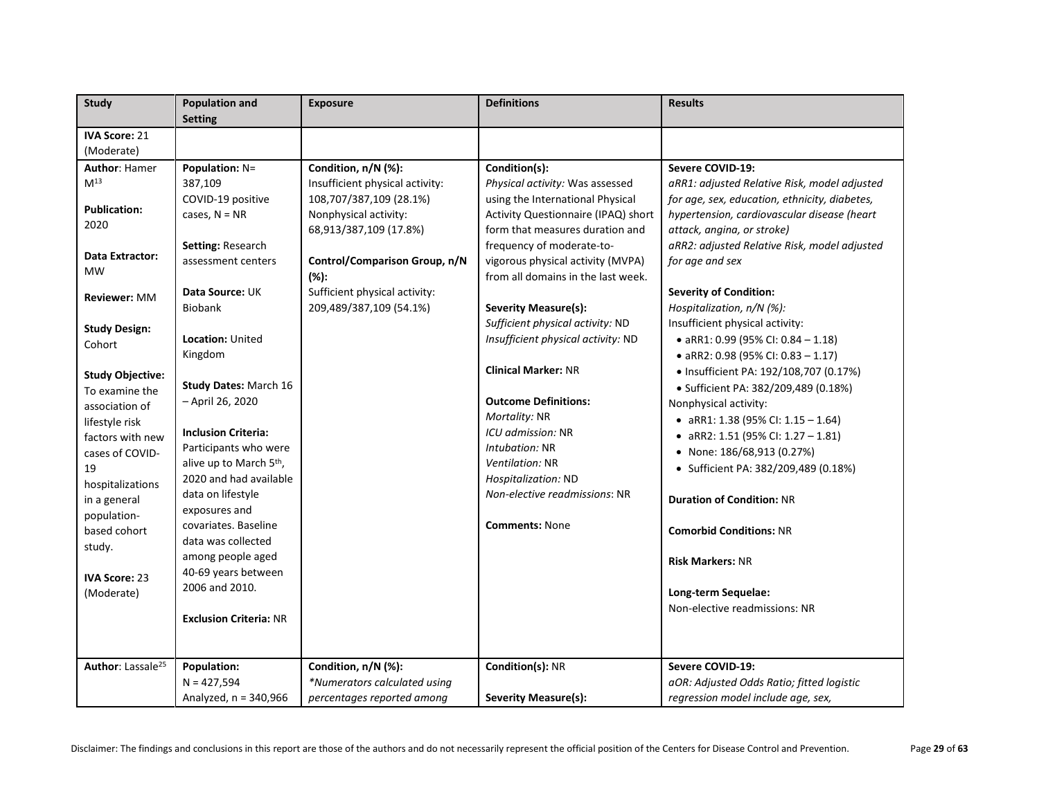| Study | Population and Setting | Exposure | Definitions | Results |
|---|---|---|---|---|
| **IVA Score:** 21 (Moderate) | | | | |
| **Author**: Hamer M[13]<br><br>**Publication:** 2020<br><br>**Data Extractor:** MW<br><br>**Reviewer:** MM<br><br>**Study Design:** Cohort<br><br>**Study Objective:** To examine the association of lifestyle risk factors with new cases of COVID-19 hospitalizations in a general population-based cohort study.<br><br>**IVA Score:** 23 (Moderate) | **Population:** N= 387,109<br>COVID-19 positive cases, N = NR<br><br>**Setting:** Research assessment centers<br><br>**Data Source:** UK Biobank<br><br>**Location:** United Kingdom<br><br>**Study Dates:** March 16 – April 26, 2020<br><br>**Inclusion Criteria:** Participants who were alive up to March 5th, 2020 and had available data on lifestyle exposures and covariates. Baseline data was collected among people aged 40-69 years between 2006 and 2010.<br><br>**Exclusion Criteria:** NR | **Condition, n/N (%):**<br>Insufficient physical activity: 108,707/387,109 (28.1%)<br>Nonphysical activity: 68,913/387,109 (17.8%)<br><br>**Control/Comparison Group, n/N (%):**<br>Sufficient physical activity: 209,489/387,109 (54.1%) | **Condition(s):**<br>*Physical activity:* Was assessed using the International Physical Activity Questionnaire (IPAQ) short form that measures duration and frequency of moderate-to-vigorous physical activity (MVPA) from all domains in the last week.<br><br>**Severity Measure(s):**<br>*Sufficient physical activity:* ND<br>*Insufficient physical activity:* ND<br><br>**Clinical Marker:** NR<br><br>**Outcome Definitions:**<br>*Mortality:* NR<br>*ICU admission:* NR<br>*Intubation:* NR<br>*Ventilation:* NR<br>*Hospitalization:* ND<br>*Non-elective readmissions*: NR<br><br>**Comments:** None | **Severe COVID-19:**<br>*aRR1: adjusted Relative Risk, model adjusted for age, sex, education, ethnicity, diabetes, hypertension, cardiovascular disease (heart attack, angina, or stroke)*<br>*aRR2: adjusted Relative Risk, model adjusted for age and sex*<br><br>**Severity of Condition:**<br>*Hospitalization, n/N (%):*<br>Insufficient physical activity:<br>• aRR1: 0.99 (95% CI: 0.84 – 1.18)<br>• aRR2: 0.98 (95% CI: 0.83 – 1.17)<br>• Insufficient PA: 192/108,707 (0.17%)<br>• Sufficient PA: 382/209,489 (0.18%)<br>Nonphysical activity:<br>• aRR1: 1.38 (95% CI: 1.15 – 1.64)<br>• aRR2: 1.51 (95% CI: 1.27 – 1.81)<br>• None: 186/68,913 (0.27%)<br>• Sufficient PA: 382/209,489 (0.18%)<br><br>**Duration of Condition:** NR<br><br>**Comorbid Conditions:** NR<br><br>**Risk Markers:** NR<br><br>**Long-term Sequelae:**<br>Non-elective readmissions: NR |
| **Author**: Lassale[25] | **Population:**<br>N = 427,594<br>Analyzed, n = 340,966 | **Condition, n/N (%):**<br>*\*Numerators calculated using percentages reported among* | **Condition(s):** NR<br><br>**Severity Measure(s):** | **Severe COVID-19:**<br>*aOR: Adjusted Odds Ratio; fitted logistic regression model include age, sex,* |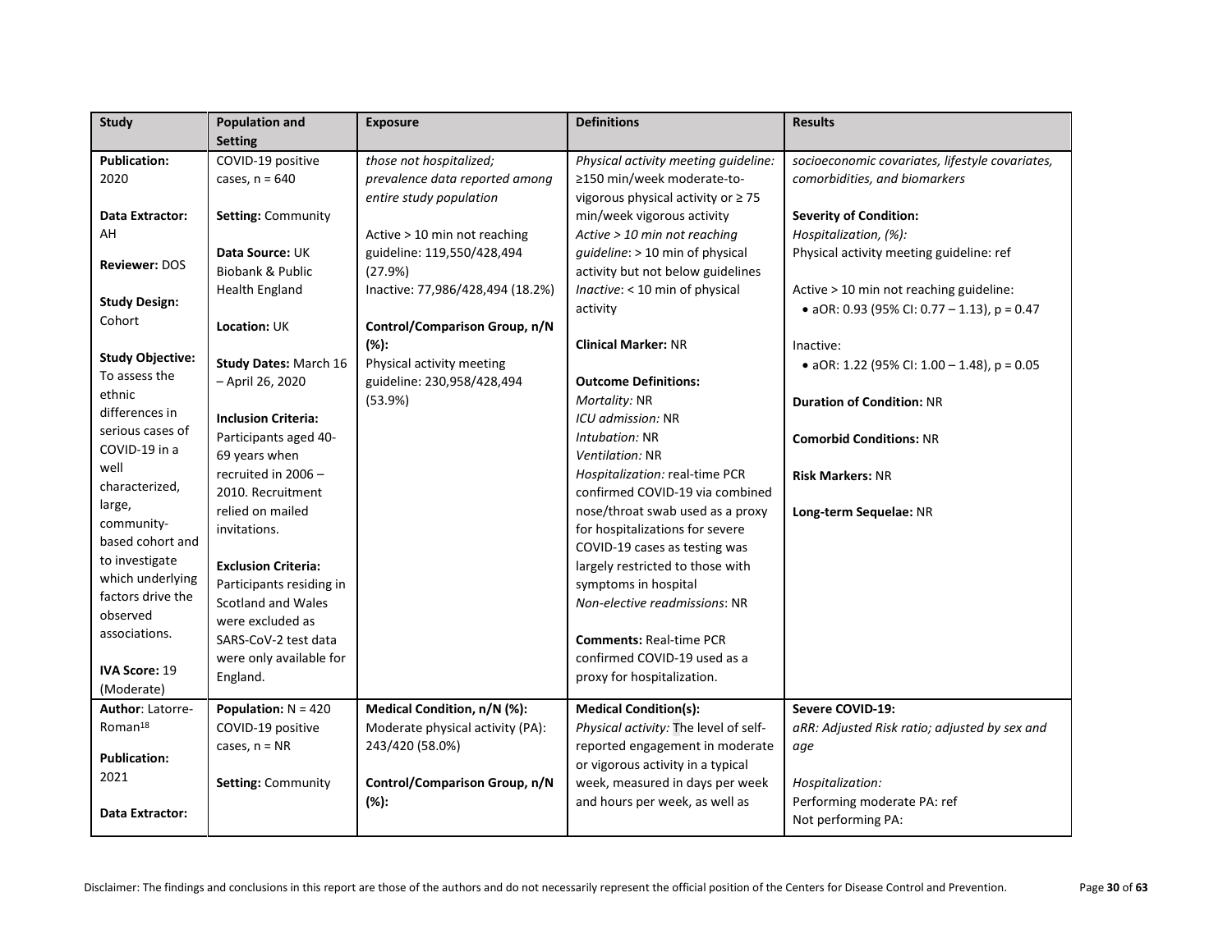| Study | Population and Setting | Exposure | Definitions | Results |
|---|---|---|---|---|
| **Publication:** 2020<br><br>**Data Extractor:** AH<br><br>**Reviewer:** DOS<br><br>**Study Design:** Cohort<br><br>**Study Objective:** To assess the ethnic differences in serious cases of COVID-19 in a well characterized, large, community-based cohort and to investigate which underlying factors drive the observed associations.<br><br>**IVA Score:** 19 (Moderate) | COVID-19 positive cases, n = 640<br><br>**Setting:** Community<br><br>**Data Source:** UK Biobank & Public Health England<br><br>**Location:** UK<br><br>**Study Dates:** March 16 – April 26, 2020<br><br>**Inclusion Criteria:** Participants aged 40-69 years when recruited in 2006 – 2010. Recruitment relied on mailed invitations.<br><br>**Exclusion Criteria:** Participants residing in Scotland and Wales were excluded as SARS-CoV-2 test data were only available for England. | *those not hospitalized; prevalence data reported among entire study population*<br><br>Active > 10 min not reaching guideline: 119,550/428,494 (27.9%)<br>Inactive: 77,986/428,494 (18.2%)<br><br>**Control/Comparison Group, n/N (%):**<br>Physical activity meeting guideline: 230,958/428,494 (53.9%) | *Physical activity meeting guideline:* ≥150 min/week moderate-to-vigorous physical activity or ≥ 75 min/week vigorous activity<br>*Active > 10 min not reaching guideline*: > 10 min of physical activity but not below guidelines<br>*Inactive*: < 10 min of physical activity<br><br>**Clinical Marker:** NR<br><br>**Outcome Definitions:**<br>*Mortality:* NR<br>*ICU admission:* NR<br>*Intubation:* NR<br>*Ventilation:* NR<br>*Hospitalization:* real-time PCR confirmed COVID-19 via combined nose/throat swab used as a proxy for hospitalizations for severe COVID-19 cases as testing was largely restricted to those with symptoms in hospital<br>*Non-elective readmissions*: NR<br><br>**Comments:** Real-time PCR confirmed COVID-19 used as a proxy for hospitalization. | *socioeconomic covariates, lifestyle covariates, comorbidities, and biomarkers*<br><br>**Severity of Condition:**<br>*Hospitalization, (%):*<br>Physical activity meeting guideline: ref<br><br>Active > 10 min not reaching guideline:<br>• aOR: 0.93 (95% CI: 0.77 – 1.13), p = 0.47<br><br>Inactive:<br>• aOR: 1.22 (95% CI: 1.00 – 1.48), p = 0.05<br><br>**Duration of Condition:** NR<br><br>**Comorbid Conditions:** NR<br><br>**Risk Markers:** NR<br><br>**Long-term Sequelae:** NR |
| **Author**: Latorre-Roman[18]<br><br>**Publication:** 2021<br><br>**Data Extractor:** | **Population:** N = 420 COVID-19 positive cases, n = NR<br><br>**Setting:** Community | **Medical Condition, n/N (%):**<br>Moderate physical activity (PA): 243/420 (58.0%)<br><br>**Control/Comparison Group, n/N (%):** | **Medical Condition(s):**<br>*Physical activity:* The level of self-reported engagement in moderate or vigorous activity in a typical week, measured in days per week and hours per week, as well as | **Severe COVID-19:**<br>*aRR: Adjusted Risk ratio; adjusted by sex and age*<br><br>*Hospitalization:*<br>Performing moderate PA: ref<br>Not performing PA: |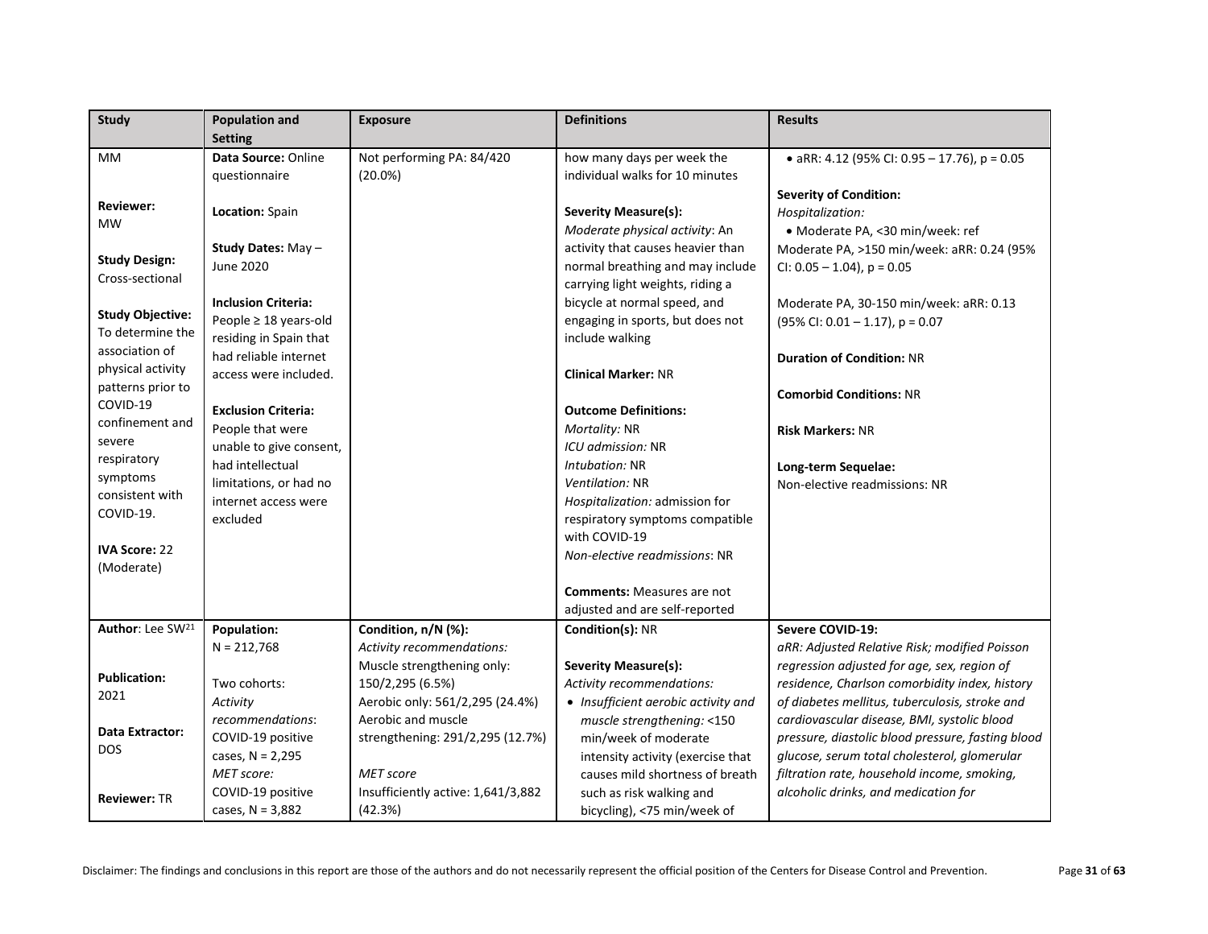| Study | Population and Setting | Exposure | Definitions | Results |
|---|---|---|---|---|
| MM<br><br>**Reviewer:** MW<br><br>**Study Design:** Cross-sectional<br><br>**Study Objective:** To determine the association of physical activity patterns prior to COVID-19 confinement and severe respiratory symptoms consistent with COVID-19.<br><br>**IVA Score:** 22 (Moderate) | **Data Source:** Online questionnaire<br><br>**Location:** Spain<br><br>**Study Dates:** May – June 2020<br><br>**Inclusion Criteria:** People ≥ 18 years-old residing in Spain that had reliable internet access were included.<br><br>**Exclusion Criteria:** People that were unable to give consent, had intellectual limitations, or had no internet access were excluded | Not performing PA: 84/420 (20.0%) | how many days per week the individual walks for 10 minutes<br><br>**Severity Measure(s):**<br>*Moderate physical activity*: An activity that causes heavier than normal breathing and may include carrying light weights, riding a bicycle at normal speed, and engaging in sports, but does not include walking<br><br>**Clinical Marker:** NR<br><br>**Outcome Definitions:**<br>*Mortality:* NR<br>*ICU admission:* NR<br>*Intubation:* NR<br>*Ventilation:* NR<br>*Hospitalization:* admission for respiratory symptoms compatible with COVID-19<br>*Non-elective readmissions*: NR<br><br>**Comments:** Measures are not adjusted and are self-reported | • aRR: 4.12 (95% CI: 0.95 – 17.76), p = 0.05<br><br>**Severity of Condition:**<br>*Hospitalization:*<br>• Moderate PA, <30 min/week: ref<br>Moderate PA, >150 min/week: aRR: 0.24 (95% CI: 0.05 – 1.04), p = 0.05<br><br>Moderate PA, 30-150 min/week: aRR: 0.13 (95% CI: 0.01 – 1.17), p = 0.07<br><br>**Duration of Condition:** NR<br><br>**Comorbid Conditions:** NR<br><br>**Risk Markers:** NR<br><br>**Long-term Sequelae:**<br>Non-elective readmissions: NR |
| **Author**: Lee SW[21]<br><br>**Publication:** 2021<br><br>**Data Extractor:** DOS<br><br>**Reviewer:** TR | **Population:**<br>N = 212,768<br><br>Two cohorts:<br>*Activity recommendations*: COVID-19 positive cases, N = 2,295<br>*MET score:* COVID-19 positive cases, N = 3,882 | **Condition, n/N (%):**<br>*Activity recommendations:*<br>Muscle strengthening only: 150/2,295 (6.5%)<br>Aerobic only: 561/2,295 (24.4%)<br>Aerobic and muscle strengthening: 291/2,295 (12.7%)<br><br>*MET score*<br>Insufficiently active: 1,641/3,882 (42.3%) | **Condition(s):** NR<br><br>**Severity Measure(s):**<br>*Activity recommendations:*<br>• *Insufficient aerobic activity and muscle strengthening:* <150 min/week of moderate intensity activity (exercise that causes mild shortness of breath such as risk walking and bicycling), <75 min/week of | **Severe COVID-19:**<br>*aRR: Adjusted Relative Risk; modified Poisson regression adjusted for age, sex, region of residence, Charlson comorbidity index, history of diabetes mellitus, tuberculosis, stroke and cardiovascular disease, BMI, systolic blood pressure, diastolic blood pressure, fasting blood glucose, serum total cholesterol, glomerular filtration rate, household income, smoking, alcoholic drinks, and medication for* |

Disclaimer: The findings and conclusions in this report are those of the authors and do not necessarily represent the official position of the Centers for Disease Control and Prevention.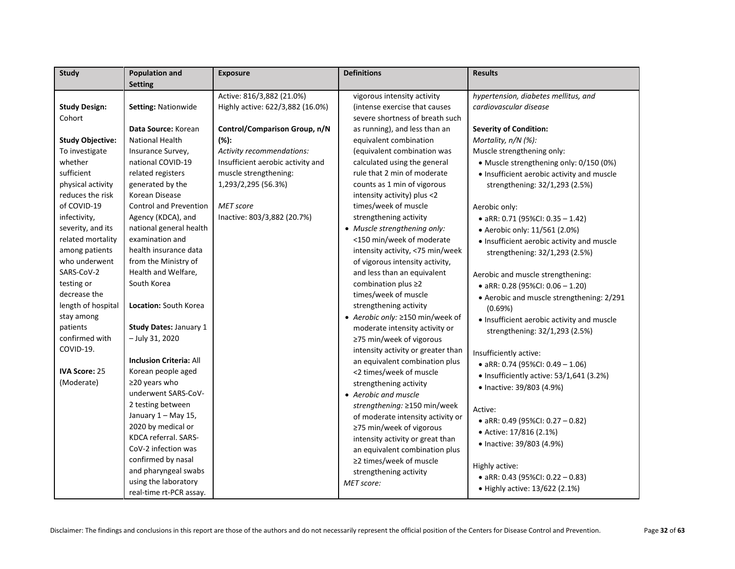| Study | Population and Setting | Exposure | Definitions | Results |
|---|---|---|---|---|
| **Study Design:** Cohort<br><br>**Study Objective:** To investigate whether sufficient physical activity reduces the risk of COVID-19 infectivity, severity, and its related mortality among patients who underwent SARS-CoV-2 testing or decrease the length of hospital stay among patients confirmed with COVID-19.<br><br>**IVA Score:** 25 (Moderate) | **Setting:** Nationwide<br><br>**Data Source:** Korean National Health Insurance Survey, national COVID-19 related registers generated by the Korean Disease Control and Prevention Agency (KDCA), and national general health examination and health insurance data from the Ministry of Health and Welfare, South Korea<br><br>**Location:** South Korea<br><br>**Study Dates:** January 1 – July 31, 2020<br><br>**Inclusion Criteria:** All Korean people aged ≥20 years who underwent SARS-CoV-2 testing between January 1 – May 15, 2020 by medical or KDCA referral. SARS-CoV-2 infection was confirmed by nasal and pharyngeal swabs using the laboratory real-time rt-PCR assay. | Active: 816/3,882 (21.0%)<br>Highly active: 622/3,882 (16.0%)<br><br>**Control/Comparison Group, n/N (%):**<br>*Activity recommendations:*<br>Insufficient aerobic activity and muscle strengthening: 1,293/2,295 (56.3%)<br><br>*MET score*<br>Inactive: 803/3,882 (20.7%) | vigorous intensity activity (intense exercise that causes severe shortness of breath such as running), and less than an equivalent combination (equivalent combination was calculated using the general rule that 2 min of moderate counts as 1 min of vigorous intensity activity) plus <2 times/week of muscle strengthening activity<br>• *Muscle strengthening only:* <150 min/week of moderate intensity activity, <75 min/week of vigorous intensity activity, and less than an equivalent combination plus ≥2 times/week of muscle strengthening activity<br>• *Aerobic only:* ≥150 min/week of moderate intensity activity or ≥75 min/week of vigorous intensity activity or greater than an equivalent combination plus <2 times/week of muscle strengthening activity<br>• *Aerobic and muscle strengthening:* ≥150 min/week of moderate intensity activity or ≥75 min/week of vigorous intensity activity or great than an equivalent combination plus ≥2 times/week of muscle strengthening activity<br>*MET score:* | *hypertension, diabetes mellitus, and cardiovascular disease*<br><br>**Severity of Condition:**<br>*Mortality, n/N (%):*<br>Muscle strengthening only:<br>• Muscle strengthening only: 0/150 (0%)<br>• Insufficient aerobic activity and muscle strengthening: 32/1,293 (2.5%)<br><br>Aerobic only:<br>• aRR: 0.71 (95%CI: 0.35 – 1.42)<br>• Aerobic only: 11/561 (2.0%)<br>• Insufficient aerobic activity and muscle strengthening: 32/1,293 (2.5%)<br><br>Aerobic and muscle strengthening:<br>• aRR: 0.28 (95%CI: 0.06 – 1.20)<br>• Aerobic and muscle strengthening: 2/291 (0.69%)<br>• Insufficient aerobic activity and muscle strengthening: 32/1,293 (2.5%)<br><br>Insufficiently active:<br>• aRR: 0.74 (95%CI: 0.49 – 1.06)<br>• Insufficiently active: 53/1,641 (3.2%)<br>• Inactive: 39/803 (4.9%)<br><br>Active:<br>• aRR: 0.49 (95%CI: 0.27 – 0.82)<br>• Active: 17/816 (2.1%)<br>• Inactive: 39/803 (4.9%)<br><br>Highly active:<br>• aRR: 0.43 (95%CI: 0.22 – 0.83)<br>• Highly active: 13/622 (2.1%) |

Disclaimer: The findings and conclusions in this report are those of the authors and do not necessarily represent the official position of the Centers for Disease Control and Prevention.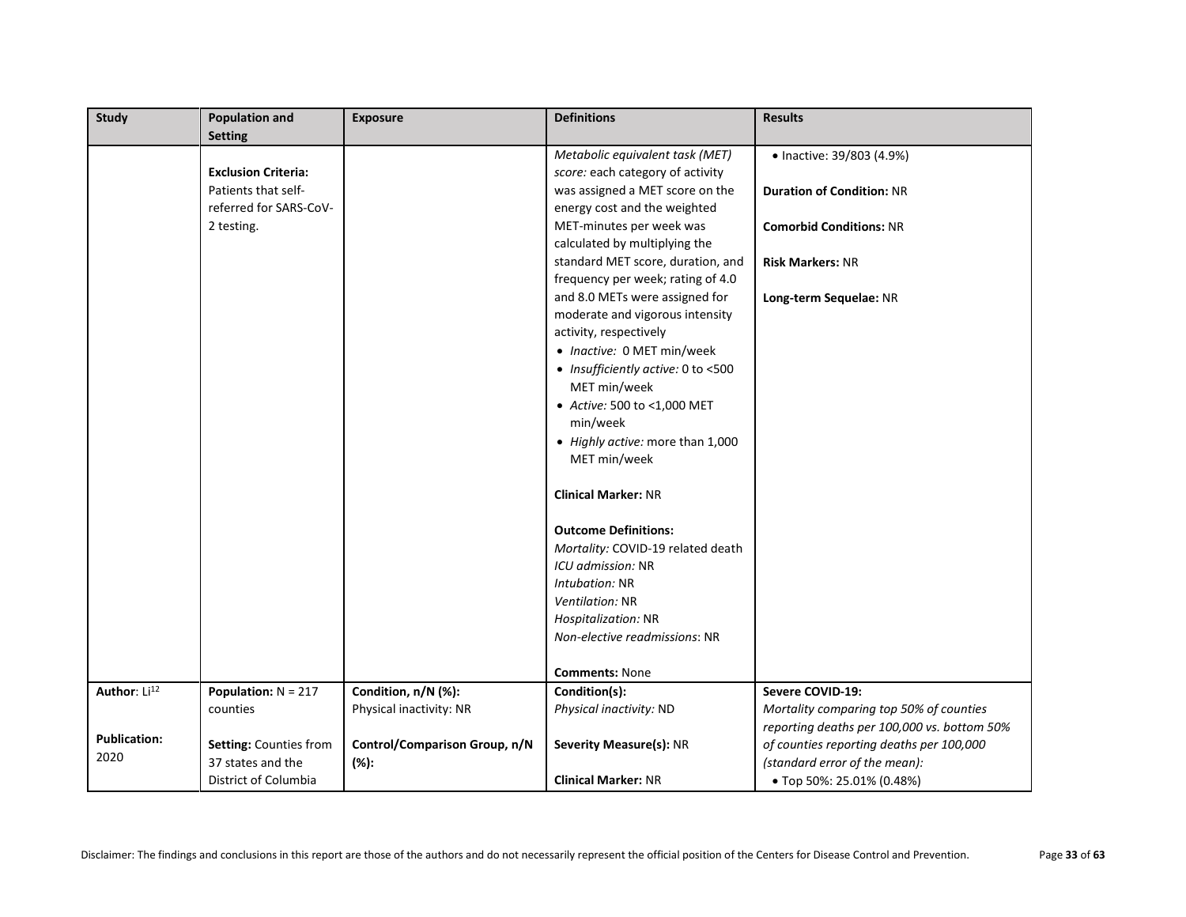| Study | Population and Setting | Exposure | Definitions | Results |
|---|---|---|---|---|
| | **Exclusion Criteria:** Patients that self-referred for SARS-CoV-2 testing. | | *Metabolic equivalent task (MET) score:* each category of activity was assigned a MET score on the energy cost and the weighted MET-minutes per week was calculated by multiplying the standard MET score, duration, and frequency per week; rating of 4.0 and 8.0 METs were assigned for moderate and vigorous intensity activity, respectively<br>• *Inactive:* 0 MET min/week<br>• *Insufficiently active:* 0 to <500 MET min/week<br>• *Active:* 500 to <1,000 MET min/week<br>• *Highly active:* more than 1,000 MET min/week<br><br>**Clinical Marker:** NR<br><br>**Outcome Definitions:**<br>*Mortality:* COVID-19 related death<br>*ICU admission:* NR<br>*Intubation:* NR<br>*Ventilation:* NR<br>*Hospitalization:* NR<br>*Non-elective readmissions*: NR<br><br>**Comments:** None | • Inactive: 39/803 (4.9%)<br><br>**Duration of Condition:** NR<br><br>**Comorbid Conditions:** NR<br><br>**Risk Markers:** NR<br><br>**Long-term Sequelae:** NR |
| **Author**: Li[12]<br><br>**Publication:** 2020 | **Population:** N = 217 counties<br><br>**Setting:** Counties from 37 states and the District of Columbia | **Condition, n/N (%):**<br>Physical inactivity: NR<br><br>**Control/Comparison Group, n/N (%):** | **Condition(s):**<br>*Physical inactivity:* ND<br><br>**Severity Measure(s):** NR<br><br>**Clinical Marker:** NR | **Severe COVID-19:**<br>*Mortality comparing top 50% of counties reporting deaths per 100,000 vs. bottom 50% of counties reporting deaths per 100,000 (standard error of the mean):*<br>• Top 50%: 25.01% (0.48%) |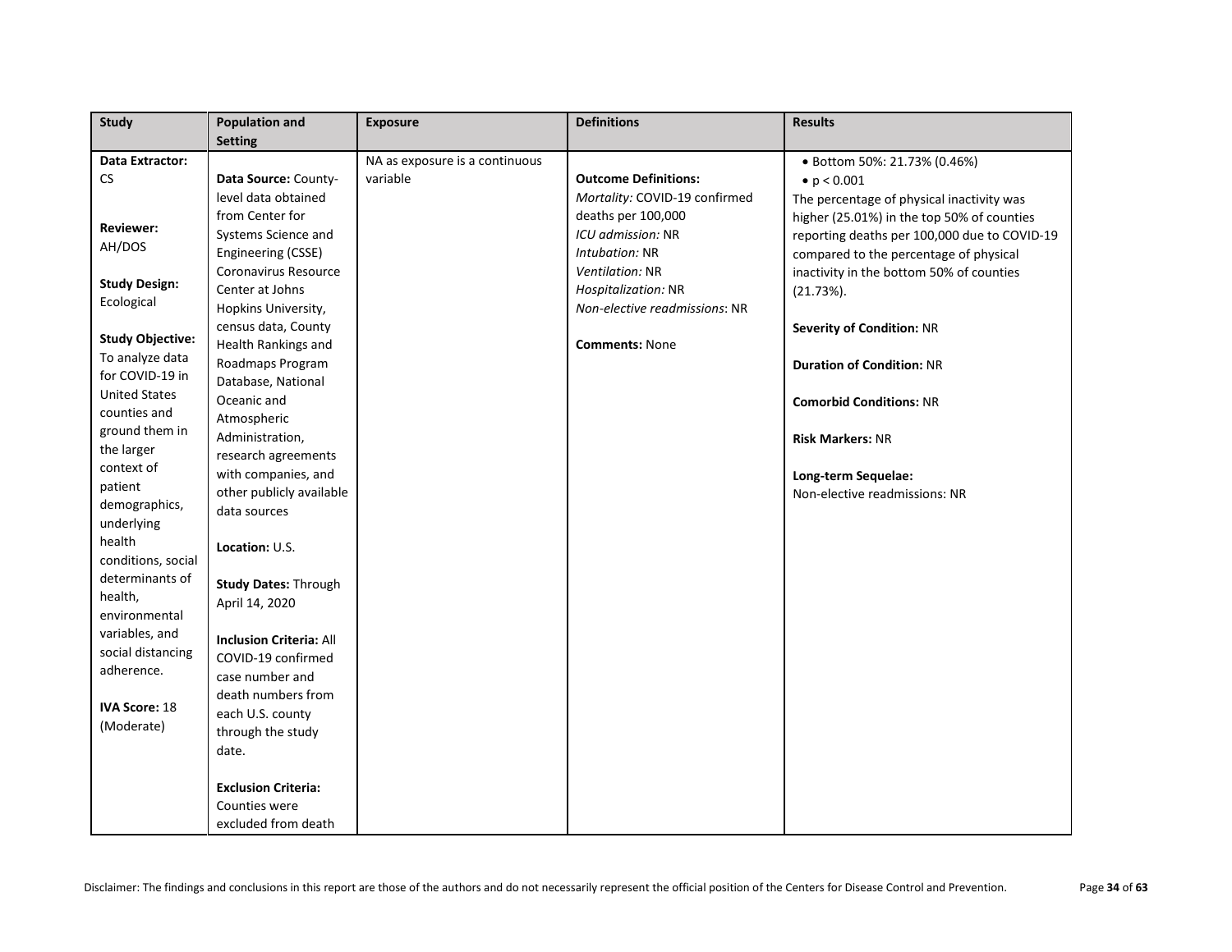| Study | Population and Setting | Exposure | Definitions | Results |
|---|---|---|---|---|
| **Data Extractor:** CS<br><br>**Reviewer:** AH/DOS<br><br>**Study Design:** Ecological<br><br>**Study Objective:** To analyze data for COVID-19 in United States counties and ground them in the larger context of patient demographics, underlying health conditions, social determinants of health, environmental variables, and social distancing adherence.<br><br>**IVA Score:** 18 (Moderate) | **Data Source:** County-level data obtained from Center for Systems Science and Engineering (CSSE) Coronavirus Resource Center at Johns Hopkins University, census data, County Health Rankings and Roadmaps Program Database, National Oceanic and Atmospheric Administration, research agreements with companies, and other publicly available data sources<br><br>**Location:** U.S.<br><br>**Study Dates:** Through April 14, 2020<br><br>**Inclusion Criteria:** All COVID-19 confirmed case number and death numbers from each U.S. county through the study date.<br><br>**Exclusion Criteria:** Counties were excluded from death | NA as exposure is a continuous variable | **Outcome Definitions:**<br>*Mortality:* COVID-19 confirmed deaths per 100,000<br>*ICU admission:* NR<br>*Intubation:* NR<br>*Ventilation:* NR<br>*Hospitalization:* NR<br>*Non-elective readmissions*: NR<br><br>**Comments:** None | • Bottom 50%: 21.73% (0.46%)<br>• $p < 0.001$<br>The percentage of physical inactivity was higher (25.01%) in the top 50% of counties reporting deaths per 100,000 due to COVID-19 compared to the percentage of physical inactivity in the bottom 50% of counties (21.73%).<br><br>**Severity of Condition:** NR<br><br>**Duration of Condition:** NR<br><br>**Comorbid Conditions:** NR<br><br>**Risk Markers:** NR<br><br>**Long-term Sequelae:**<br>Non-elective readmissions: NR |

Disclaimer: The findings and conclusions in this report are those of the authors and do not necessarily represent the official position of the Centers for Disease Control and Prevention.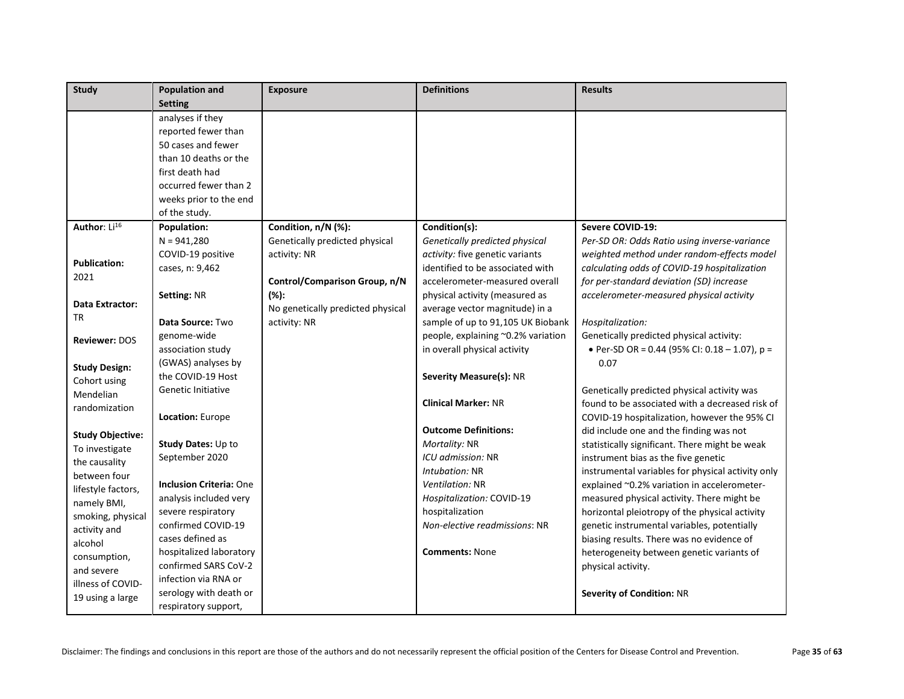| Study | Population and Setting | Exposure | Definitions | Results |
|---|---|---|---|---|
| | analyses if they reported fewer than 50 cases and fewer than 10 deaths or the first death had occurred fewer than 2 weeks prior to the end of the study. | | | |
| **Author**: Li[16]<br><br>**Publication:** 2021<br><br>**Data Extractor:** TR<br><br>**Reviewer:** DOS<br><br>**Study Design:** Cohort using Mendelian randomization<br><br>**Study Objective:** To investigate the causality between four lifestyle factors, namely BMI, smoking, physical activity and alcohol consumption, and severe illness of COVID-19 using a large | **Population:**<br>N = 941,280<br>COVID-19 positive cases, n: 9,462<br><br>**Setting:** NR<br><br>**Data Source:** Two genome-wide association study (GWAS) analyses by the COVID-19 Host Genetic Initiative<br><br>**Location:** Europe<br><br>**Study Dates:** Up to September 2020<br><br>**Inclusion Criteria:** One analysis included very severe respiratory confirmed COVID-19 cases defined as hospitalized laboratory confirmed SARS CoV-2 infection via RNA or serology with death or respiratory support, | **Condition, n/N (%):**<br>Genetically predicted physical activity: NR<br><br>**Control/Comparison Group, n/N (%):**<br>No genetically predicted physical activity: NR | **Condition(s):**<br>*Genetically predicted physical activity:* five genetic variants identified to be associated with accelerometer-measured overall physical activity (measured as average vector magnitude) in a sample of up to 91,105 UK Biobank people, explaining ~0.2% variation in overall physical activity<br><br>**Severity Measure(s):** NR<br><br>**Clinical Marker:** NR<br><br>**Outcome Definitions:**<br>*Mortality:* NR<br>*ICU admission:* NR<br>*Intubation:* NR<br>*Ventilation:* NR<br>*Hospitalization:* COVID-19 hospitalization<br>*Non-elective readmissions*: NR<br><br>**Comments:** None | **Severe COVID-19:**<br>*Per-SD OR: Odds Ratio using inverse-variance weighted method under random-effects model calculating odds of COVID-19 hospitalization for per-standard deviation (SD) increase accelerometer-measured physical activity*<br><br>*Hospitalization:*<br>Genetically predicted physical activity:<br>• Per-SD OR = 0.44 (95% CI: 0.18 – 1.07), p = 0.07<br><br>Genetically predicted physical activity was found to be associated with a decreased risk of COVID-19 hospitalization, however the 95% CI did include one and the finding was not statistically significant. There might be weak instrument bias as the five genetic instrumental variables for physical activity only explained ~0.2% variation in accelerometer-measured physical activity. There might be horizontal pleiotropy of the physical activity genetic instrumental variables, potentially biasing results. There was no evidence of heterogeneity between genetic variants of physical activity.<br><br>**Severity of Condition:** NR |

Disclaimer: The findings and conclusions in this report are those of the authors and do not necessarily represent the official position of the Centers for Disease Control and Prevention.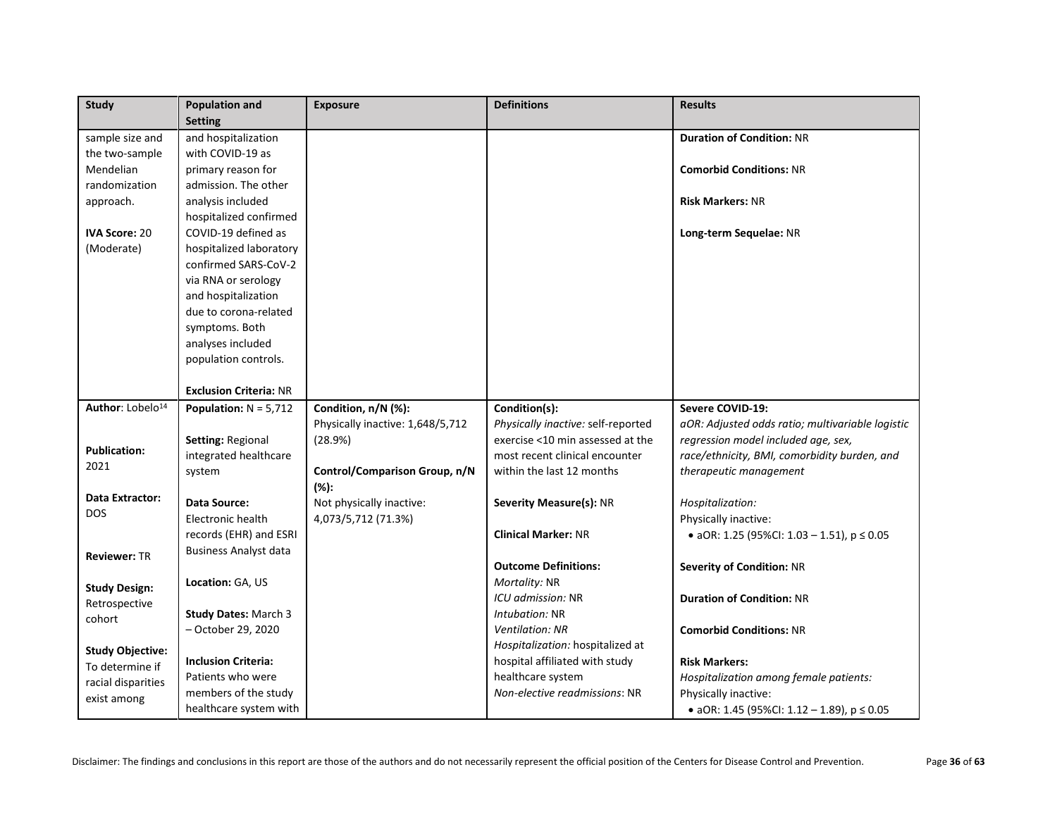| Study | Population and Setting | Exposure | Definitions | Results |
|---|---|---|---|---|
| sample size and the two-sample Mendelian randomization approach.<br><br>**IVA Score:** 20 (Moderate) | and hospitalization with COVID-19 as primary reason for admission. The other analysis included hospitalized confirmed COVID-19 defined as hospitalized laboratory confirmed SARS-CoV-2 via RNA or serology and hospitalization due to corona-related symptoms. Both analyses included population controls.<br><br>**Exclusion Criteria:** NR | | | **Duration of Condition:** NR<br><br>**Comorbid Conditions:** NR<br><br>**Risk Markers:** NR<br><br>**Long-term Sequelae:** NR |
| **Author**: Lobelo[14]<br><br>**Publication:** 2021<br><br>**Data Extractor:** DOS<br><br>**Reviewer:** TR<br><br>**Study Design:** Retrospective cohort<br><br>**Study Objective:** To determine if racial disparities exist among | **Population:** N = 5,712<br><br>**Setting:** Regional integrated healthcare system<br><br>**Data Source:** Electronic health records (EHR) and ESRI Business Analyst data<br><br>**Location:** GA, US<br><br>**Study Dates:** March 3 – October 29, 2020<br><br>**Inclusion Criteria:** Patients who were members of the study healthcare system with | **Condition, n/N (%):**<br>Physically inactive: 1,648/5,712 (28.9%)<br><br>**Control/Comparison Group, n/N (%):**<br>Not physically inactive: 4,073/5,712 (71.3%) | **Condition(s):**<br>*Physically inactive:* self-reported exercise <10 min assessed at the most recent clinical encounter within the last 12 months<br><br>**Severity Measure(s):** NR<br><br>**Clinical Marker:** NR<br><br>**Outcome Definitions:**<br>*Mortality:* NR<br>*ICU admission:* NR<br>*Intubation:* NR<br>*Ventilation: NR*<br>*Hospitalization:* hospitalized at hospital affiliated with study healthcare system<br>*Non-elective readmissions*: NR | **Severe COVID-19:**<br>*aOR: Adjusted odds ratio; multivariable logistic regression model included age, sex, race/ethnicity, BMI, comorbidity burden, and therapeutic management*<br><br>*Hospitalization:*<br>Physically inactive:<br>• aOR: 1.25 (95%CI: 1.03 – 1.51), $p \leq 0.05$<br><br>**Severity of Condition:** NR<br><br>**Duration of Condition:** NR<br><br>**Comorbid Conditions:** NR<br><br>**Risk Markers:**<br>*Hospitalization among female patients:*<br>Physically inactive:<br>• aOR: 1.45 (95%CI: 1.12 – 1.89), $p \leq 0.05$ |

Disclaimer: The findings and conclusions in this report are those of the authors and do not necessarily represent the official position of the Centers for Disease Control and Prevention.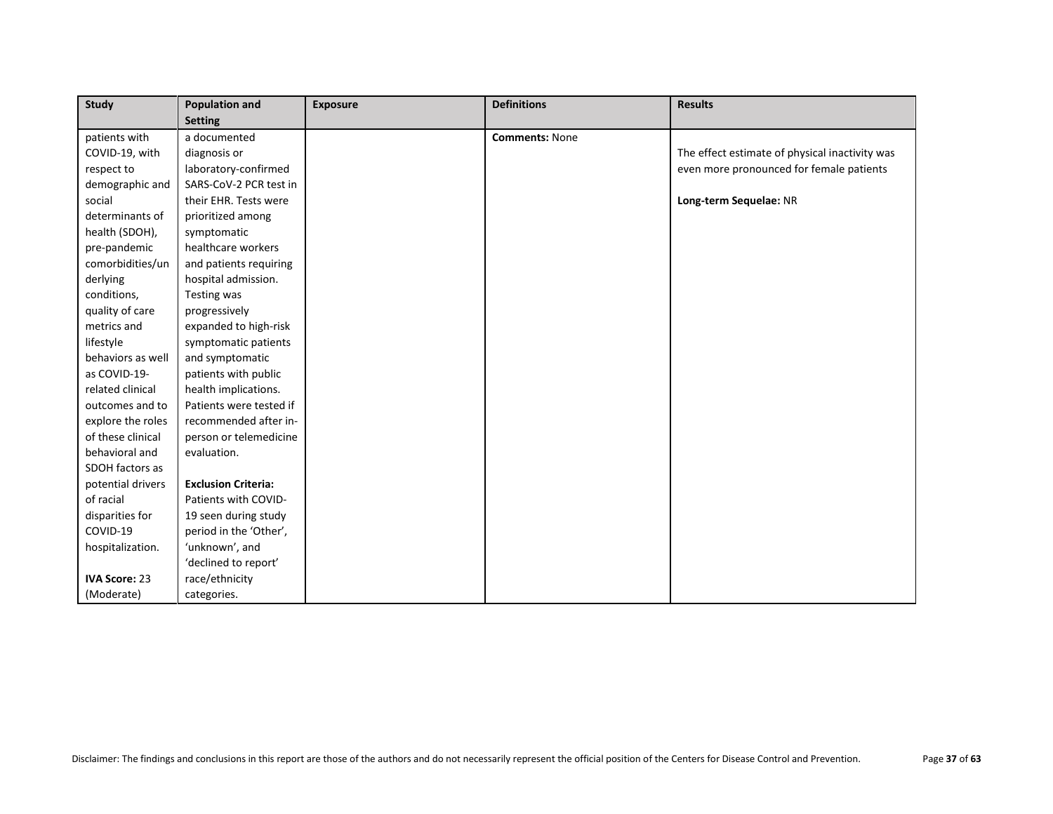| Study | Population and Setting | Exposure | Definitions | Results |
| --- | --- | --- | --- | --- |
| patients with COVID-19, with respect to demographic and social determinants of health (SDOH), pre-pandemic comorbidities/underlying conditions, quality of care metrics and lifestyle behaviors as well as COVID-19-related clinical outcomes and to explore the roles of these clinical behavioral and SDOH factors as potential drivers of racial disparities for COVID-19 hospitalization.<br><br>**IVA Score:** 23 (Moderate) | a documented diagnosis or laboratory-confirmed SARS-CoV-2 PCR test in their EHR. Tests were prioritized among symptomatic healthcare workers and patients requiring hospital admission. Testing was progressively expanded to high-risk symptomatic patients and symptomatic patients with public health implications. Patients were tested if recommended after in-person or telemedicine evaluation.<br><br>**Exclusion Criteria:** Patients with COVID-19 seen during study period in the 'Other', 'unknown', and 'declined to report' race/ethnicity categories. | | **Comments:** None | The effect estimate of physical inactivity was even more pronounced for female patients<br><br>**Long-term Sequelae:** NR |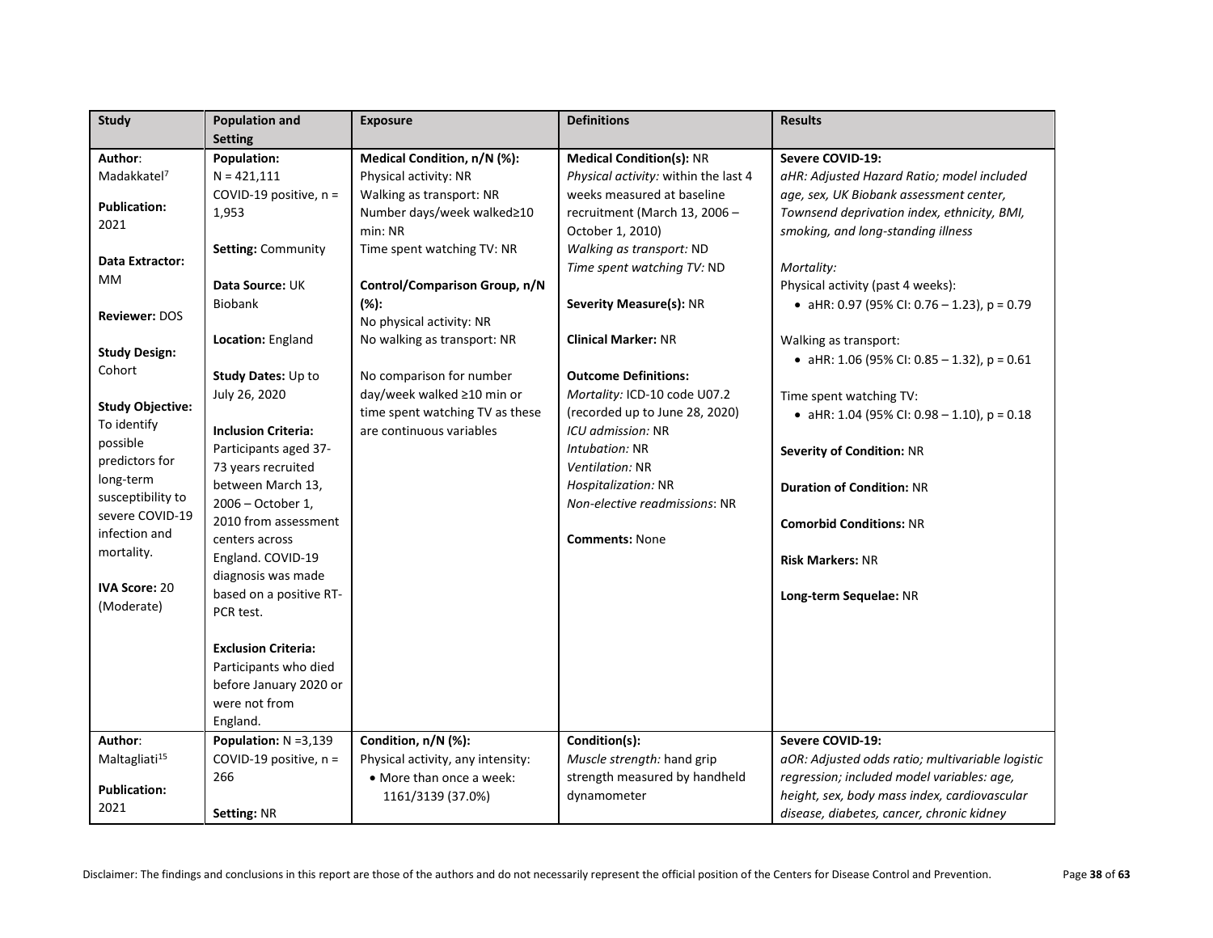| Study | Population and Setting | Exposure | Definitions | Results |
|---|---|---|---|---|
| **Author**: Madakkatel[7]<br><br>**Publication:** 2021<br><br>**Data Extractor:** MM<br><br>**Reviewer:** DOS<br><br>**Study Design:** Cohort<br><br>**Study Objective:** To identify possible predictors for long-term susceptibility to severe COVID-19 infection and mortality.<br><br>**IVA Score:** 20 (Moderate) | **Population:**<br>N = 421,111<br>COVID-19 positive, n = 1,953<br><br>**Setting:** Community<br><br>**Data Source:** UK Biobank<br><br>**Location:** England<br><br>**Study Dates:** Up to July 26, 2020<br><br>**Inclusion Criteria:** Participants aged 37-73 years recruited between March 13, 2006 – October 1, 2010 from assessment centers across England. COVID-19 diagnosis was made based on a positive RT-PCR test.<br><br>**Exclusion Criteria:** Participants who died before January 2020 or were not from England. | **Medical Condition, n/N (%):**<br>Physical activity: NR<br>Walking as transport: NR<br>Number days/week walked≥10 min: NR<br>Time spent watching TV: NR<br><br>**Control/Comparison Group, n/N (%):**<br>No physical activity: NR<br>No walking as transport: NR<br><br>No comparison for number day/week walked ≥10 min or time spent watching TV as these are continuous variables | **Medical Condition(s):** NR<br>*Physical activity:* within the last 4 weeks measured at baseline recruitment (March 13, 2006 – October 1, 2010)<br>*Walking as transport:* ND<br>*Time spent watching TV:* ND<br><br>**Severity Measure(s):** NR<br><br>**Clinical Marker:** NR<br><br>**Outcome Definitions:**<br>*Mortality:* ICD-10 code U07.2 (recorded up to June 28, 2020)<br>*ICU admission:* NR<br>*Intubation:* NR<br>*Ventilation:* NR<br>*Hospitalization:* NR<br>*Non-elective readmissions*: NR<br><br>**Comments:** None | **Severe COVID-19:**<br>*aHR: Adjusted Hazard Ratio; model included age, sex, UK Biobank assessment center, Townsend deprivation index, ethnicity, BMI, smoking, and long-standing illness*<br><br>*Mortality:*<br>Physical activity (past 4 weeks):<br>• aHR: 0.97 (95% CI: 0.76 – 1.23), p = 0.79<br><br>Walking as transport:<br>• aHR: 1.06 (95% CI: 0.85 – 1.32), p = 0.61<br><br>Time spent watching TV:<br>• aHR: 1.04 (95% CI: 0.98 – 1.10), p = 0.18<br><br>**Severity of Condition:** NR<br><br>**Duration of Condition:** NR<br><br>**Comorbid Conditions:** NR<br><br>**Risk Markers:** NR<br><br>**Long-term Sequelae:** NR |
| **Author**: Maltagliati[15]<br><br>**Publication:** 2021 | **Population:** N =3,139<br>COVID-19 positive, n = 266<br><br>**Setting:** NR | **Condition, n/N (%):**<br>Physical activity, any intensity:<br>• More than once a week: 1161/3139 (37.0%) | **Condition(s):**<br>*Muscle strength:* hand grip strength measured by handheld dynamometer | **Severe COVID-19:**<br>*aOR: Adjusted odds ratio; multivariable logistic regression; included model variables: age, height, sex, body mass index, cardiovascular disease, diabetes, cancer, chronic kidney* |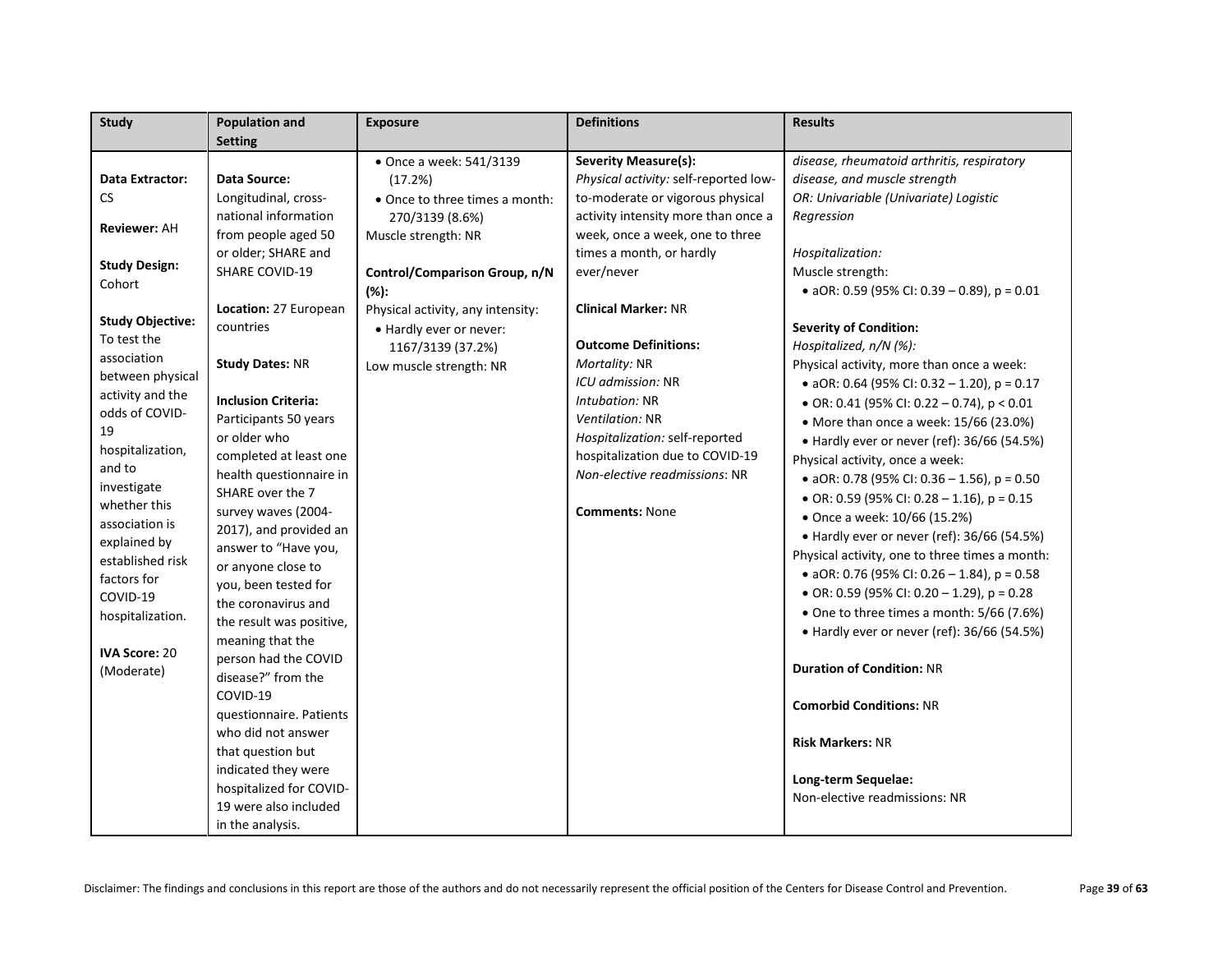| Study | Population and Setting | Exposure | Definitions | Results |
|---|---|---|---|---|
| **Data Extractor:** CS<br><br>**Reviewer:** AH<br><br>**Study Design:** Cohort<br><br>**Study Objective:** To test the association between physical activity and the odds of COVID-19 hospitalization, and to investigate whether this association is explained by established risk factors for COVID-19 hospitalization.<br><br>**IVA Score:** 20 (Moderate) | **Data Source:** Longitudinal, cross-national information from people aged 50 or older; SHARE and SHARE COVID-19<br><br>**Location:** 27 European countries<br><br>**Study Dates:** NR<br><br>**Inclusion Criteria:** Participants 50 years or older who completed at least one health questionnaire in SHARE over the 7 survey waves (2004-2017), and provided an answer to "Have you, or anyone close to you, been tested for the coronavirus and the result was positive, meaning that the person had the COVID disease?" from the COVID-19 questionnaire. Patients who did not answer that question but indicated they were hospitalized for COVID-19 were also included in the analysis. | • Once a week: 541/3139 (17.2%)<br>• Once to three times a month: 270/3139 (8.6%)<br>Muscle strength: NR<br><br>**Control/Comparison Group, n/N (%):**<br>Physical activity, any intensity:<br>• Hardly ever or never: 1167/3139 (37.2%)<br>Low muscle strength: NR | **Severity Measure(s):**<br>*Physical activity:* self-reported low-to-moderate or vigorous physical activity intensity more than once a week, once a week, one to three times a month, or hardly ever/never<br><br>**Clinical Marker:** NR<br><br>**Outcome Definitions:**<br>*Mortality:* NR<br>*ICU admission:* NR<br>*Intubation:* NR<br>*Ventilation:* NR<br>*Hospitalization:* self-reported hospitalization due to COVID-19<br>*Non-elective readmissions*: NR<br><br>**Comments:** None | *disease, rheumatoid arthritis, respiratory disease, and muscle strength*<br>*OR: Univariable (Univariate) Logistic Regression*<br><br>*Hospitalization:*<br>Muscle strength:<br>• aOR: 0.59 (95% CI: 0.39 – 0.89), p = 0.01<br><br>**Severity of Condition:**<br>*Hospitalized, n/N (%):*<br>Physical activity, more than once a week:<br>• aOR: 0.64 (95% CI: 0.32 – 1.20), p = 0.17<br>• OR: 0.41 (95% CI: 0.22 – 0.74), p < 0.01<br>• More than once a week: 15/66 (23.0%)<br>• Hardly ever or never (ref): 36/66 (54.5%)<br>Physical activity, once a week:<br>• aOR: 0.78 (95% CI: 0.36 – 1.56), p = 0.50<br>• OR: 0.59 (95% CI: 0.28 – 1.16), p = 0.15<br>• Once a week: 10/66 (15.2%)<br>• Hardly ever or never (ref): 36/66 (54.5%)<br>Physical activity, one to three times a month:<br>• aOR: 0.76 (95% CI: 0.26 – 1.84), p = 0.58<br>• OR: 0.59 (95% CI: 0.20 – 1.29), p = 0.28<br>• One to three times a month: 5/66 (7.6%)<br>• Hardly ever or never (ref): 36/66 (54.5%)<br><br>**Duration of Condition:** NR<br><br>**Comorbid Conditions:** NR<br><br>**Risk Markers:** NR<br><br>**Long-term Sequelae:**<br>Non-elective readmissions: NR |

Disclaimer: The findings and conclusions in this report are those of the authors and do not necessarily represent the official position of the Centers for Disease Control and Prevention.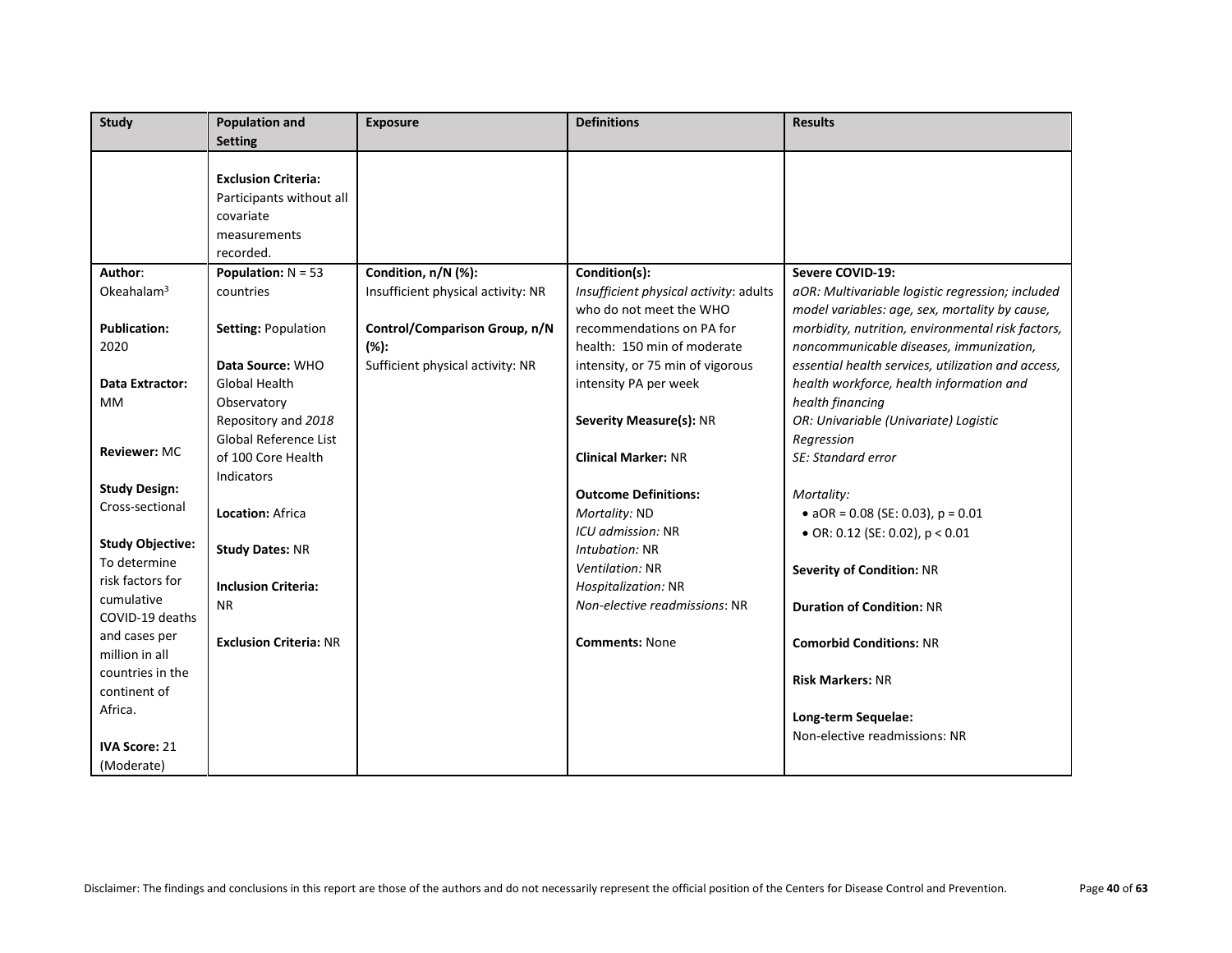| Study | Population and Setting | Exposure | Definitions | Results |
| --- | --- | --- | --- | --- |
| | **Exclusion Criteria:** Participants without all covariate measurements recorded. | | | |
| **Author**: Okeahalam[3]<br><br>**Publication:** 2020<br><br>**Data Extractor:** MM<br><br>**Reviewer:** MC<br><br>**Study Design:** Cross-sectional<br><br>**Study Objective:** To determine risk factors for cumulative COVID-19 deaths and cases per million in all countries in the continent of Africa.<br><br>**IVA Score:** 21 (Moderate) | **Population:** N = 53 countries<br><br>**Setting:** Population<br><br>**Data Source:** WHO Global Health Observatory Repository and *2018* Global Reference List of 100 Core Health Indicators<br><br>**Location:** Africa<br><br>**Study Dates:** NR<br><br>**Inclusion Criteria:** NR<br><br>**Exclusion Criteria:** NR | **Condition, n/N (%):**<br>Insufficient physical activity: NR<br><br>**Control/Comparison Group, n/N (%):**<br>Sufficient physical activity: NR | **Condition(s):**<br>*Insufficient physical activity*: adults who do not meet the WHO recommendations on PA for health: 150 min of moderate intensity, or 75 min of vigorous intensity PA per week<br><br>**Severity Measure(s):** NR<br><br>**Clinical Marker:** NR<br><br>**Outcome Definitions:**<br>*Mortality:* ND<br>*ICU admission:* NR<br>*Intubation:* NR<br>*Ventilation:* NR<br>*Hospitalization:* NR<br>*Non-elective readmissions*: NR<br><br>**Comments:** None | **Severe COVID-19:**<br>*aOR: Multivariable logistic regression; included model variables: age, sex, mortality by cause, morbidity, nutrition, environmental risk factors, noncommunicable diseases, immunization, essential health services, utilization and access, health workforce, health information and health financing*<br>*OR: Univariable (Univariate) Logistic Regression*<br>*SE: Standard error*<br><br>*Mortality:*<br>• aOR = 0.08 (SE: 0.03), p = 0.01<br>• OR: 0.12 (SE: 0.02), p < 0.01<br><br>**Severity of Condition:** NR<br><br>**Duration of Condition:** NR<br><br>**Comorbid Conditions:** NR<br><br>**Risk Markers:** NR<br><br>**Long-term Sequelae:**<br>Non-elective readmissions: NR |

Disclaimer: The findings and conclusions in this report are those of the authors and do not necessarily represent the official position of the Centers for Disease Control and Prevention.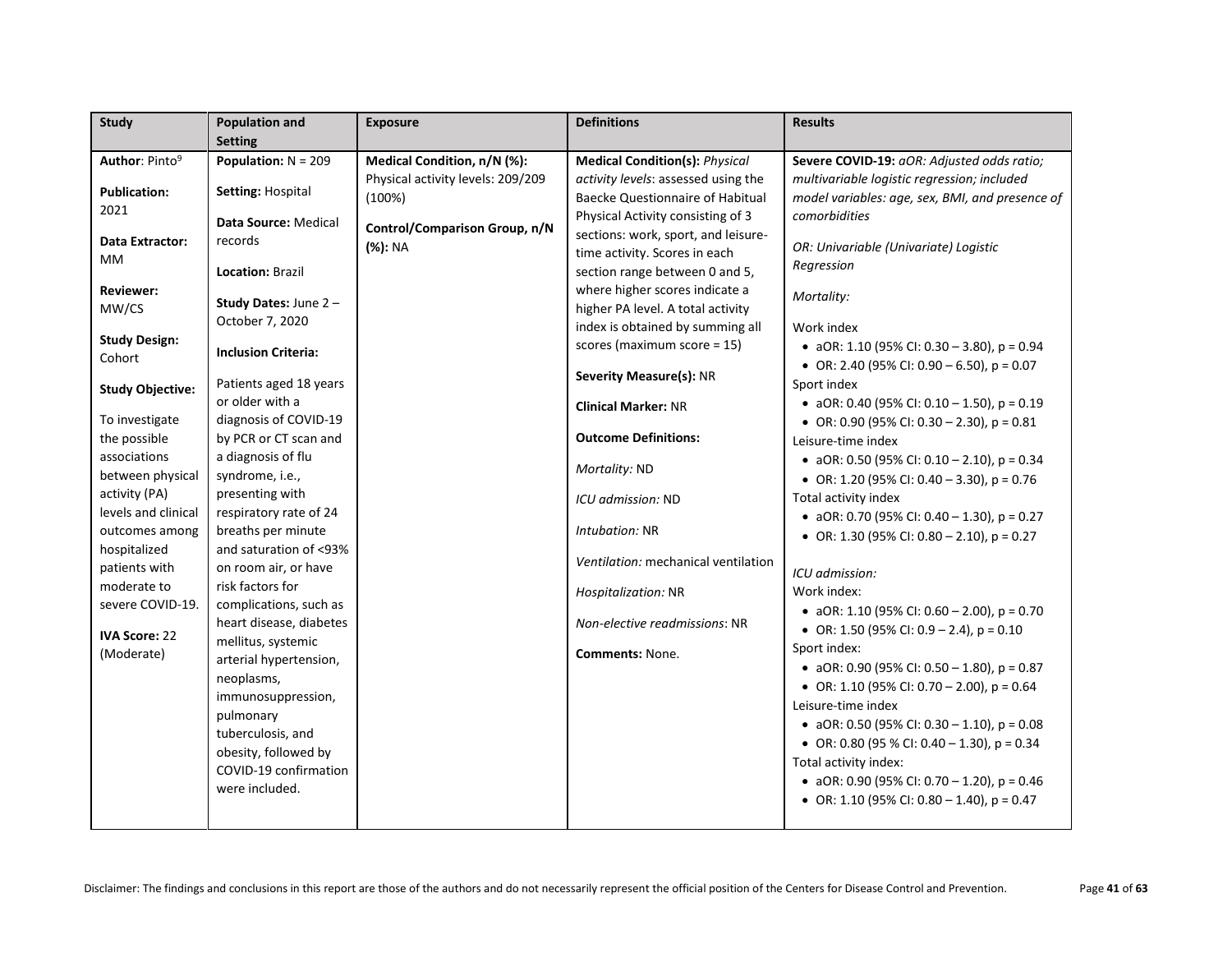| Study | Population and Setting | Exposure | Definitions | Results |
|---|---|---|---|---|
| **Author**: Pinto[9]<br><br>**Publication:** 2021<br><br>**Data Extractor:** MM<br><br>**Reviewer:** MW/CS<br><br>**Study Design:** Cohort<br><br>**Study Objective:**<br><br>To investigate the possible associations between physical activity (PA) levels and clinical outcomes among hospitalized patients with moderate to severe COVID-19.<br><br>**IVA Score:** 22 (Moderate) | **Population:** N = 209<br><br>**Setting:** Hospital<br><br>**Data Source:** Medical records<br><br>**Location:** Brazil<br><br>**Study Dates:** June 2 – October 7, 2020<br><br>**Inclusion Criteria:**<br><br>Patients aged 18 years or older with a diagnosis of COVID-19 by PCR or CT scan and a diagnosis of flu syndrome, i.e., presenting with respiratory rate of 24 breaths per minute and saturation of <93% on room air, or have risk factors for complications, such as heart disease, diabetes mellitus, systemic arterial hypertension, neoplasms, immunosuppression, pulmonary tuberculosis, and obesity, followed by COVID-19 confirmation were included. | **Medical Condition, n/N (%):** Physical activity levels: 209/209 (100%)<br><br>**Control/Comparison Group, n/N (%):** NA | **Medical Condition(s):** *Physical activity levels*: assessed using the Baecke Questionnaire of Habitual Physical Activity consisting of 3 sections: work, sport, and leisure-time activity. Scores in each section range between 0 and 5, where higher scores indicate a higher PA level. A total activity index is obtained by summing all scores (maximum score = 15)<br><br>**Severity Measure(s):** NR<br><br>**Clinical Marker:** NR<br><br>**Outcome Definitions:**<br><br>*Mortality:* ND<br><br>*ICU admission:* ND<br><br>*Intubation:* NR<br><br>*Ventilation:* mechanical ventilation<br><br>*Hospitalization:* NR<br><br>*Non-elective readmissions*: NR<br><br>**Comments:** None. | **Severe COVID-19:** *aOR: Adjusted odds ratio; multivariable logistic regression; included model variables: age, sex, BMI, and presence of comorbidities*<br><br>*OR: Univariable (Univariate) Logistic Regression*<br><br>*Mortality:*<br><br>Work index<br>• aOR: 1.10 (95% CI: 0.30 – 3.80), p = 0.94<br>• OR: 2.40 (95% CI: 0.90 – 6.50), p = 0.07<br>Sport index<br>• aOR: 0.40 (95% CI: 0.10 – 1.50), p = 0.19<br>• OR: 0.90 (95% CI: 0.30 – 2.30), p = 0.81<br>Leisure-time index<br>• aOR: 0.50 (95% CI: 0.10 – 2.10), p = 0.34<br>• OR: 1.20 (95% CI: 0.40 – 3.30), p = 0.76<br>Total activity index<br>• aOR: 0.70 (95% CI: 0.40 – 1.30), p = 0.27<br>• OR: 1.30 (95% CI: 0.80 – 2.10), p = 0.27<br><br>*ICU admission:*<br>Work index:<br>• aOR: 1.10 (95% CI: 0.60 – 2.00), p = 0.70<br>• OR: 1.50 (95% CI: 0.9 – 2.4), p = 0.10<br>Sport index:<br>• aOR: 0.90 (95% CI: 0.50 – 1.80), p = 0.87<br>• OR: 1.10 (95% CI: 0.70 – 2.00), p = 0.64<br>Leisure-time index<br>• aOR: 0.50 (95% CI: 0.30 – 1.10), p = 0.08<br>• OR: 0.80 (95 % CI: 0.40 – 1.30), p = 0.34<br>Total activity index:<br>• aOR: 0.90 (95% CI: 0.70 – 1.20), p = 0.46<br>• OR: 1.10 (95% CI: 0.80 – 1.40), p = 0.47 |

Disclaimer: The findings and conclusions in this report are those of the authors and do not necessarily represent the official position of the Centers for Disease Control and Prevention.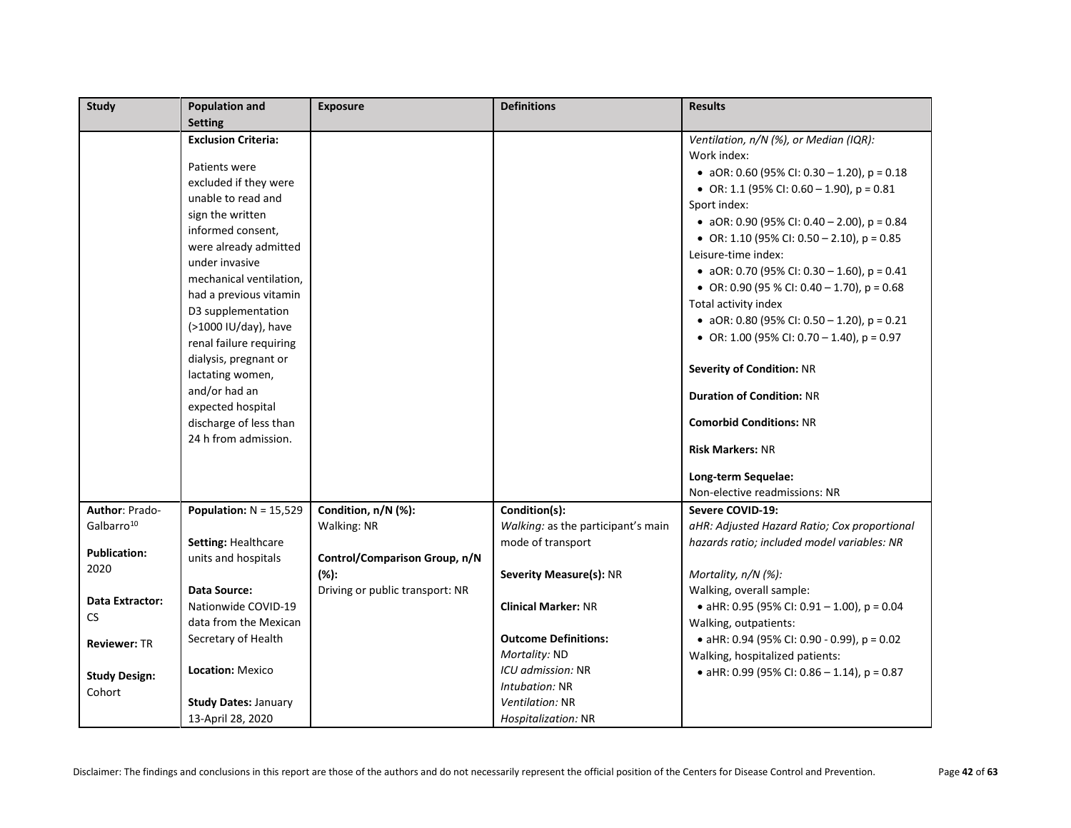| Study | Population and Setting | Exposure | Definitions | Results |
|---|---|---|---|---|
| | **Exclusion Criteria:**<br><br>Patients were excluded if they were unable to read and sign the written informed consent, were already admitted under invasive mechanical ventilation, had a previous vitamin D3 supplementation (>1000 IU/day), have renal failure requiring dialysis, pregnant or lactating women, and/or had an expected hospital discharge of less than 24 h from admission. | | | *Ventilation, n/N (%), or Median (IQR):*<br>Work index:<br>• aOR: 0.60 (95% CI: 0.30 – 1.20), p = 0.18<br>• OR: 1.1 (95% CI: 0.60 – 1.90), p = 0.81<br>Sport index:<br>• aOR: 0.90 (95% CI: 0.40 – 2.00), p = 0.84<br>• OR: 1.10 (95% CI: 0.50 – 2.10), p = 0.85<br>Leisure-time index:<br>• aOR: 0.70 (95% CI: 0.30 – 1.60), p = 0.41<br>• OR: 0.90 (95 % CI: 0.40 – 1.70), p = 0.68<br>Total activity index<br>• aOR: 0.80 (95% CI: 0.50 – 1.20), p = 0.21<br>• OR: 1.00 (95% CI: 0.70 – 1.40), p = 0.97<br><br>**Severity of Condition:** NR<br><br>**Duration of Condition:** NR<br><br>**Comorbid Conditions:** NR<br><br>**Risk Markers:** NR<br><br>**Long-term Sequelae:**<br>Non-elective readmissions: NR |
| **Author**: Prado-Galbarro[10]<br><br>**Publication:** 2020<br><br>**Data Extractor:** CS<br><br>**Reviewer:** TR<br><br>**Study Design:** Cohort | **Population:** N = 15,529<br><br>**Setting:** Healthcare units and hospitals<br><br>**Data Source:** Nationwide COVID-19 data from the Mexican Secretary of Health<br><br>**Location:** Mexico<br><br>**Study Dates:** January 13-April 28, 2020 | **Condition, n/N (%):**<br>Walking: NR<br><br>**Control/Comparison Group, n/N (%):**<br>Driving or public transport: NR | **Condition(s):**<br>*Walking:* as the participant's main mode of transport<br><br>**Severity Measure(s):** NR<br><br>**Clinical Marker:** NR<br><br>**Outcome Definitions:**<br>*Mortality:* ND<br>*ICU admission:* NR<br>*Intubation:* NR<br>*Ventilation:* NR<br>*Hospitalization:* NR | **Severe COVID-19:**<br>*aHR: Adjusted Hazard Ratio; Cox proportional hazards ratio; included model variables: NR*<br><br>*Mortality, n/N (%):*<br>Walking, overall sample:<br>• aHR: 0.95 (95% CI: 0.91 – 1.00), p = 0.04<br>Walking, outpatients:<br>• aHR: 0.94 (95% CI: 0.90 - 0.99), p = 0.02<br>Walking, hospitalized patients:<br>• aHR: 0.99 (95% CI: 0.86 – 1.14), p = 0.87 |

Disclaimer: The findings and conclusions in this report are those of the authors and do not necessarily represent the official position of the Centers for Disease Control and Prevention.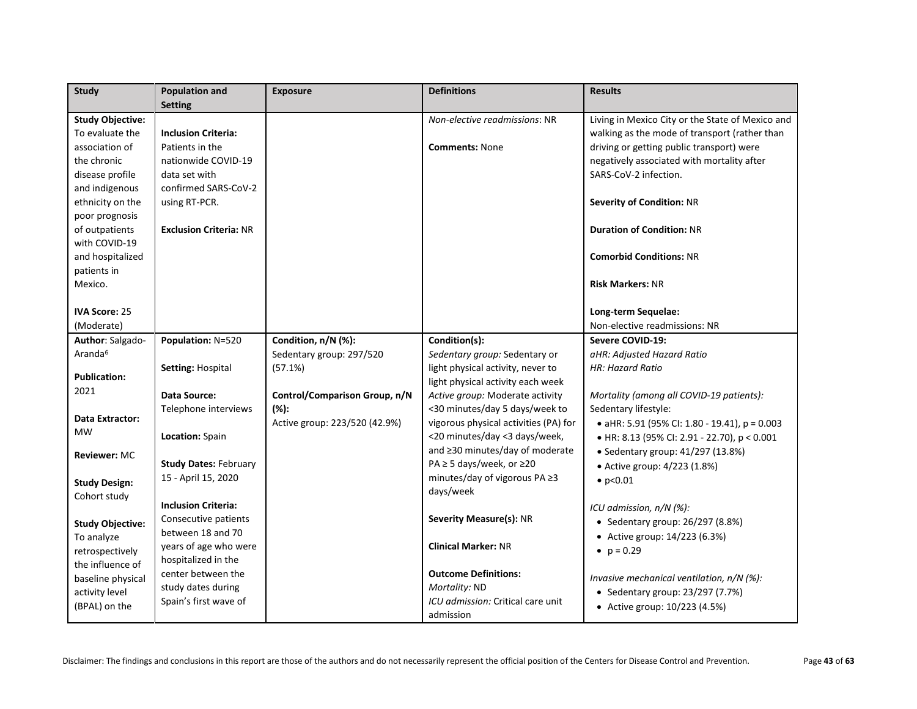| Study | Population and Setting | Exposure | Definitions | Results |
|---|---|---|---|---|
| **Study Objective:** To evaluate the association of the chronic disease profile and indigenous ethnicity on the poor prognosis of outpatients with COVID-19 and hospitalized patients in Mexico.<br><br>**IVA Score:** 25 (Moderate) | **Inclusion Criteria:** Patients in the nationwide COVID-19 data set with confirmed SARS-CoV-2 using RT-PCR.<br><br>**Exclusion Criteria:** NR | | *Non-elective readmissions*: NR<br><br>**Comments:** None | Living in Mexico City or the State of Mexico and walking as the mode of transport (rather than driving or getting public transport) were negatively associated with mortality after SARS-CoV-2 infection.<br><br>**Severity of Condition:** NR<br><br>**Duration of Condition:** NR<br><br>**Comorbid Conditions:** NR<br><br>**Risk Markers:** NR<br><br>**Long-term Sequelae:**<br>Non-elective readmissions: NR |
| **Author**: Salgado-Aranda[6]<br><br>**Publication:** 2021<br><br>**Data Extractor:** MW<br><br>**Reviewer:** MC<br><br>**Study Design:** Cohort study<br><br>**Study Objective:** To analyze retrospectively the influence of baseline physical activity level (BPAL) on the | **Population:** N=520<br><br>**Setting:** Hospital<br><br>**Data Source:** Telephone interviews<br><br>**Location:** Spain<br><br>**Study Dates:** February 15 - April 15, 2020<br><br>**Inclusion Criteria:** Consecutive patients between 18 and 70 years of age who were hospitalized in the center between the study dates during Spain's first wave of | **Condition, n/N (%):**<br>Sedentary group: 297/520 (57.1%)<br><br>**Control/Comparison Group, n/N (%):**<br>Active group: 223/520 (42.9%) | **Condition(s):**<br>*Sedentary group:* Sedentary or light physical activity, never to light physical activity each week<br>*Active group:* Moderate activity <30 minutes/day 5 days/week to vigorous physical activities (PA) for <20 minutes/day <3 days/week, and ≥30 minutes/day of moderate PA ≥ 5 days/week, or ≥20 minutes/day of vigorous PA ≥3 days/week<br><br>**Severity Measure(s):** NR<br><br>**Clinical Marker:** NR<br><br>**Outcome Definitions:**<br>*Mortality:* ND<br>*ICU admission:* Critical care unit admission | **Severe COVID-19:**<br>*aHR: Adjusted Hazard Ratio*<br>*HR: Hazard Ratio*<br><br>*Mortality (among all COVID-19 patients):*<br>Sedentary lifestyle:<br>• aHR: 5.91 (95% CI: 1.80 - 19.41), $p = 0.003$<br>• HR: 8.13 (95% CI: 2.91 - 22.70), $p < 0.001$<br>• Sedentary group: 41/297 (13.8%)<br>• Active group: 4/223 (1.8%)<br>• $p<0.01$<br><br>*ICU admission, n/N (%):*<br>• Sedentary group: 26/297 (8.8%)<br>• Active group: 14/223 (6.3%)<br>• $p = 0.29$<br><br>*Invasive mechanical ventilation, n/N (%):*<br>• Sedentary group: 23/297 (7.7%)<br>• Active group: 10/223 (4.5%) |

Disclaimer: The findings and conclusions in this report are those of the authors and do not necessarily represent the official position of the Centers for Disease Control and Prevention.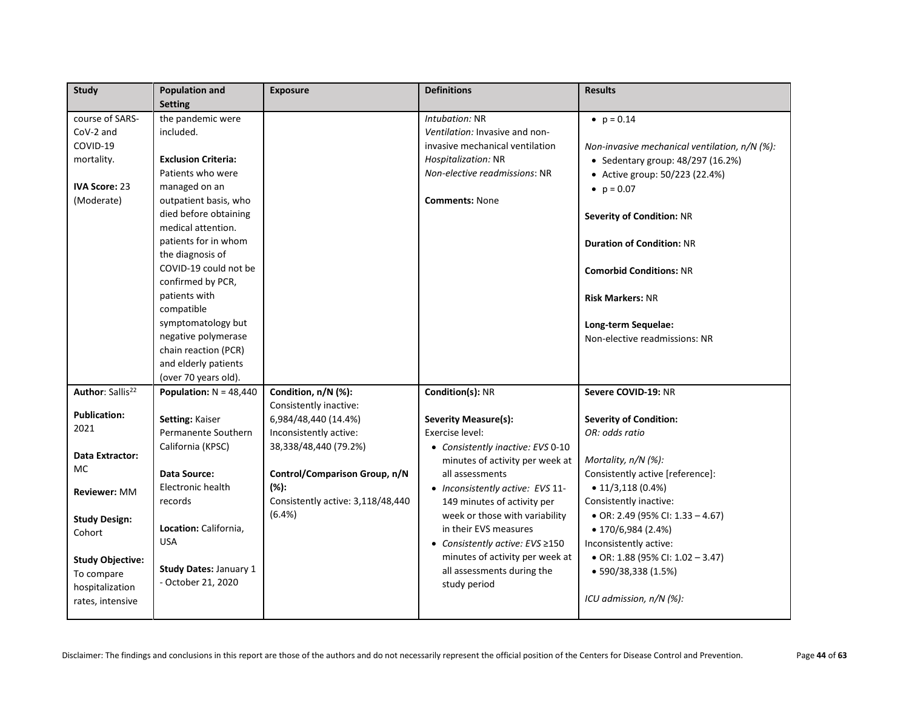| Study | Population and Setting | Exposure | Definitions | Results |
|---|---|---|---|---|
| course of SARS-CoV-2 and COVID-19 mortality.<br><br>**IVA Score:** 23 (Moderate) | the pandemic were included.<br><br>**Exclusion Criteria:** Patients who were managed on an outpatient basis, who died before obtaining medical attention. patients for in whom the diagnosis of COVID-19 could not be confirmed by PCR, patients with compatible symptomatology but negative polymerase chain reaction (PCR) and elderly patients (over 70 years old). | | *Intubation:* NR<br>*Ventilation:* Invasive and non-invasive mechanical ventilation<br>*Hospitalization:* NR<br>*Non-elective readmissions*: NR<br><br>**Comments:** None | • p = 0.14<br><br>*Non-invasive mechanical ventilation, n/N (%):*<br>• Sedentary group: 48/297 (16.2%)<br>• Active group: 50/223 (22.4%)<br>• p = 0.07<br><br>**Severity of Condition:** NR<br><br>**Duration of Condition:** NR<br><br>**Comorbid Conditions:** NR<br><br>**Risk Markers:** NR<br><br>**Long-term Sequelae:**<br>Non-elective readmissions: NR |
| **Author**: Sallis[22]<br><br>**Publication:** 2021<br><br>**Data Extractor:** MC<br><br>**Reviewer:** MM<br><br>**Study Design:** Cohort<br><br>**Study Objective:** To compare hospitalization rates, intensive | **Population:** N = 48,440<br><br>**Setting:** Kaiser Permanente Southern California (KPSC)<br><br>**Data Source:** Electronic health records<br><br>**Location:** California, USA<br><br>**Study Dates:** January 1 - October 21, 2020 | **Condition, n/N (%):**<br>Consistently inactive: 6,984/48,440 (14.4%)<br>Inconsistently active: 38,338/48,440 (79.2%)<br><br>**Control/Comparison Group, n/N (%):**<br>Consistently active: 3,118/48,440 (6.4%) | **Condition(s):** NR<br><br>**Severity Measure(s):**<br>Exercise level:<br>• *Consistently inactive: EVS* 0-10 minutes of activity per week at all assessments<br>• *Inconsistently active: EVS* 11-149 minutes of activity per week or those with variability in their EVS measures<br>• *Consistently active: EVS* ≥150 minutes of activity per week at all assessments during the study period | **Severe COVID-19:** NR<br><br>**Severity of Condition:**<br>*OR: odds ratio*<br><br>*Mortality, n/N (%):*<br>Consistently active [reference]:<br>• 11/3,118 (0.4%)<br>Consistently inactive:<br>• OR: 2.49 (95% CI: 1.33 – 4.67)<br>• 170/6,984 (2.4%)<br>Inconsistently active:<br>• OR: 1.88 (95% CI: 1.02 – 3.47)<br>• 590/38,338 (1.5%)<br><br>*ICU admission, n/N (%):* |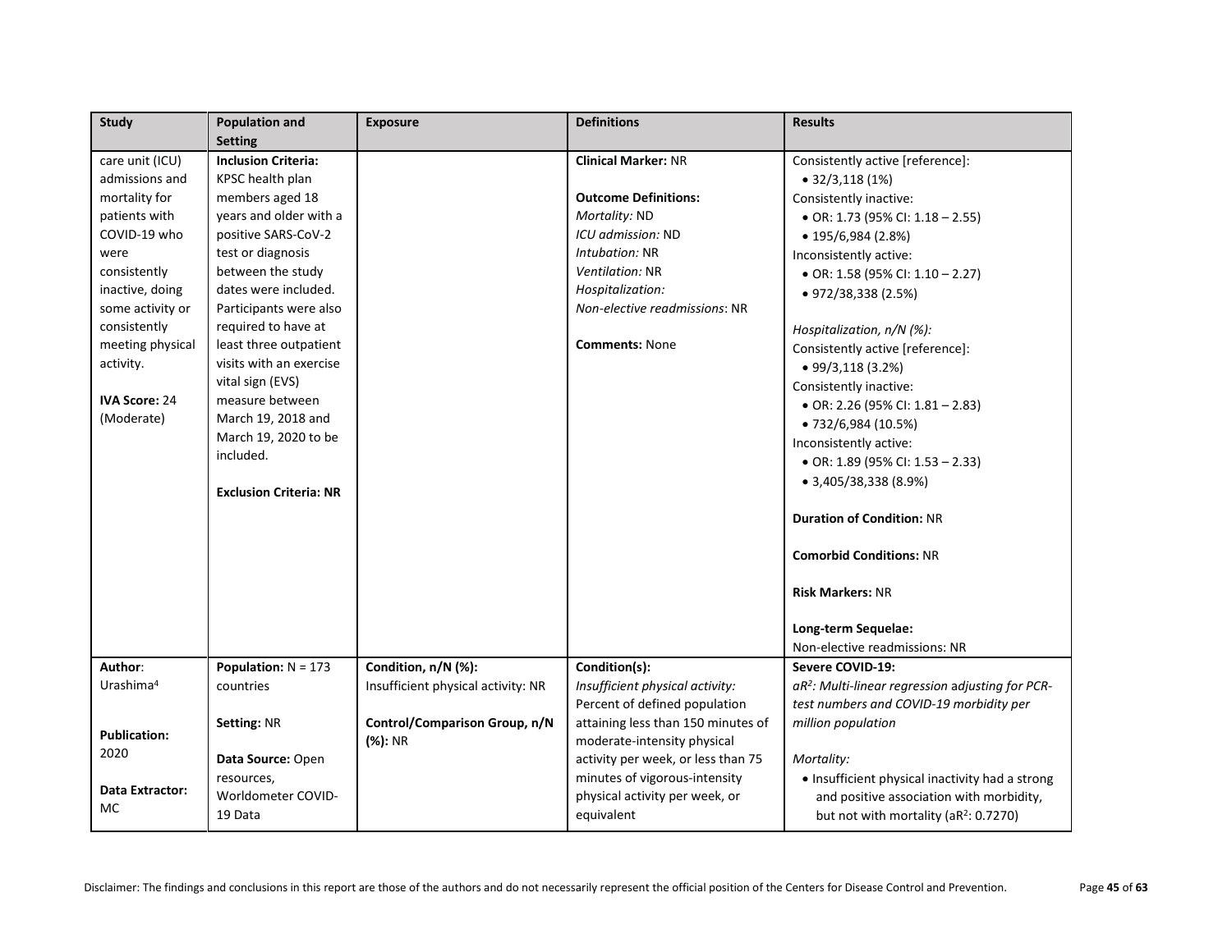| Study | Population and Setting | Exposure | Definitions | Results |
|---|---|---|---|---|
| care unit (ICU) admissions and mortality for patients with COVID-19 who were consistently inactive, doing some activity or consistently meeting physical activity.<br><br>**IVA Score:** 24 (Moderate) | **Inclusion Criteria:** KPSC health plan members aged 18 years and older with a positive SARS-CoV-2 test or diagnosis between the study dates were included. Participants were also required to have at least three outpatient visits with an exercise vital sign (EVS) measure between March 19, 2018 and March 19, 2020 to be included.<br><br>**Exclusion Criteria: NR** | | **Clinical Marker:** NR<br><br>**Outcome Definitions:**<br>*Mortality:* ND<br>*ICU admission:* ND<br>*Intubation:* NR<br>*Ventilation:* NR<br>*Hospitalization:*<br>*Non-elective readmissions*: NR<br><br>**Comments:** None | Consistently active [reference]:<br>• 32/3,118 (1%)<br>Consistently inactive:<br>• OR: 1.73 (95% CI: 1.18 – 2.55)<br>• 195/6,984 (2.8%)<br>Inconsistently active:<br>• OR: 1.58 (95% CI: 1.10 – 2.27)<br>• 972/38,338 (2.5%)<br><br>*Hospitalization, n/N (%):*<br>Consistently active [reference]:<br>• 99/3,118 (3.2%)<br>Consistently inactive:<br>• OR: 2.26 (95% CI: 1.81 – 2.83)<br>• 732/6,984 (10.5%)<br>Inconsistently active:<br>• OR: 1.89 (95% CI: 1.53 – 2.33)<br>• 3,405/38,338 (8.9%)<br><br>**Duration of Condition:** NR<br><br>**Comorbid Conditions:** NR<br><br>**Risk Markers:** NR<br><br>**Long-term Sequelae:**<br>Non-elective readmissions: NR |
| **Author**: Urashima[4]<br><br>**Publication:** 2020<br><br>**Data Extractor:** MC | **Population:** N = 173 countries<br><br>**Setting:** NR<br><br>**Data Source:** Open resources, Worldometer COVID-19 Data | **Condition, n/N (%):**<br>Insufficient physical activity: NR<br><br>**Control/Comparison Group, n/N (%):** NR | **Condition(s):**<br>*Insufficient physical activity:* Percent of defined population attaining less than 150 minutes of moderate-intensity physical activity per week, or less than 75 minutes of vigorous-intensity physical activity per week, or equivalent | **Severe COVID-19:**<br>*$aR^2$: Multi-linear regression adjusting for PCR-test numbers and COVID-19 morbidity per million population*<br><br>*Mortality:*<br>• Insufficient physical inactivity had a strong and positive association with morbidity, but not with mortality ($aR^2$: 0.7270) |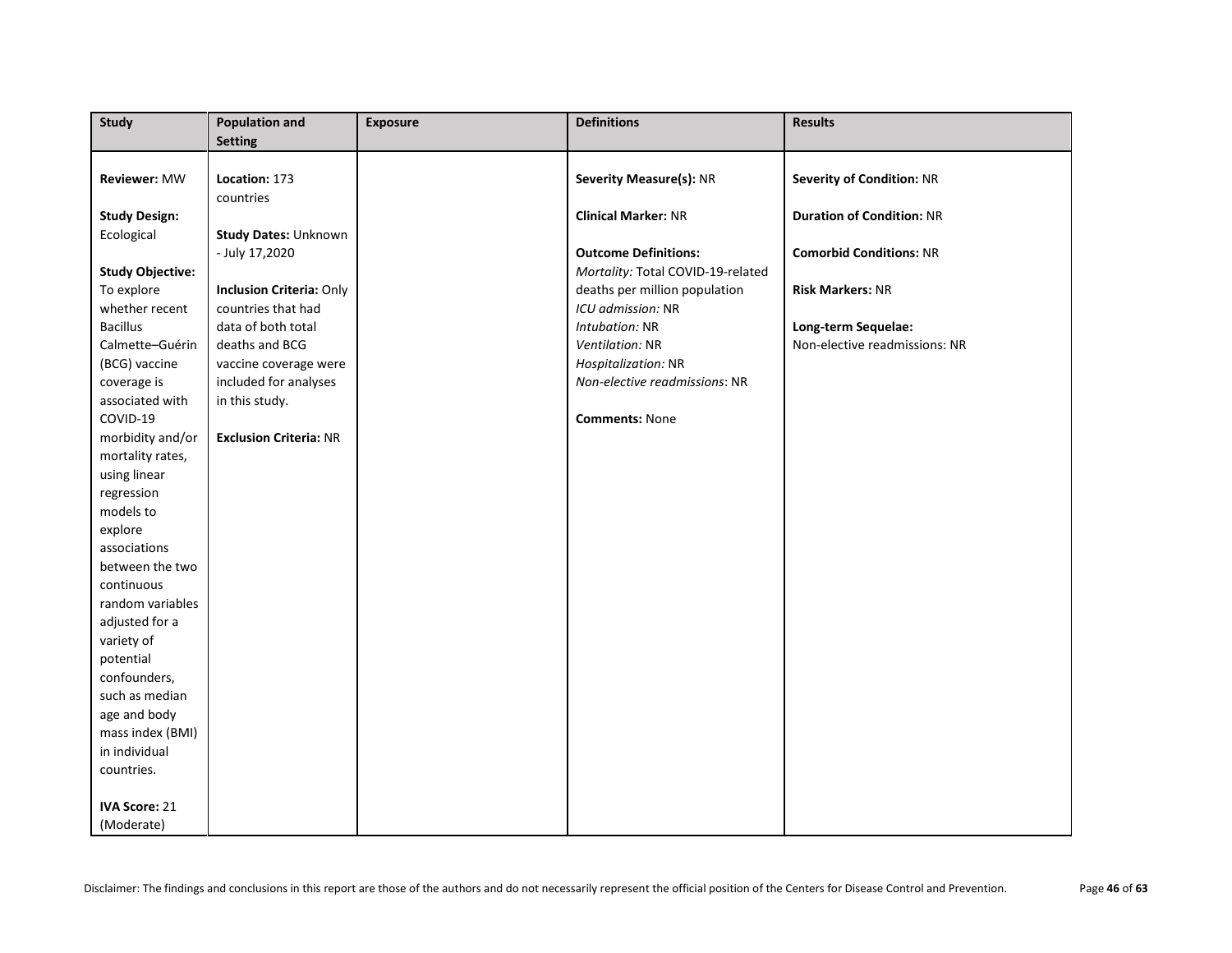| Study | Population and Setting | Exposure | Definitions | Results |
|---|---|---|---|---|
| **Reviewer:** MW<br><br>**Study Design:** Ecological<br><br>**Study Objective:** To explore whether recent Bacillus Calmette–Guérin (BCG) vaccine coverage is associated with COVID-19 morbidity and/or mortality rates, using linear regression models to explore associations between the two continuous random variables adjusted for a variety of potential confounders, such as median age and body mass index (BMI) in individual countries.<br><br>**IVA Score:** 21 (Moderate) | **Location:** 173 countries<br><br>**Study Dates:** Unknown - July 17,2020<br><br>**Inclusion Criteria:** Only countries that had data of both total deaths and BCG vaccine coverage were included for analyses in this study.<br><br>**Exclusion Criteria:** NR | | **Severity Measure(s):** NR<br><br>**Clinical Marker:** NR<br><br>**Outcome Definitions:**<br>*Mortality:* Total COVID-19-related deaths per million population<br>*ICU admission:* NR<br>*Intubation:* NR<br>*Ventilation:* NR<br>*Hospitalization:* NR<br>*Non-elective readmissions*: NR<br><br>**Comments:** None | **Severity of Condition:** NR<br><br>**Duration of Condition:** NR<br><br>**Comorbid Conditions:** NR<br><br>**Risk Markers:** NR<br><br>**Long-term Sequelae:**<br>Non-elective readmissions: NR |

Disclaimer: The findings and conclusions in this report are those of the authors and do not necessarily represent the official position of the Centers for Disease Control and Prevention.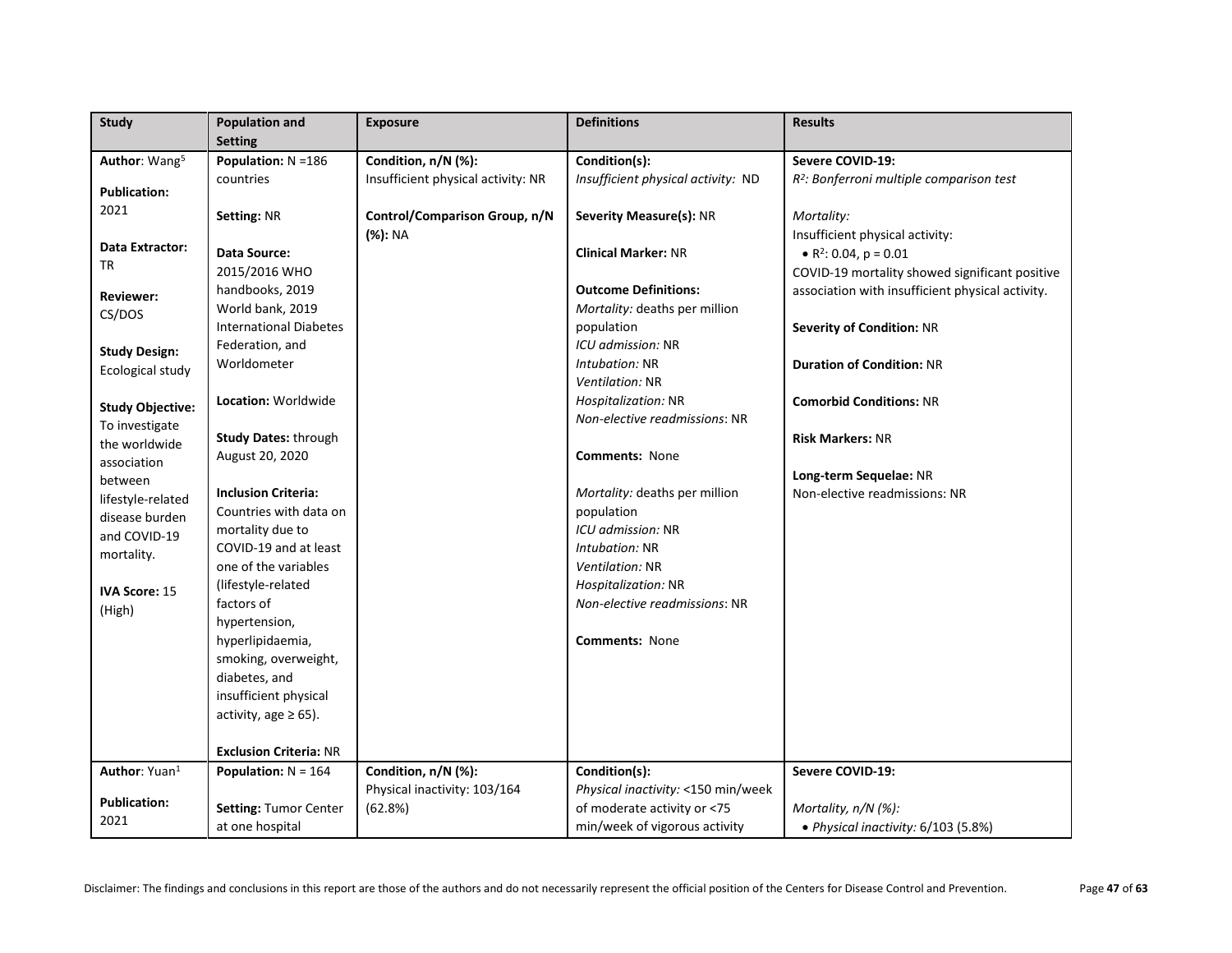| Study | Population and Setting | Exposure | Definitions | Results |
|---|---|---|---|---|
| **Author**: Wang[5]<br><br>**Publication:** 2021<br><br>**Data Extractor:** TR<br><br>**Reviewer:** CS/DOS<br><br>**Study Design:** Ecological study<br><br>**Study Objective:** To investigate the worldwide association between lifestyle-related disease burden and COVID-19 mortality.<br><br>**IVA Score:** 15 (High) | **Population:** N =186 countries<br><br>**Setting:** NR<br><br>**Data Source:** 2015/2016 WHO handbooks, 2019 World bank, 2019 International Diabetes Federation, and Worldometer<br><br>**Location:** Worldwide<br><br>**Study Dates:** through August 20, 2020<br><br>**Inclusion Criteria:** Countries with data on mortality due to COVID-19 and at least one of the variables (lifestyle-related factors of hypertension, hyperlipidaemia, smoking, overweight, diabetes, and insufficient physical activity, age ≥ 65).<br><br>**Exclusion Criteria:** NR | **Condition, n/N (%):**<br>Insufficient physical activity: NR<br><br>**Control/Comparison Group, n/N (%):** NA | **Condition(s):**<br>*Insufficient physical activity:* ND<br><br>**Severity Measure(s):** NR<br><br>**Clinical Marker:** NR<br><br>**Outcome Definitions:**<br>*Mortality:* deaths per million population<br>*ICU admission:* NR<br>*Intubation:* NR<br>*Ventilation:* NR<br>*Hospitalization:* NR<br>*Non-elective readmissions*: NR<br><br>**Comments:** None<br><br>*Mortality:* deaths per million population<br>*ICU admission:* NR<br>*Intubation:* NR<br>*Ventilation:* NR<br>*Hospitalization:* NR<br>*Non-elective readmissions*: NR<br><br>**Comments:** None | **Severe COVID-19:**<br>*$R^2$: Bonferroni multiple comparison test*<br><br>*Mortality:*<br>Insufficient physical activity:<br>• $R^2$: 0.04, p = 0.01<br>COVID-19 mortality showed significant positive association with insufficient physical activity.<br><br>**Severity of Condition:** NR<br><br>**Duration of Condition:** NR<br><br>**Comorbid Conditions:** NR<br><br>**Risk Markers:** NR<br><br>**Long-term Sequelae:** NR<br>Non-elective readmissions: NR |
| **Author**: Yuan[1]<br><br>**Publication:** 2021 | **Population:** N = 164<br><br>**Setting:** Tumor Center at one hospital | **Condition, n/N (%):**<br>Physical inactivity: 103/164 (62.8%) | **Condition(s):**<br>*Physical inactivity:* <150 min/week of moderate activity or <75 min/week of vigorous activity | **Severe COVID-19:**<br><br>*Mortality, n/N (%):*<br>• *Physical inactivity:* 6/103 (5.8%) |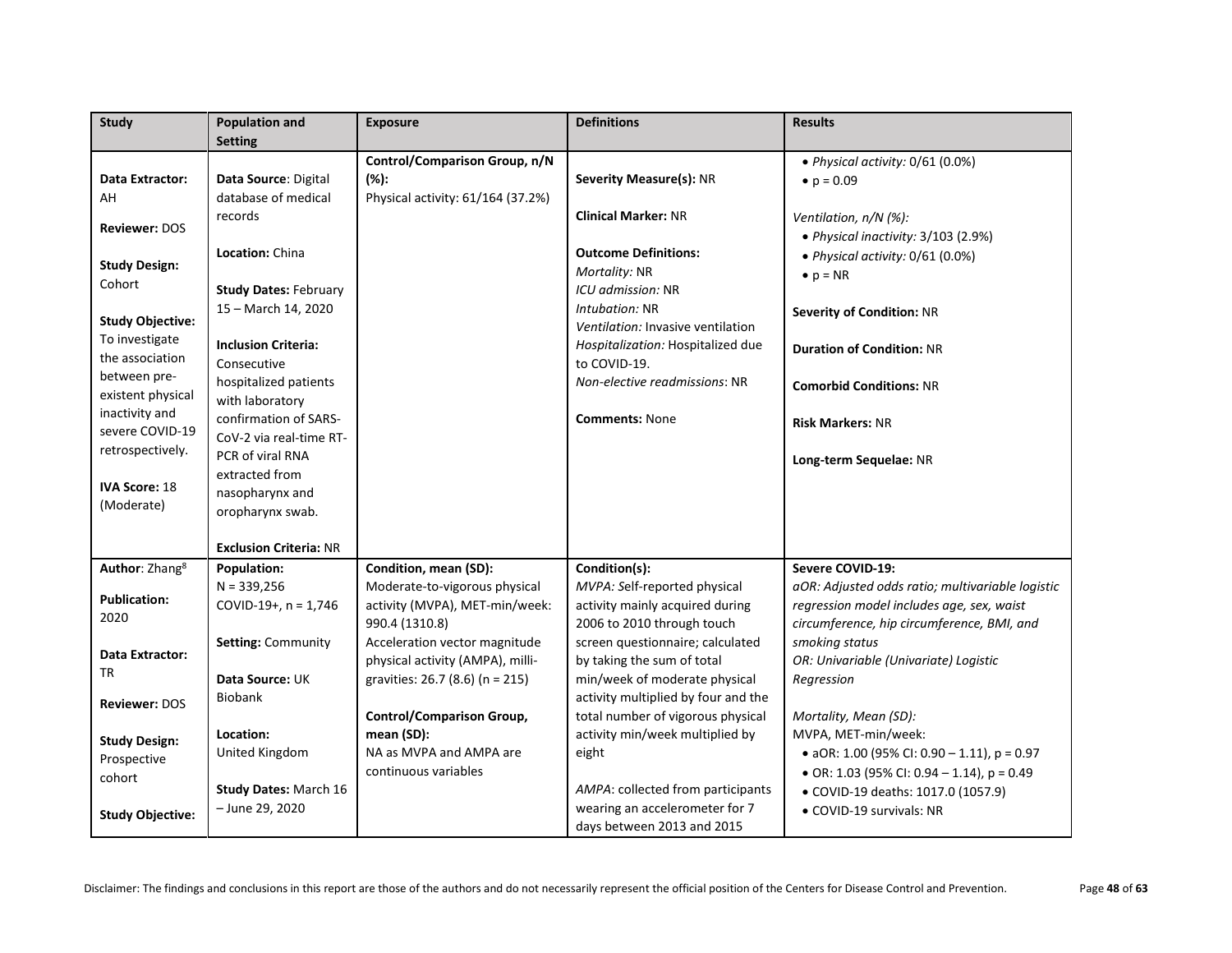| Study | Population and Setting | Exposure | Definitions | Results |
|---|---|---|---|---|
| **Data Extractor:** AH<br><br>**Reviewer:** DOS<br><br>**Study Design:** Cohort<br><br>**Study Objective:** To investigate the association between pre-existent physical inactivity and severe COVID-19 retrospectively.<br><br>**IVA Score:** 18 (Moderate) | **Data Source**: Digital database of medical records<br><br>**Location:** China<br><br>**Study Dates:** February 15 – March 14, 2020<br><br>**Inclusion Criteria:** Consecutive hospitalized patients with laboratory confirmation of SARS-CoV-2 via real-time RT-PCR of viral RNA extracted from nasopharynx and oropharynx swab.<br><br>**Exclusion Criteria:** NR | **Control/Comparison Group, n/N (%):**<br>Physical activity: 61/164 (37.2%) | **Severity Measure(s):** NR<br><br>**Clinical Marker:** NR<br><br>**Outcome Definitions:**<br>*Mortality:* NR<br>*ICU admission:* NR<br>*Intubation:* NR<br>*Ventilation:* Invasive ventilation<br>*Hospitalization:* Hospitalized due to COVID-19.<br>*Non-elective readmissions*: NR<br><br>**Comments:** None | • *Physical activity:* 0/61 (0.0%)<br>• p = 0.09<br><br>*Ventilation, n/N (%):*<br>• *Physical inactivity:* 3/103 (2.9%)<br>• *Physical activity:* 0/61 (0.0%)<br>• p = NR<br><br>**Severity of Condition:** NR<br><br>**Duration of Condition:** NR<br><br>**Comorbid Conditions:** NR<br><br>**Risk Markers:** NR<br><br>**Long-term Sequelae:** NR |
| **Author**: Zhang[8]<br><br>**Publication:** 2020<br><br>**Data Extractor:** TR<br><br>**Reviewer:** DOS<br><br>**Study Design:** Prospective cohort<br><br>**Study Objective:** | **Population:**<br>N = 339,256<br>COVID-19+, n = 1,746<br><br>**Setting:** Community<br><br>**Data Source:** UK Biobank<br><br>**Location:** United Kingdom<br><br>**Study Dates:** March 16 – June 29, 2020 | **Condition, mean (SD):**<br>Moderate-to-vigorous physical activity (MVPA), MET-min/week: 990.4 (1310.8)<br>Acceleration vector magnitude physical activity (AMPA), milli-gravities: 26.7 (8.6) (n = 215)<br><br>**Control/Comparison Group, mean (SD):**<br>NA as MVPA and AMPA are continuous variables | **Condition(s):**<br>*MVPA: S*elf-reported physical activity mainly acquired during 2006 to 2010 through touch screen questionnaire; calculated by taking the sum of total min/week of moderate physical activity multiplied by four and the total number of vigorous physical activity min/week multiplied by eight<br><br>*AMPA*: collected from participants wearing an accelerometer for 7 days between 2013 and 2015 | **Severe COVID-19:**<br>*aOR: Adjusted odds ratio; multivariable logistic regression model includes age, sex, waist circumference, hip circumference, BMI, and smoking status*<br>*OR: Univariable (Univariate) Logistic Regression*<br><br>*Mortality, Mean (SD):*<br>MVPA, MET-min/week:<br>• aOR: 1.00 (95% CI: 0.90 – 1.11), p = 0.97<br>• OR: 1.03 (95% CI: 0.94 – 1.14), p = 0.49<br>• COVID-19 deaths: 1017.0 (1057.9)<br>• COVID-19 survivals: NR |

Disclaimer: The findings and conclusions in this report are those of the authors and do not necessarily represent the official position of the Centers for Disease Control and Prevention.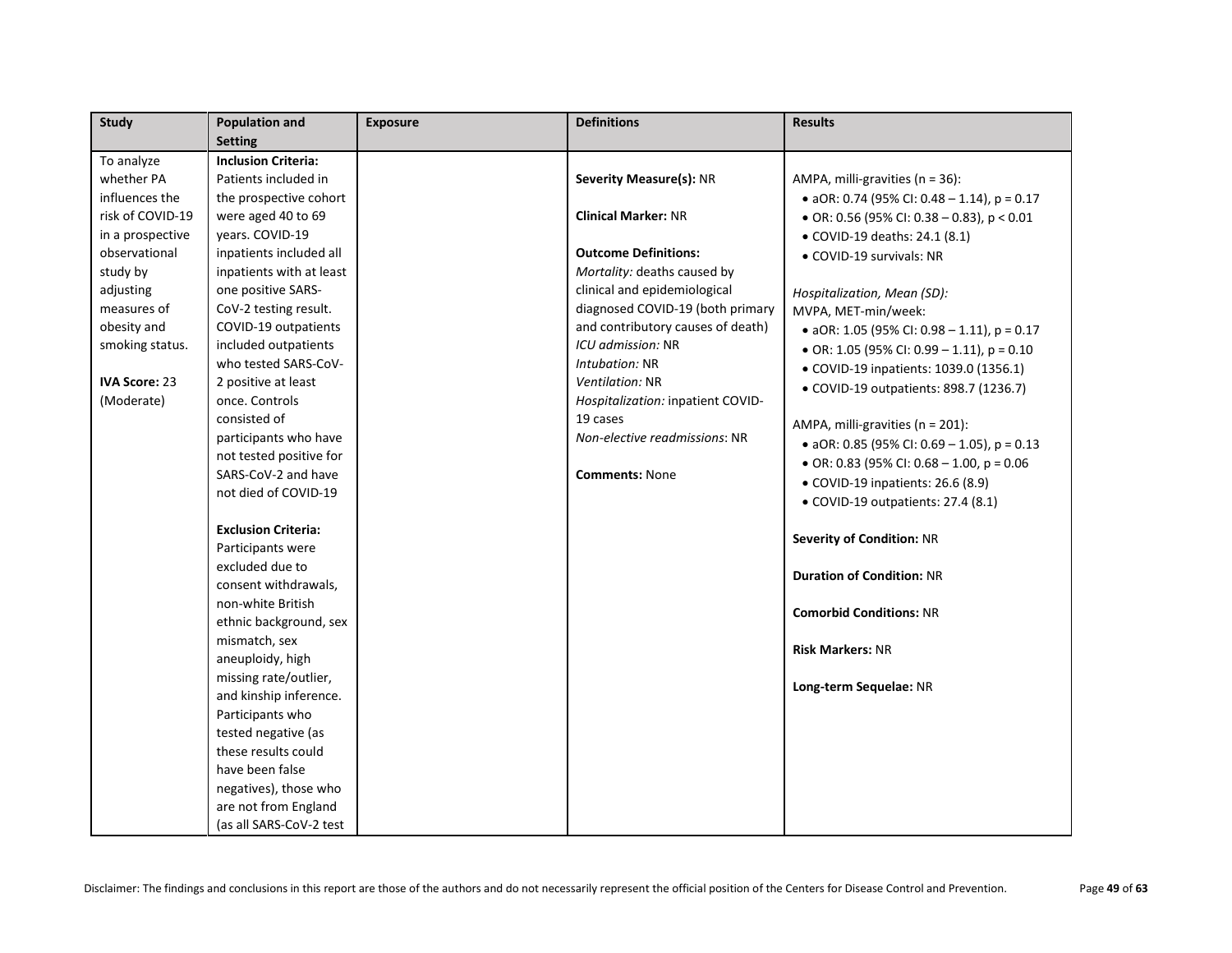| Study | Population and Setting | Exposure | Definitions | Results |
|---|---|---|---|---|
| To analyze whether PA influences the risk of COVID-19 in a prospective observational study by adjusting measures of obesity and smoking status.<br><br>**IVA Score:** 23 (Moderate) | **Inclusion Criteria:**<br>Patients included in the prospective cohort were aged 40 to 69 years. COVID-19 inpatients included all inpatients with at least one positive SARS-CoV-2 testing result. COVID-19 outpatients included outpatients who tested SARS-CoV-2 positive at least once. Controls consisted of participants who have not tested positive for SARS-CoV-2 and have not died of COVID-19<br><br>**Exclusion Criteria:**<br>Participants were excluded due to consent withdrawals, non-white British ethnic background, sex mismatch, sex aneuploidy, high missing rate/outlier, and kinship inference. Participants who tested negative (as these results could have been false negatives), those who are not from England (as all SARS-CoV-2 test | | **Severity Measure(s):** NR<br><br>**Clinical Marker:** NR<br><br>**Outcome Definitions:**<br>*Mortality:* deaths caused by clinical and epidemiological diagnosed COVID-19 (both primary and contributory causes of death)<br>*ICU admission:* NR<br>*Intubation:* NR<br>*Ventilation:* NR<br>*Hospitalization:* inpatient COVID-19 cases<br>*Non-elective readmissions*: NR<br><br>**Comments:** None | AMPA, milli-gravities (n = 36):<br>• aOR: 0.74 (95% CI: 0.48 – 1.14), p = 0.17<br>• OR: 0.56 (95% CI: 0.38 – 0.83), p < 0.01<br>• COVID-19 deaths: 24.1 (8.1)<br>• COVID-19 survivals: NR<br><br>*Hospitalization, Mean (SD):*<br>MVPA, MET-min/week:<br>• aOR: 1.05 (95% CI: 0.98 – 1.11), p = 0.17<br>• OR: 1.05 (95% CI: 0.99 – 1.11), p = 0.10<br>• COVID-19 inpatients: 1039.0 (1356.1)<br>• COVID-19 outpatients: 898.7 (1236.7)<br><br>AMPA, milli-gravities (n = 201):<br>• aOR: 0.85 (95% CI: 0.69 – 1.05), p = 0.13<br>• OR: 0.83 (95% CI: 0.68 – 1.00, p = 0.06<br>• COVID-19 inpatients: 26.6 (8.9)<br>• COVID-19 outpatients: 27.4 (8.1)<br><br>**Severity of Condition:** NR<br><br>**Duration of Condition:** NR<br><br>**Comorbid Conditions:** NR<br><br>**Risk Markers:** NR<br><br>**Long-term Sequelae:** NR |

Disclaimer: The findings and conclusions in this report are those of the authors and do not necessarily represent the official position of the Centers for Disease Control and Prevention.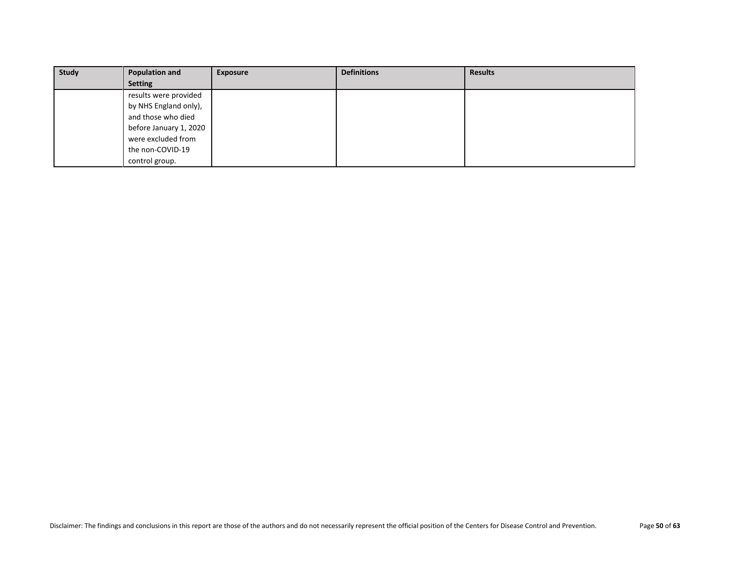| Study | Population and Setting | Exposure | Definitions | Results |
|---|---|---|---|---|
| | results were provided by NHS England only), and those who died before January 1, 2020 were excluded from the non-COVID-19 control group. | | | |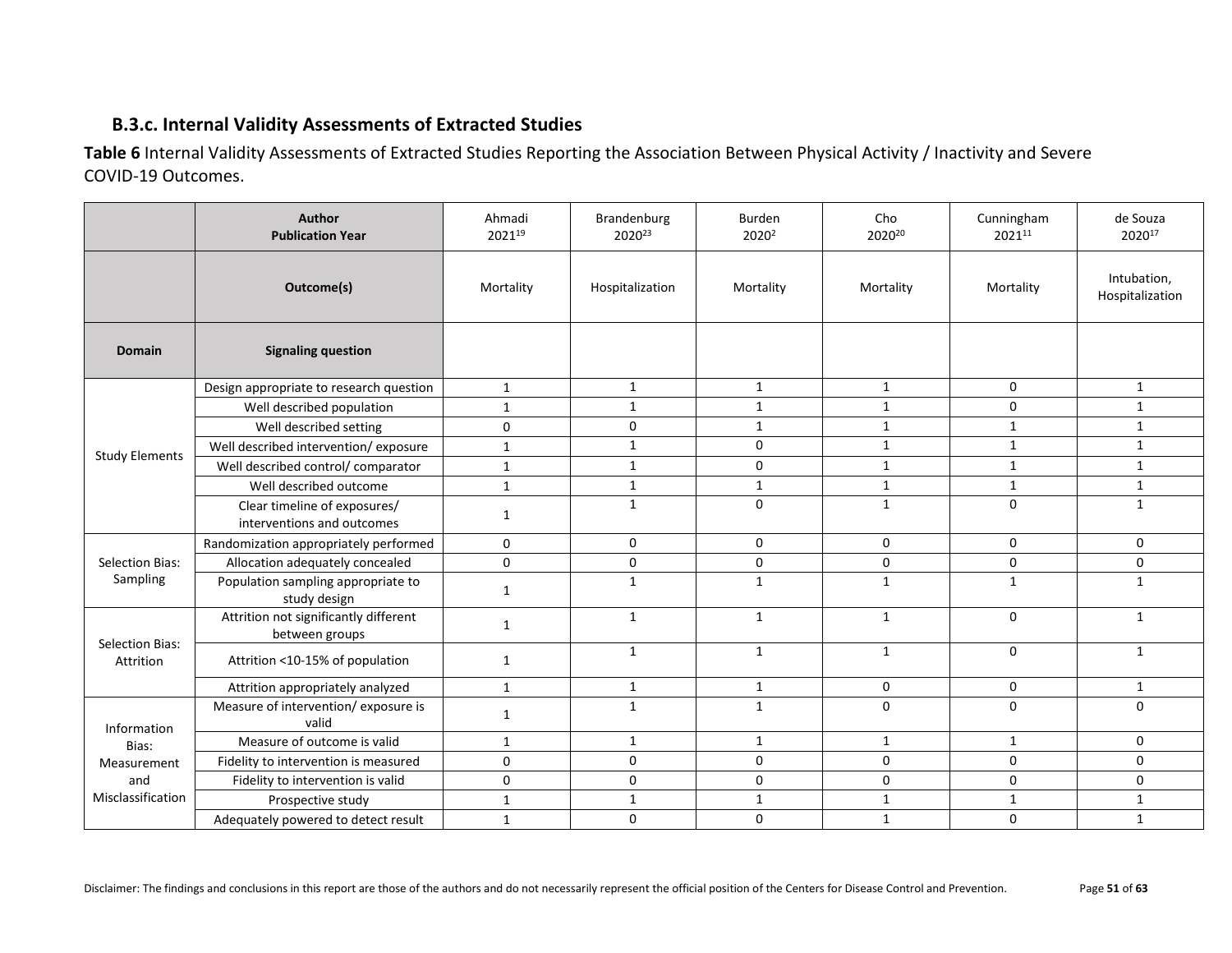### B.3.c. Internal Validity Assessments of Extracted Studies

**Table 6** Internal Validity Assessments of Extracted Studies Reporting the Association Between Physical Activity / Inactivity and Severe COVID-19 Outcomes.

| | **Author Publication Year** | Ahmadi 2021[19] | Brandenburg 2020[23] | Burden 2020[2] | Cho 2020[20] | Cunningham 2021[11] | de Souza 2020[17] |
|---|---|---|---|---|---|---|---|
| | **Outcome(s)** | Mortality | Hospitalization | Mortality | Mortality | Mortality | Intubation, Hospitalization |
| **Domain** | **Signaling question** | | | | | | |
| Study Elements | Design appropriate to research question | 1 | 1 | 1 | 1 | 0 | 1 |
| | Well described population | 1 | 1 | 1 | 1 | 0 | 1 |
| | Well described setting | 0 | 0 | 1 | 1 | 1 | 1 |
| | Well described intervention/ exposure | 1 | 1 | 0 | 1 | 1 | 1 |
| | Well described control/ comparator | 1 | 1 | 0 | 1 | 1 | 1 |
| | Well described outcome | 1 | 1 | 1 | 1 | 1 | 1 |
| | Clear timeline of exposures/ interventions and outcomes | 1 | 1 | 0 | 1 | 0 | 1 |
| Selection Bias: Sampling | Randomization appropriately performed | 0 | 0 | 0 | 0 | 0 | 0 |
| | Allocation adequately concealed | 0 | 0 | 0 | 0 | 0 | 0 |
| | Population sampling appropriate to study design | 1 | 1 | 1 | 1 | 1 | 1 |
| Selection Bias: Attrition | Attrition not significantly different between groups | 1 | 1 | 1 | 1 | 0 | 1 |
| | Attrition <10-15% of population | 1 | 1 | 1 | 1 | 0 | 1 |
| | Attrition appropriately analyzed | 1 | 1 | 1 | 0 | 0 | 1 |
| Information Bias: Measurement and Misclassification | Measure of intervention/ exposure is valid | 1 | 1 | 1 | 0 | 0 | 0 |
| | Measure of outcome is valid | 1 | 1 | 1 | 1 | 1 | 0 |
| | Fidelity to intervention is measured | 0 | 0 | 0 | 0 | 0 | 0 |
| | Fidelity to intervention is valid | 0 | 0 | 0 | 0 | 0 | 0 |
| | Prospective study | 1 | 1 | 1 | 1 | 1 | 1 |
| | Adequately powered to detect result | 1 | 0 | 0 | 1 | 0 | 1 |

Disclaimer: The findings and conclusions in this report are those of the authors and do not necessarily represent the official position of the Centers for Disease Control and Prevention.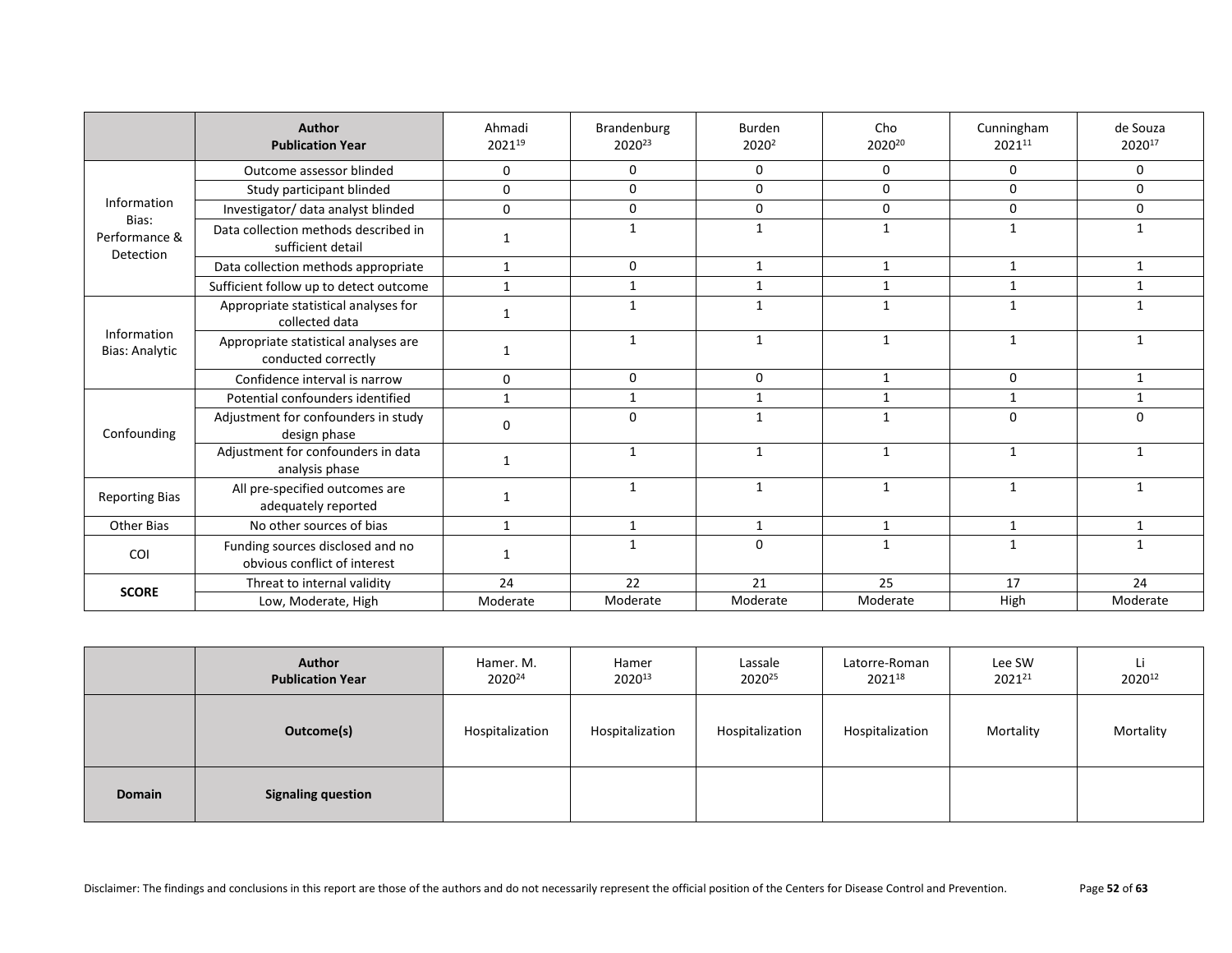| | Author Publication Year | Ahmadi 2021[19] | Brandenburg 2020[23] | Burden 2020[2] | Cho 2020[20] | Cunningham 2021[11] | de Souza 2020[17] |
|---|---|---|---|---|---|---|---|
| Information Bias: Performance & Detection | Outcome assessor blinded | 0 | 0 | 0 | 0 | 0 | 0 |
| | Study participant blinded | 0 | 0 | 0 | 0 | 0 | 0 |
| | Investigator/ data analyst blinded | 0 | 0 | 0 | 0 | 0 | 0 |
| | Data collection methods described in sufficient detail | 1 | 1 | 1 | 1 | 1 | 1 |
| | Data collection methods appropriate | 1 | 0 | 1 | 1 | 1 | 1 |
| | Sufficient follow up to detect outcome | 1 | 1 | 1 | 1 | 1 | 1 |
| Information Bias: Analytic | Appropriate statistical analyses for collected data | 1 | 1 | 1 | 1 | 1 | 1 |
| | Appropriate statistical analyses are conducted correctly | 1 | 1 | 1 | 1 | 1 | 1 |
| | Confidence interval is narrow | 0 | 0 | 0 | 1 | 0 | 1 |
| Confounding | Potential confounders identified | 1 | 1 | 1 | 1 | 1 | 1 |
| | Adjustment for confounders in study design phase | 0 | 0 | 1 | 1 | 0 | 0 |
| | Adjustment for confounders in data analysis phase | 1 | 1 | 1 | 1 | 1 | 1 |
| Reporting Bias | All pre-specified outcomes are adequately reported | 1 | 1 | 1 | 1 | 1 | 1 |
| Other Bias | No other sources of bias | 1 | 1 | 1 | 1 | 1 | 1 |
| COI | Funding sources disclosed and no obvious conflict of interest | 1 | 1 | 0 | 1 | 1 | 1 |
| **SCORE** | Threat to internal validity | 24 | 22 | 21 | 25 | 17 | 24 |
| | Low, Moderate, High | Moderate | Moderate | Moderate | Moderate | High | Moderate |

| | Author Publication Year | Hamer. M. 2020[24] | Hamer 2020[13] | Lassale 2020[25] | Latorre-Roman 2021[18] | Lee SW 2021[21] | Li 2020[12] |
|---|---|---|---|---|---|---|---|
| | **Outcome(s)** | Hospitalization | Hospitalization | Hospitalization | Hospitalization | Mortality | Mortality |
| **Domain** | **Signaling question** | | | | | | |

Disclaimer: The findings and conclusions in this report are those of the authors and do not necessarily represent the official position of the Centers for Disease Control and Prevention.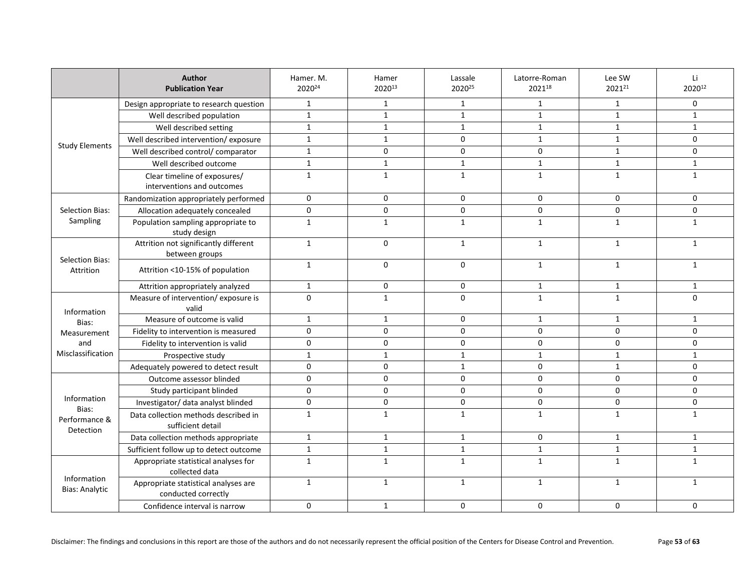| | Author<br>Publication Year | Hamer. M.<br>2020[24] | Hamer<br>2020[13] | Lassale<br>2020[25] | Latorre-Roman<br>2021[18] | Lee SW<br>2021[21] | Li<br>2020[12] |
|---|---|---|---|---|---|---|---|
| Study Elements | Design appropriate to research question | 1 | 1 | 1 | 1 | 1 | 0 |
| | Well described population | 1 | 1 | 1 | 1 | 1 | 1 |
| | Well described setting | 1 | 1 | 1 | 1 | 1 | 1 |
| | Well described intervention/ exposure | 1 | 1 | 0 | 1 | 1 | 0 |
| | Well described control/ comparator | 1 | 0 | 0 | 0 | 1 | 0 |
| | Well described outcome | 1 | 1 | 1 | 1 | 1 | 1 |
| | Clear timeline of exposures/ interventions and outcomes | 1 | 1 | 1 | 1 | 1 | 1 |
| Selection Bias: Sampling | Randomization appropriately performed | 0 | 0 | 0 | 0 | 0 | 0 |
| | Allocation adequately concealed | 0 | 0 | 0 | 0 | 0 | 0 |
| | Population sampling appropriate to study design | 1 | 1 | 1 | 1 | 1 | 1 |
| Selection Bias: Attrition | Attrition not significantly different between groups | 1 | 0 | 1 | 1 | 1 | 1 |
| | Attrition <10-15% of population | 1 | 0 | 0 | 1 | 1 | 1 |
| | Attrition appropriately analyzed | 1 | 0 | 0 | 1 | 1 | 1 |
| Information Bias: Measurement and Misclassification | Measure of intervention/ exposure is valid | 0 | 1 | 0 | 1 | 1 | 0 |
| | Measure of outcome is valid | 1 | 1 | 0 | 1 | 1 | 1 |
| | Fidelity to intervention is measured | 0 | 0 | 0 | 0 | 0 | 0 |
| | Fidelity to intervention is valid | 0 | 0 | 0 | 0 | 0 | 0 |
| | Prospective study | 1 | 1 | 1 | 1 | 1 | 1 |
| | Adequately powered to detect result | 0 | 0 | 1 | 0 | 1 | 0 |
| Information Bias: Performance & Detection | Outcome assessor blinded | 0 | 0 | 0 | 0 | 0 | 0 |
| | Study participant blinded | 0 | 0 | 0 | 0 | 0 | 0 |
| | Investigator/ data analyst blinded | 0 | 0 | 0 | 0 | 0 | 0 |
| | Data collection methods described in sufficient detail | 1 | 1 | 1 | 1 | 1 | 1 |
| | Data collection methods appropriate | 1 | 1 | 1 | 0 | 1 | 1 |
| | Sufficient follow up to detect outcome | 1 | 1 | 1 | 1 | 1 | 1 |
| Information Bias: Analytic | Appropriate statistical analyses for collected data | 1 | 1 | 1 | 1 | 1 | 1 |
| | Appropriate statistical analyses are conducted correctly | 1 | 1 | 1 | 1 | 1 | 1 |
| | Confidence interval is narrow | 0 | 1 | 0 | 0 | 0 | 0 |

Disclaimer: The findings and conclusions in this report are those of the authors and do not necessarily represent the official position of the Centers for Disease Control and Prevention.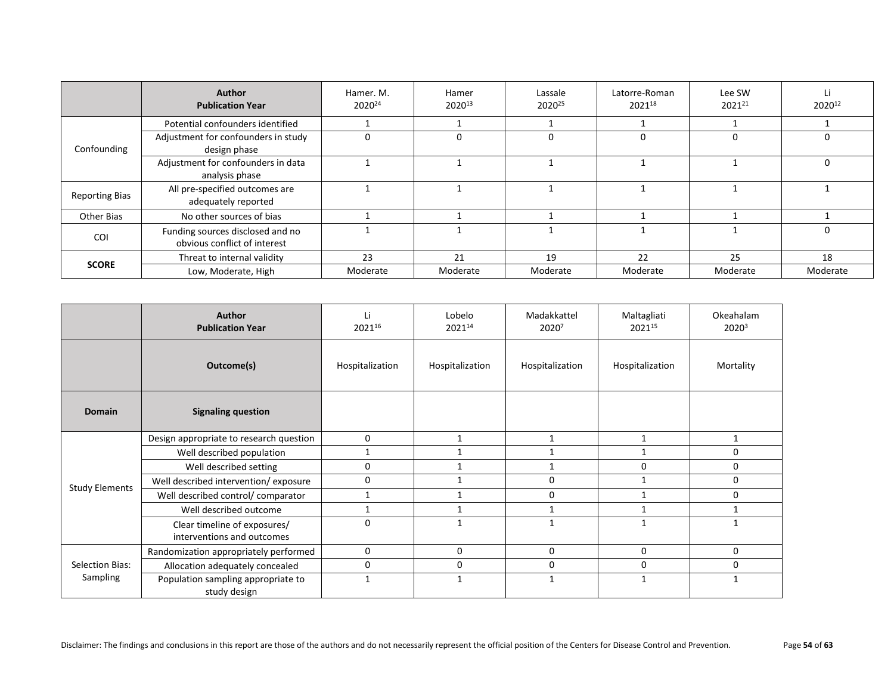| | Author<br>Publication Year | Hamer. M.<br>2020[24] | Hamer<br>2020[13] | Lassale<br>2020[25] | Latorre-Roman<br>2021[18] | Lee SW<br>2021[21] | Li<br>2020[12] |
|---|---|---|---|---|---|---|---|
| Confounding | Potential confounders identified | 1 | 1 | 1 | 1 | 1 | 1 |
| | Adjustment for confounders in study design phase | 0 | 0 | 0 | 0 | 0 | 0 |
| | Adjustment for confounders in data analysis phase | 1 | 1 | 1 | 1 | 1 | 0 |
| Reporting Bias | All pre-specified outcomes are adequately reported | 1 | 1 | 1 | 1 | 1 | 1 |
| Other Bias | No other sources of bias | 1 | 1 | 1 | 1 | 1 | 1 |
| COI | Funding sources disclosed and no obvious conflict of interest | 1 | 1 | 1 | 1 | 1 | 0 |
| **SCORE** | Threat to internal validity | 23 | 21 | 19 | 22 | 25 | 18 |
| | Low, Moderate, High | Moderate | Moderate | Moderate | Moderate | Moderate | Moderate |

| | Author<br>Publication Year | Li<br>2021[16] | Lobelo<br>2021[14] | Madakkattel<br>2020[7] | Maltagliati<br>2021[15] | Okeahalam<br>2020[3] |
|---|---|---|---|---|---|---|
| | **Outcome(s)** | Hospitalization | Hospitalization | Hospitalization | Hospitalization | Mortality |
| **Domain** | **Signaling question** | | | | | |
| Study Elements | Design appropriate to research question | 0 | 1 | 1 | 1 | 1 |
| | Well described population | 1 | 1 | 1 | 1 | 0 |
| | Well described setting | 0 | 1 | 1 | 0 | 0 |
| | Well described intervention/ exposure | 0 | 1 | 0 | 1 | 0 |
| | Well described control/ comparator | 1 | 1 | 0 | 1 | 0 |
| | Well described outcome | 1 | 1 | 1 | 1 | 1 |
| | Clear timeline of exposures/ interventions and outcomes | 0 | 1 | 1 | 1 | 1 |
| Selection Bias: Sampling | Randomization appropriately performed | 0 | 0 | 0 | 0 | 0 |
| | Allocation adequately concealed | 0 | 0 | 0 | 0 | 0 |
| | Population sampling appropriate to study design | 1 | 1 | 1 | 1 | 1 |

Disclaimer: The findings and conclusions in this report are those of the authors and do not necessarily represent the official position of the Centers for Disease Control and Prevention.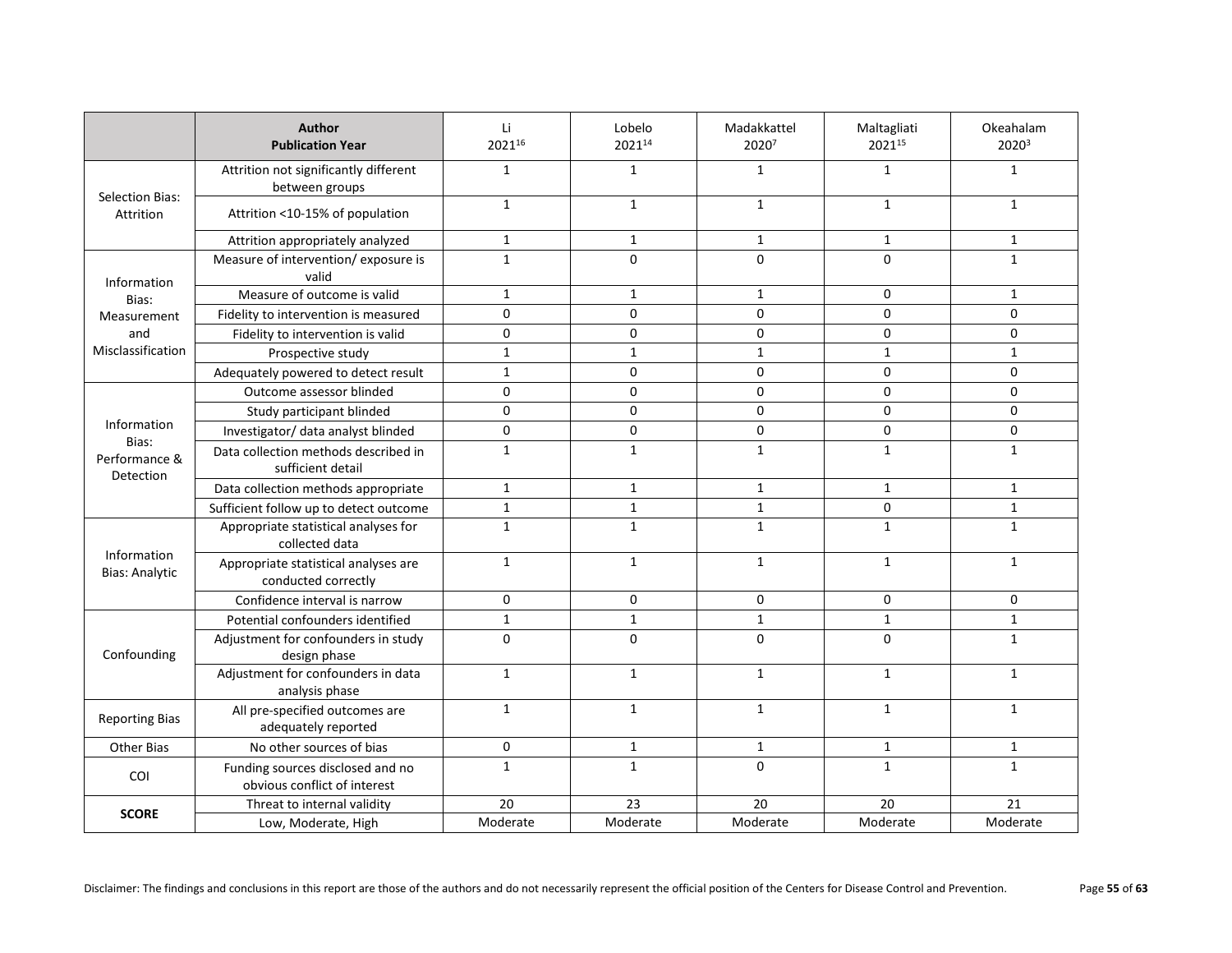| | Author Publication Year | Li 2021[16] | Lobelo 2021[14] | Madakkattel 2020[7] | Maltagliati 2021[15] | Okeahalam 2020[3] |
|---|---|---|---|---|---|---|
| Selection Bias: Attrition | Attrition not significantly different between groups | 1 | 1 | 1 | 1 | 1 |
| | Attrition <10-15% of population | 1 | 1 | 1 | 1 | 1 |
| | Attrition appropriately analyzed | 1 | 1 | 1 | 1 | 1 |
| Information Bias: Measurement and Misclassification | Measure of intervention/ exposure is valid | 1 | 0 | 0 | 0 | 1 |
| | Measure of outcome is valid | 1 | 1 | 1 | 0 | 1 |
| | Fidelity to intervention is measured | 0 | 0 | 0 | 0 | 0 |
| | Fidelity to intervention is valid | 0 | 0 | 0 | 0 | 0 |
| | Prospective study | 1 | 1 | 1 | 1 | 1 |
| | Adequately powered to detect result | 1 | 0 | 0 | 0 | 0 |
| Information Bias: Performance & Detection | Outcome assessor blinded | 0 | 0 | 0 | 0 | 0 |
| | Study participant blinded | 0 | 0 | 0 | 0 | 0 |
| | Investigator/ data analyst blinded | 0 | 0 | 0 | 0 | 0 |
| | Data collection methods described in sufficient detail | 1 | 1 | 1 | 1 | 1 |
| | Data collection methods appropriate | 1 | 1 | 1 | 1 | 1 |
| | Sufficient follow up to detect outcome | 1 | 1 | 1 | 0 | 1 |
| Information Bias: Analytic | Appropriate statistical analyses for collected data | 1 | 1 | 1 | 1 | 1 |
| | Appropriate statistical analyses are conducted correctly | 1 | 1 | 1 | 1 | 1 |
| | Confidence interval is narrow | 0 | 0 | 0 | 0 | 0 |
| Confounding | Potential confounders identified | 1 | 1 | 1 | 1 | 1 |
| | Adjustment for confounders in study design phase | 0 | 0 | 0 | 0 | 1 |
| | Adjustment for confounders in data analysis phase | 1 | 1 | 1 | 1 | 1 |
| Reporting Bias | All pre-specified outcomes are adequately reported | 1 | 1 | 1 | 1 | 1 |
| Other Bias | No other sources of bias | 0 | 1 | 1 | 1 | 1 |
| COI | Funding sources disclosed and no obvious conflict of interest | 1 | 1 | 0 | 1 | 1 |
| **SCORE** | Threat to internal validity | 20 | 23 | 20 | 20 | 21 |
| | Low, Moderate, High | Moderate | Moderate | Moderate | Moderate | Moderate |

Disclaimer: The findings and conclusions in this report are those of the authors and do not necessarily represent the official position of the Centers for Disease Control and Prevention.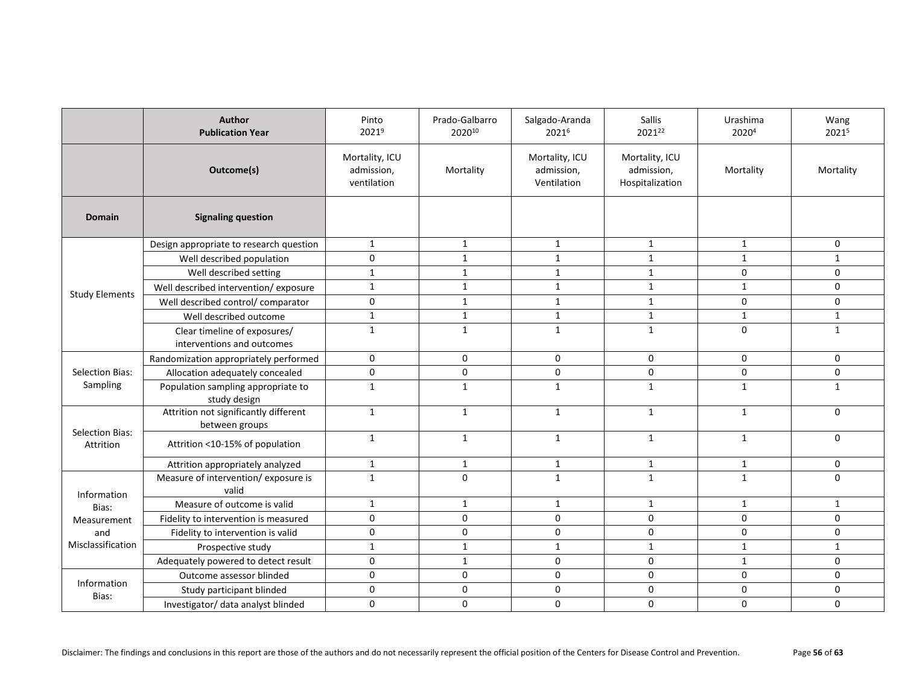| | Author Publication Year | Pinto 2021[9] | Prado-Galbarro 2020[10] | Salgado-Aranda 2021[6] | Sallis 2021[22] | Urashima 2020[4] | Wang 2021[5] |
|---|---|---|---|---|---|---|---|
| | Outcome(s) | Mortality, ICU admission, ventilation | Mortality | Mortality, ICU admission, Ventilation | Mortality, ICU admission, Hospitalization | Mortality | Mortality |
| Domain | Signaling question | | | | | | |
| Study Elements | Design appropriate to research question | 1 | 1 | 1 | 1 | 1 | 0 |
| | Well described population | 0 | 1 | 1 | 1 | 1 | 1 |
| | Well described setting | 1 | 1 | 1 | 1 | 0 | 0 |
| | Well described intervention/ exposure | 1 | 1 | 1 | 1 | 1 | 0 |
| | Well described control/ comparator | 0 | 1 | 1 | 1 | 0 | 0 |
| | Well described outcome | 1 | 1 | 1 | 1 | 1 | 1 |
| | Clear timeline of exposures/ interventions and outcomes | 1 | 1 | 1 | 1 | 0 | 1 |
| Selection Bias: Sampling | Randomization appropriately performed | 0 | 0 | 0 | 0 | 0 | 0 |
| | Allocation adequately concealed | 0 | 0 | 0 | 0 | 0 | 0 |
| | Population sampling appropriate to study design | 1 | 1 | 1 | 1 | 1 | 1 |
| Selection Bias: Attrition | Attrition not significantly different between groups | 1 | 1 | 1 | 1 | 1 | 0 |
| | Attrition <10-15% of population | 1 | 1 | 1 | 1 | 1 | 0 |
| | Attrition appropriately analyzed | 1 | 1 | 1 | 1 | 1 | 0 |
| Information Bias: Measurement and Misclassification | Measure of intervention/ exposure is valid | 1 | 0 | 1 | 1 | 1 | 0 |
| | Measure of outcome is valid | 1 | 1 | 1 | 1 | 1 | 1 |
| | Fidelity to intervention is measured | 0 | 0 | 0 | 0 | 0 | 0 |
| | Fidelity to intervention is valid | 0 | 0 | 0 | 0 | 0 | 0 |
| | Prospective study | 1 | 1 | 1 | 1 | 1 | 1 |
| | Adequately powered to detect result | 0 | 1 | 0 | 0 | 1 | 0 |
| Information Bias: | Outcome assessor blinded | 0 | 0 | 0 | 0 | 0 | 0 |
| | Study participant blinded | 0 | 0 | 0 | 0 | 0 | 0 |
| | Investigator/ data analyst blinded | 0 | 0 | 0 | 0 | 0 | 0 |

Disclaimer: The findings and conclusions in this report are those of the authors and do not necessarily represent the official position of the Centers for Disease Control and Prevention.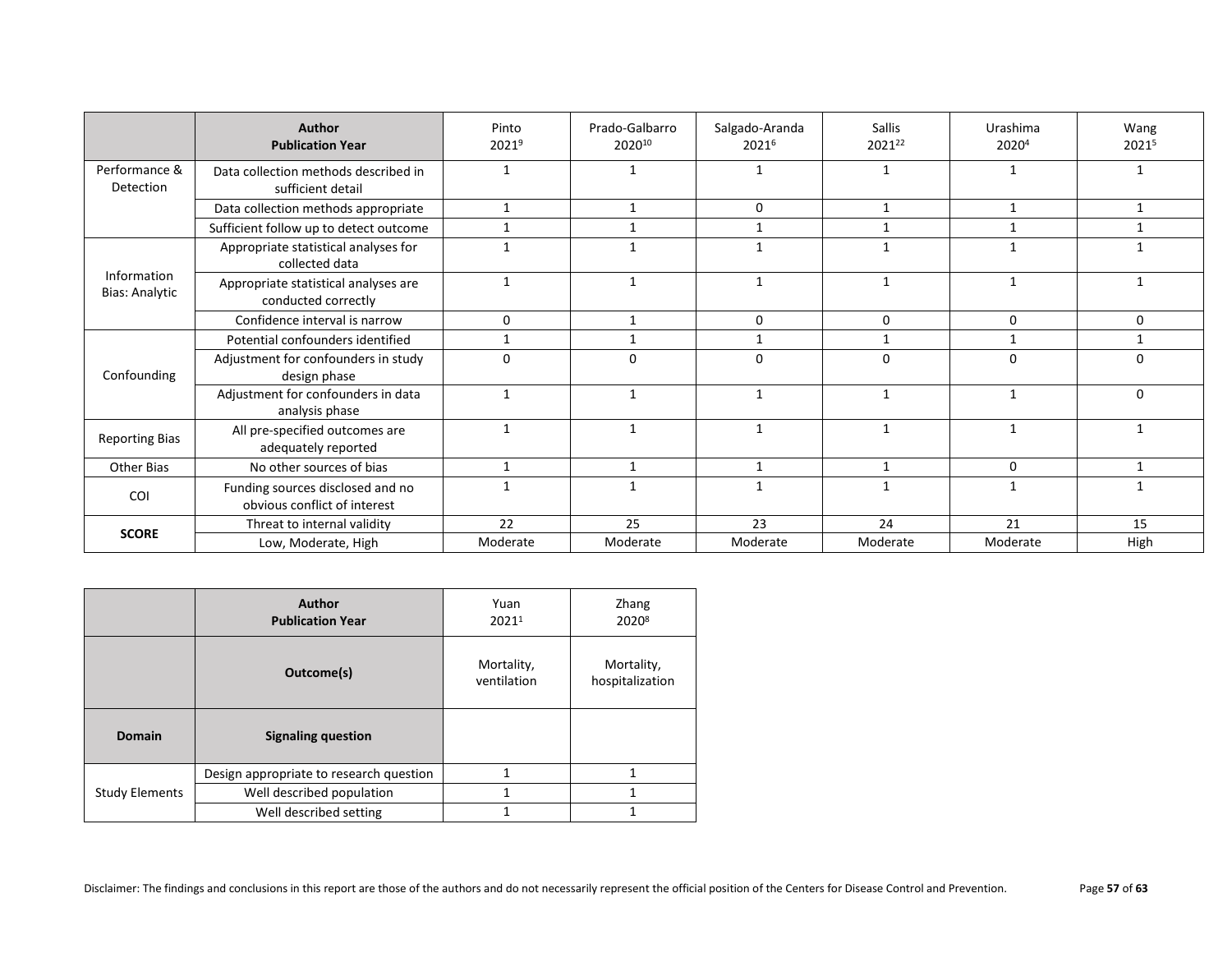| | Author<br>Publication Year | Pinto<br>2021[9] | Prado-Galbarro<br>2020[10] | Salgado-Aranda<br>2021[6] | Sallis<br>2021[22] | Urashima<br>2020[4] | Wang<br>2021[5] |
|---|---|---|---|---|---|---|---|
| Performance & Detection | Data collection methods described in sufficient detail | 1 | 1 | 1 | 1 | 1 | 1 |
| | Data collection methods appropriate | 1 | 1 | 0 | 1 | 1 | 1 |
| | Sufficient follow up to detect outcome | 1 | 1 | 1 | 1 | 1 | 1 |
| Information Bias: Analytic | Appropriate statistical analyses for collected data | 1 | 1 | 1 | 1 | 1 | 1 |
| | Appropriate statistical analyses are conducted correctly | 1 | 1 | 1 | 1 | 1 | 1 |
| | Confidence interval is narrow | 0 | 1 | 0 | 0 | 0 | 0 |
| Confounding | Potential confounders identified | 1 | 1 | 1 | 1 | 1 | 1 |
| | Adjustment for confounders in study design phase | 0 | 0 | 0 | 0 | 0 | 0 |
| | Adjustment for confounders in data analysis phase | 1 | 1 | 1 | 1 | 1 | 0 |
| Reporting Bias | All pre-specified outcomes are adequately reported | 1 | 1 | 1 | 1 | 1 | 1 |
| Other Bias | No other sources of bias | 1 | 1 | 1 | 1 | 0 | 1 |
| COI | Funding sources disclosed and no obvious conflict of interest | 1 | 1 | 1 | 1 | 1 | 1 |
| **SCORE** | Threat to internal validity | 22 | 25 | 23 | 24 | 21 | 15 |
| | Low, Moderate, High | Moderate | Moderate | Moderate | Moderate | Moderate | High |

| | Author<br>Publication Year | Yuan<br>2021[1] | Zhang<br>2020[8] |
|---|---|---|---|
| | **Outcome(s)** | Mortality, ventilation | Mortality, hospitalization |
| **Domain** | **Signaling question** | | |
| Study Elements | Design appropriate to research question | 1 | 1 |
| | Well described population | 1 | 1 |
| | Well described setting | 1 | 1 |

Disclaimer: The findings and conclusions in this report are those of the authors and do not necessarily represent the official position of the Centers for Disease Control and Prevention.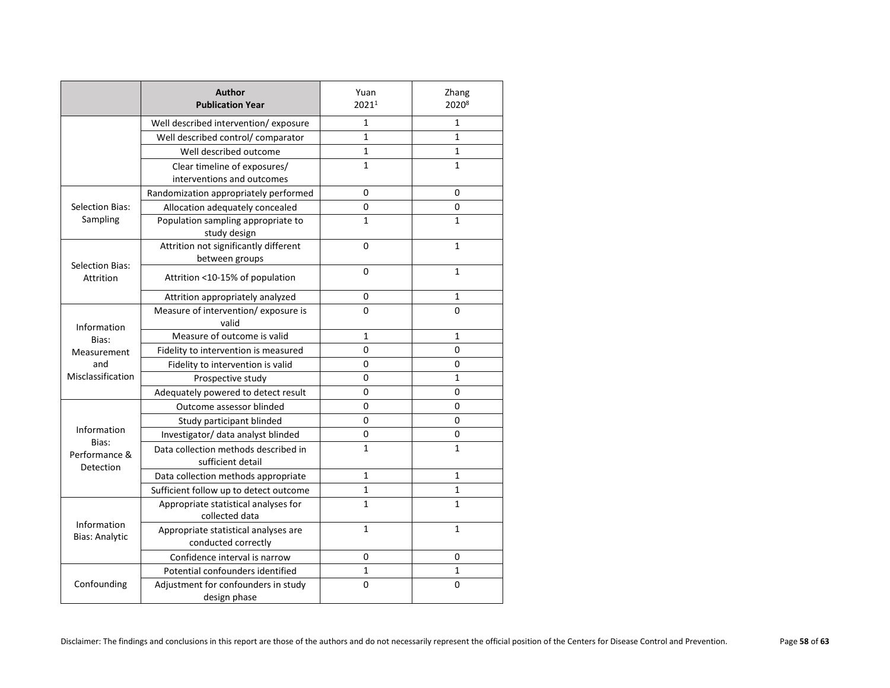| | Author Publication Year | Yuan 2021[1] | Zhang 2020[8] |
|---|---|---|---|
| | Well described intervention/ exposure | 1 | 1 |
| | Well described control/ comparator | 1 | 1 |
| | Well described outcome | 1 | 1 |
| | Clear timeline of exposures/ interventions and outcomes | 1 | 1 |
| Selection Bias: Sampling | Randomization appropriately performed | 0 | 0 |
| | Allocation adequately concealed | 0 | 0 |
| | Population sampling appropriate to study design | 1 | 1 |
| Selection Bias: Attrition | Attrition not significantly different between groups | 0 | 1 |
| | Attrition <10-15% of population | 0 | 1 |
| | Attrition appropriately analyzed | 0 | 1 |
| Information Bias: Measurement and Misclassification | Measure of intervention/ exposure is valid | 0 | 0 |
| | Measure of outcome is valid | 1 | 1 |
| | Fidelity to intervention is measured | 0 | 0 |
| | Fidelity to intervention is valid | 0 | 0 |
| | Prospective study | 0 | 1 |
| | Adequately powered to detect result | 0 | 0 |
| Information Bias: Performance & Detection | Outcome assessor blinded | 0 | 0 |
| | Study participant blinded | 0 | 0 |
| | Investigator/ data analyst blinded | 0 | 0 |
| | Data collection methods described in sufficient detail | 1 | 1 |
| | Data collection methods appropriate | 1 | 1 |
| | Sufficient follow up to detect outcome | 1 | 1 |
| Information Bias: Analytic | Appropriate statistical analyses for collected data | 1 | 1 |
| | Appropriate statistical analyses are conducted correctly | 1 | 1 |
| | Confidence interval is narrow | 0 | 0 |
| Confounding | Potential confounders identified | 1 | 1 |
| | Adjustment for confounders in study design phase | 0 | 0 |

Disclaimer: The findings and conclusions in this report are those of the authors and do not necessarily represent the official position of the Centers for Disease Control and Prevention.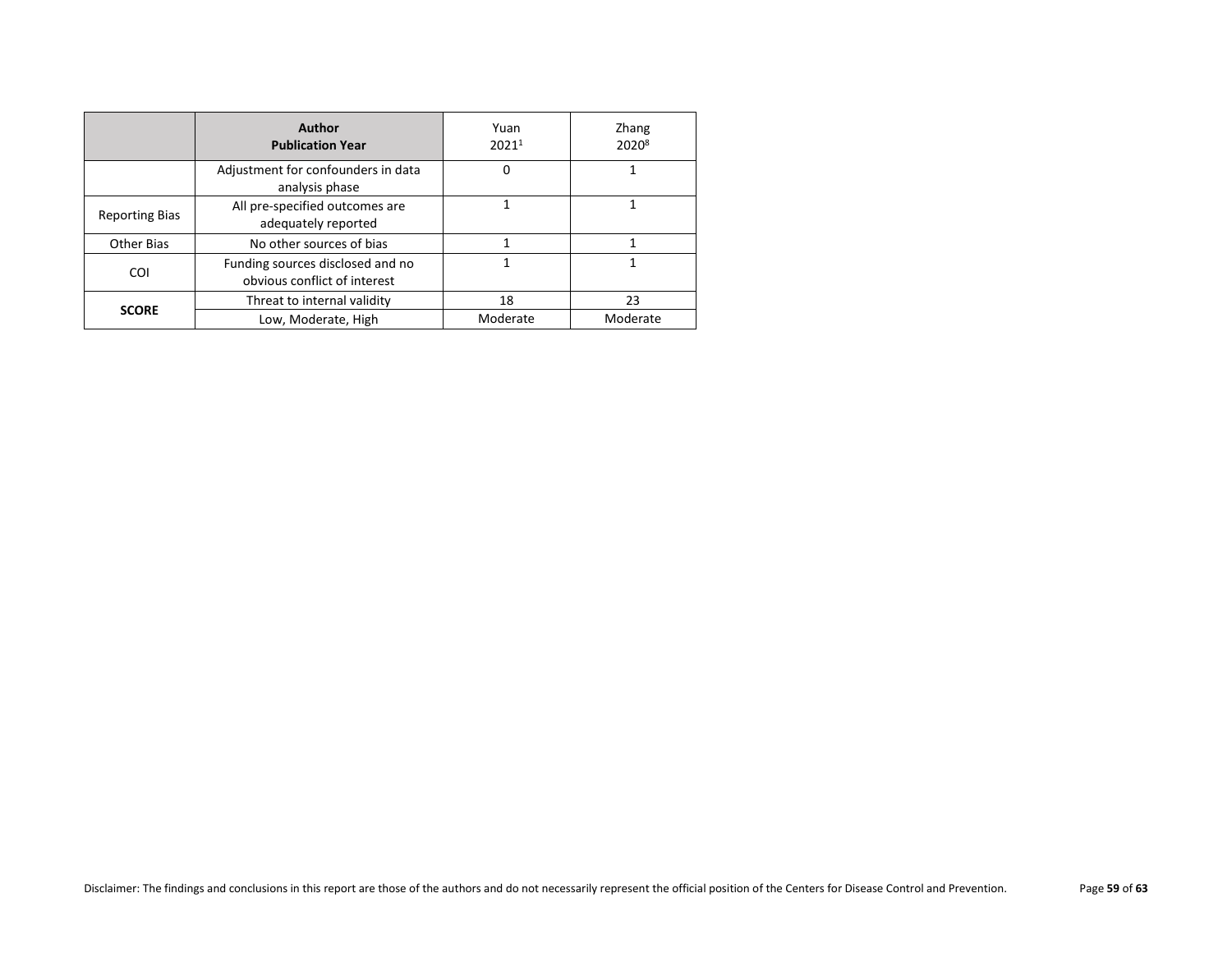| | Author<br>Publication Year | Yuan<br>2021[1] | Zhang<br>2020[8] |
|---|---|---|---|
| | Adjustment for confounders in data analysis phase | 0 | 1 |
| Reporting Bias | All pre-specified outcomes are adequately reported | 1 | 1 |
| Other Bias | No other sources of bias | 1 | 1 |
| COI | Funding sources disclosed and no obvious conflict of interest | 1 | 1 |
| **SCORE** | Threat to internal validity | 18 | 23 |
| | Low, Moderate, High | Moderate | Moderate |

Disclaimer: The findings and conclusions in this report are those of the authors and do not necessarily represent the official position of the Centers for Disease Control and Prevention.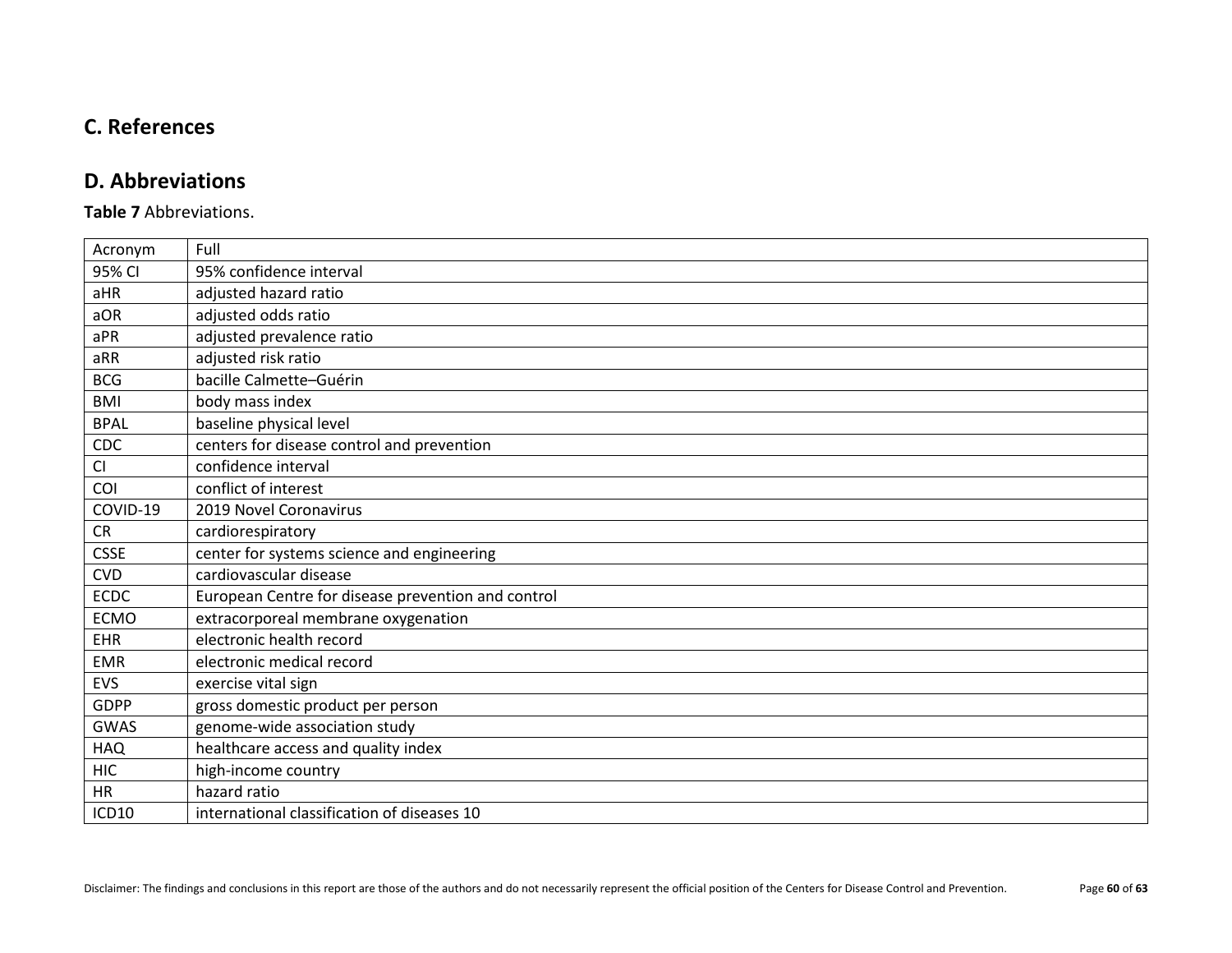## C. References

## D. Abbreviations

**Table 7** Abbreviations.

| Acronym | Full |
|---|---|
| 95% CI | 95% confidence interval |
| aHR | adjusted hazard ratio |
| aOR | adjusted odds ratio |
| aPR | adjusted prevalence ratio |
| aRR | adjusted risk ratio |
| BCG | bacille Calmette–Guérin |
| BMI | body mass index |
| BPAL | baseline physical level |
| CDC | centers for disease control and prevention |
| CI | confidence interval |
| COI | conflict of interest |
| COVID-19 | 2019 Novel Coronavirus |
| CR | cardiorespiratory |
| CSSE | center for systems science and engineering |
| CVD | cardiovascular disease |
| ECDC | European Centre for disease prevention and control |
| ECMO | extracorporeal membrane oxygenation |
| EHR | electronic health record |
| EMR | electronic medical record |
| EVS | exercise vital sign |
| GDPP | gross domestic product per person |
| GWAS | genome-wide association study |
| HAQ | healthcare access and quality index |
| HIC | high-income country |
| HR | hazard ratio |
| ICD10 | international classification of diseases 10 |

Disclaimer: The findings and conclusions in this report are those of the authors and do not necessarily represent the official position of the Centers for Disease Control and Prevention.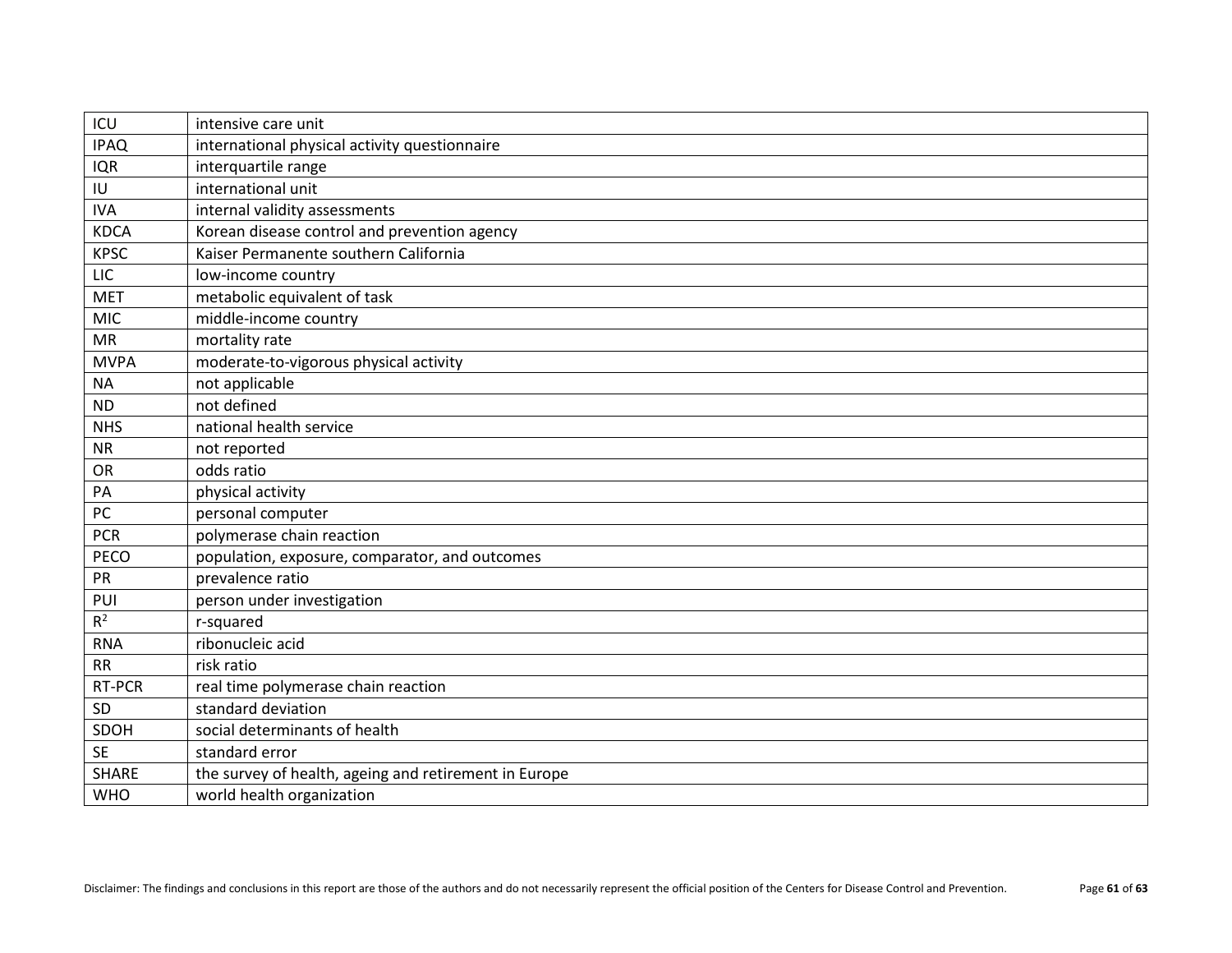| ICU | intensive care unit |
|---|---|
| IPAQ | international physical activity questionnaire |
| IQR | interquartile range |
| IU | international unit |
| IVA | internal validity assessments |
| KDCA | Korean disease control and prevention agency |
| KPSC | Kaiser Permanente southern California |
| LIC | low-income country |
| MET | metabolic equivalent of task |
| MIC | middle-income country |
| MR | mortality rate |
| MVPA | moderate-to-vigorous physical activity |
| NA | not applicable |
| ND | not defined |
| NHS | national health service |
| NR | not reported |
| OR | odds ratio |
| PA | physical activity |
| PC | personal computer |
| PCR | polymerase chain reaction |
| PECO | population, exposure, comparator, and outcomes |
| PR | prevalence ratio |
| PUI | person under investigation |
| $R^2$ | r-squared |
| RNA | ribonucleic acid |
| RR | risk ratio |
| RT-PCR | real time polymerase chain reaction |
| SD | standard deviation |
| SDOH | social determinants of health |
| SE | standard error |
| SHARE | the survey of health, ageing and retirement in Europe |
| WHO | world health organization |

Disclaimer: The findings and conclusions in this report are those of the authors and do not necessarily represent the official position of the Centers for Disease Control and Prevention.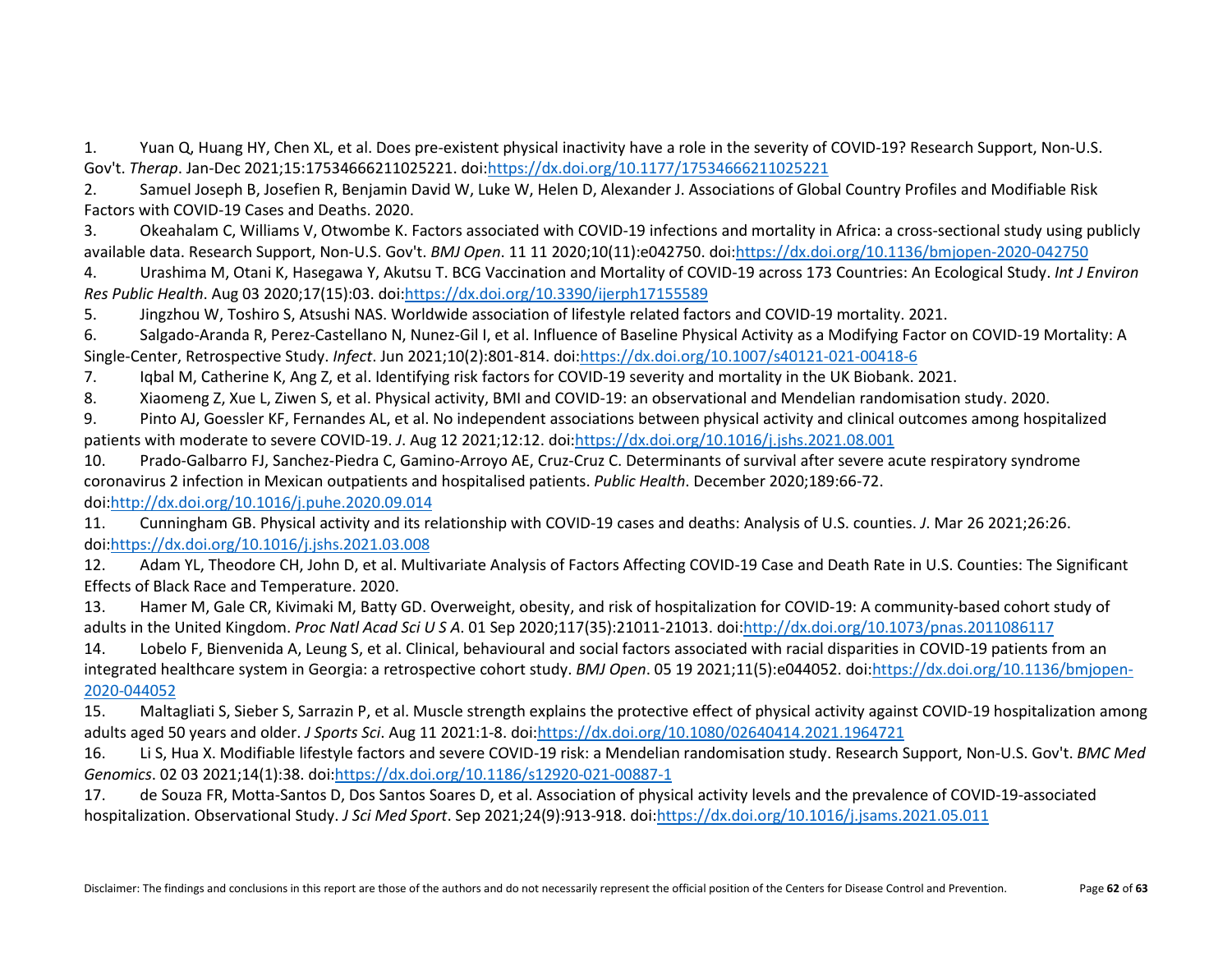1. Yuan Q, Huang HY, Chen XL, et al. Does pre-existent physical inactivity have a role in the severity of COVID-19? Research Support, Non-U.S. Gov't. *Therap*. Jan-Dec 2021;15:17534666211025221. doi:https://dx.doi.org/10.1177/17534666211025221
2. Samuel Joseph B, Josefien R, Benjamin David W, Luke W, Helen D, Alexander J. Associations of Global Country Profiles and Modifiable Risk Factors with COVID-19 Cases and Deaths. 2020.
3. Okeahalam C, Williams V, Otwombe K. Factors associated with COVID-19 infections and mortality in Africa: a cross-sectional study using publicly available data. Research Support, Non-U.S. Gov't. *BMJ Open*. 11 11 2020;10(11):e042750. doi:https://dx.doi.org/10.1136/bmjopen-2020-042750
4. Urashima M, Otani K, Hasegawa Y, Akutsu T. BCG Vaccination and Mortality of COVID-19 across 173 Countries: An Ecological Study. *Int J Environ Res Public Health*. Aug 03 2020;17(15):03. doi:https://dx.doi.org/10.3390/ijerph17155589
5. Jingzhou W, Toshiro S, Atsushi NAS. Worldwide association of lifestyle related factors and COVID-19 mortality. 2021.
6. Salgado-Aranda R, Perez-Castellano N, Nunez-Gil I, et al. Influence of Baseline Physical Activity as a Modifying Factor on COVID-19 Mortality: A Single-Center, Retrospective Study. *Infect*. Jun 2021;10(2):801-814. doi:https://dx.doi.org/10.1007/s40121-021-00418-6
7. Iqbal M, Catherine K, Ang Z, et al. Identifying risk factors for COVID-19 severity and mortality in the UK Biobank. 2021.
8. Xiaomeng Z, Xue L, Ziwen S, et al. Physical activity, BMI and COVID-19: an observational and Mendelian randomisation study. 2020.
9. Pinto AJ, Goessler KF, Fernandes AL, et al. No independent associations between physical activity and clinical outcomes among hospitalized patients with moderate to severe COVID-19. *J*. Aug 12 2021;12:12. doi:https://dx.doi.org/10.1016/j.jshs.2021.08.001
10. Prado-Galbarro FJ, Sanchez-Piedra C, Gamino-Arroyo AE, Cruz-Cruz C. Determinants of survival after severe acute respiratory syndrome coronavirus 2 infection in Mexican outpatients and hospitalised patients. *Public Health*. December 2020;189:66-72. doi:http://dx.doi.org/10.1016/j.puhe.2020.09.014
11. Cunningham GB. Physical activity and its relationship with COVID-19 cases and deaths: Analysis of U.S. counties. *J*. Mar 26 2021;26:26. doi:https://dx.doi.org/10.1016/j.jshs.2021.03.008
12. Adam YL, Theodore CH, John D, et al. Multivariate Analysis of Factors Affecting COVID-19 Case and Death Rate in U.S. Counties: The Significant Effects of Black Race and Temperature. 2020.
13. Hamer M, Gale CR, Kivimaki M, Batty GD. Overweight, obesity, and risk of hospitalization for COVID-19: A community-based cohort study of adults in the United Kingdom. *Proc Natl Acad Sci U S A*. 01 Sep 2020;117(35):21011-21013. doi:http://dx.doi.org/10.1073/pnas.2011086117
14. Lobelo F, Bienvenida A, Leung S, et al. Clinical, behavioural and social factors associated with racial disparities in COVID-19 patients from an integrated healthcare system in Georgia: a retrospective cohort study. *BMJ Open*. 05 19 2021;11(5):e044052. doi:https://dx.doi.org/10.1136/bmjopen-2020-044052
15. Maltagliati S, Sieber S, Sarrazin P, et al. Muscle strength explains the protective effect of physical activity against COVID-19 hospitalization among adults aged 50 years and older. *J Sports Sci*. Aug 11 2021:1-8. doi:https://dx.doi.org/10.1080/02640414.2021.1964721
16. Li S, Hua X. Modifiable lifestyle factors and severe COVID-19 risk: a Mendelian randomisation study. Research Support, Non-U.S. Gov't. *BMC Med Genomics*. 02 03 2021;14(1):38. doi:https://dx.doi.org/10.1186/s12920-021-00887-1
17. de Souza FR, Motta-Santos D, Dos Santos Soares D, et al. Association of physical activity levels and the prevalence of COVID-19-associated hospitalization. Observational Study. *J Sci Med Sport*. Sep 2021;24(9):913-918. doi:https://dx.doi.org/10.1016/j.jsams.2021.05.011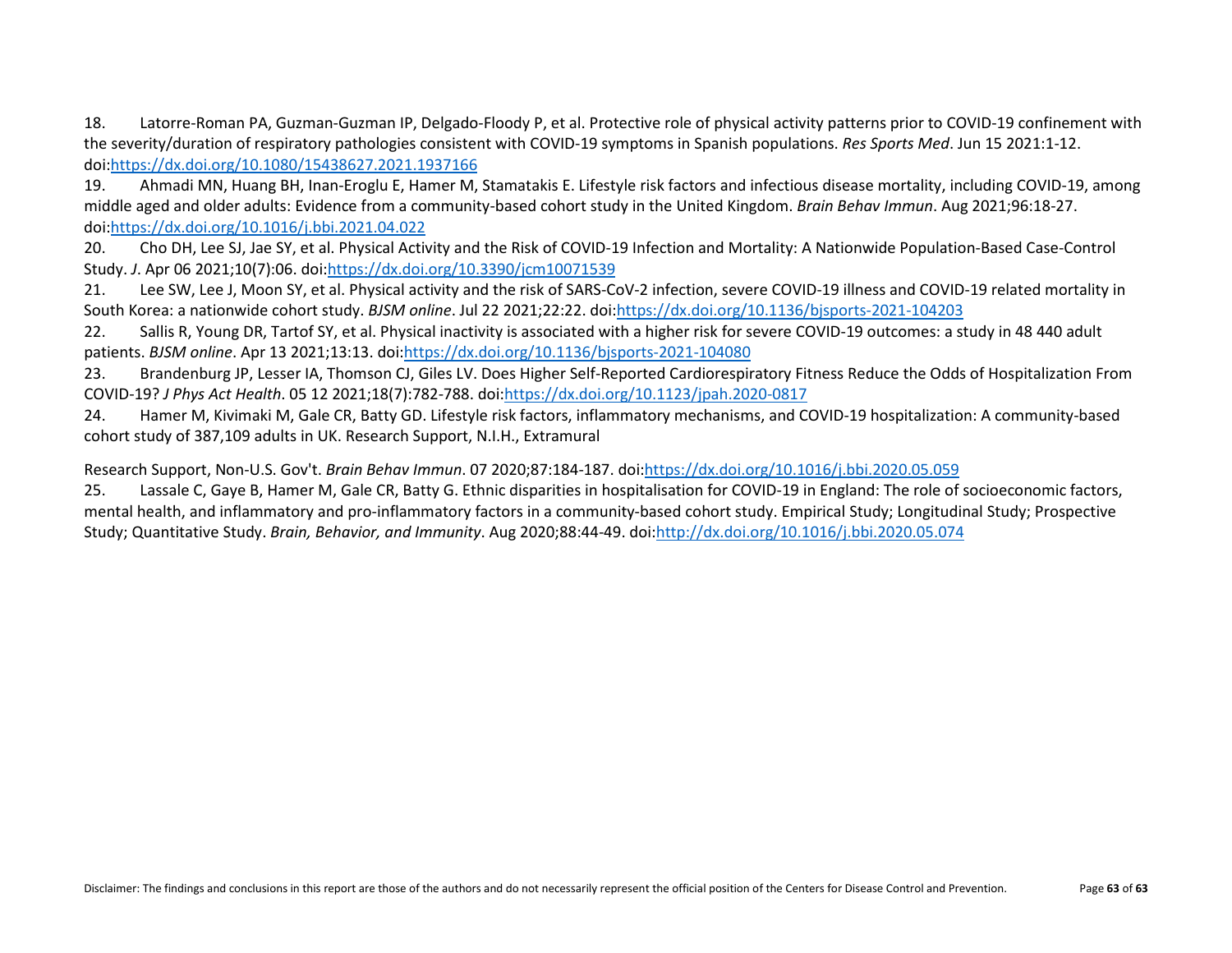18. Latorre-Roman PA, Guzman-Guzman IP, Delgado-Floody P, et al. Protective role of physical activity patterns prior to COVID-19 confinement with the severity/duration of respiratory pathologies consistent with COVID-19 symptoms in Spanish populations. *Res Sports Med*. Jun 15 2021:1-12. doi:https://dx.doi.org/10.1080/15438627.2021.1937166

19. Ahmadi MN, Huang BH, Inan-Eroglu E, Hamer M, Stamatakis E. Lifestyle risk factors and infectious disease mortality, including COVID-19, among middle aged and older adults: Evidence from a community-based cohort study in the United Kingdom. *Brain Behav Immun*. Aug 2021;96:18-27. doi:https://dx.doi.org/10.1016/j.bbi.2021.04.022

20. Cho DH, Lee SJ, Jae SY, et al. Physical Activity and the Risk of COVID-19 Infection and Mortality: A Nationwide Population-Based Case-Control Study. *J*. Apr 06 2021;10(7):06. doi:https://dx.doi.org/10.3390/jcm10071539

21. Lee SW, Lee J, Moon SY, et al. Physical activity and the risk of SARS-CoV-2 infection, severe COVID-19 illness and COVID-19 related mortality in South Korea: a nationwide cohort study. *BJSM online*. Jul 22 2021;22:22. doi:https://dx.doi.org/10.1136/bjsports-2021-104203

22. Sallis R, Young DR, Tartof SY, et al. Physical inactivity is associated with a higher risk for severe COVID-19 outcomes: a study in 48 440 adult patients. *BJSM online*. Apr 13 2021;13:13. doi:https://dx.doi.org/10.1136/bjsports-2021-104080

23. Brandenburg JP, Lesser IA, Thomson CJ, Giles LV. Does Higher Self-Reported Cardiorespiratory Fitness Reduce the Odds of Hospitalization From COVID-19? *J Phys Act Health*. 05 12 2021;18(7):782-788. doi:https://dx.doi.org/10.1123/jpah.2020-0817

24. Hamer M, Kivimaki M, Gale CR, Batty GD. Lifestyle risk factors, inflammatory mechanisms, and COVID-19 hospitalization: A community-based cohort study of 387,109 adults in UK. Research Support, N.I.H., Extramural

Research Support, Non-U.S. Gov't. *Brain Behav Immun*. 07 2020;87:184-187. doi:https://dx.doi.org/10.1016/j.bbi.2020.05.059

25. Lassale C, Gaye B, Hamer M, Gale CR, Batty G. Ethnic disparities in hospitalisation for COVID-19 in England: The role of socioeconomic factors, mental health, and inflammatory and pro-inflammatory factors in a community-based cohort study. Empirical Study; Longitudinal Study; Prospective Study; Quantitative Study. *Brain, Behavior, and Immunity*. Aug 2020;88:44-49. doi:http://dx.doi.org/10.1016/j.bbi.2020.05.074

Disclaimer: The findings and conclusions in this report are those of the authors and do not necessarily represent the official position of the Centers for Disease Control and Prevention.